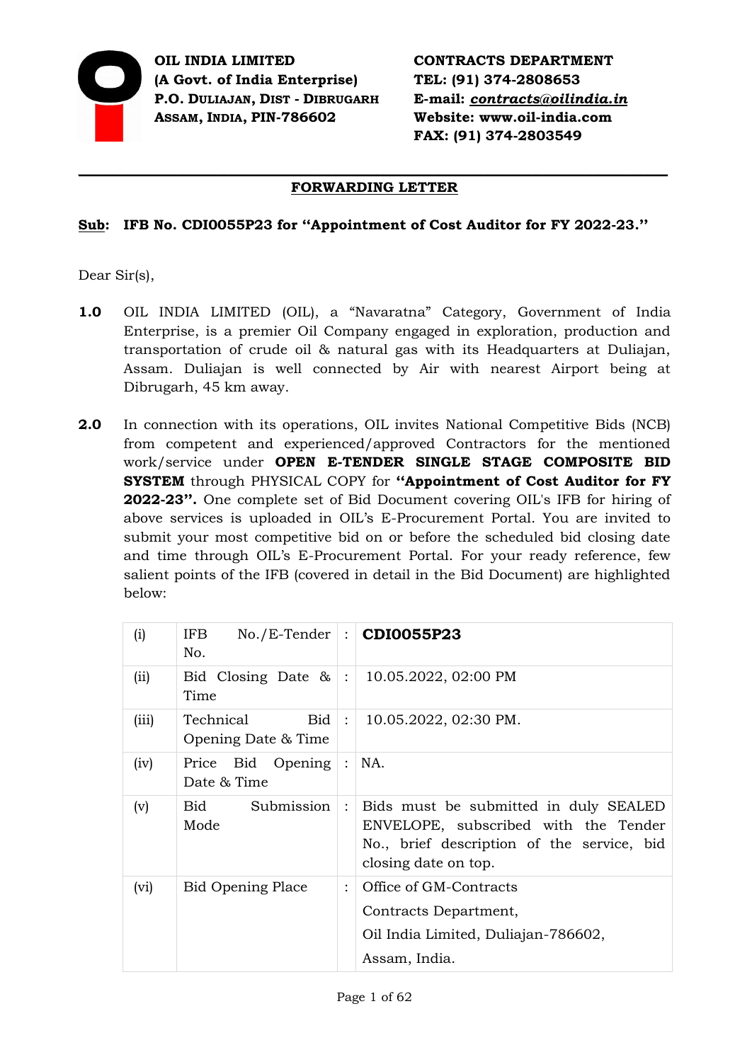**OIL INDIA LIMITED**
**(A Govt. of India Enterprise)**
**P.O. DULIAJAN, DIST - DIBRUGARH**
**ASSAM, INDIA, PIN-786602**

**CONTRACTS DEPARTMENT**
**TEL: (91) 374-2808653**
**E-mail: *contracts@oilindia.in***
**Website: www.oil-india.com**
**FAX: (91) 374-2803549**

---

## FORWARDING LETTER

**Sub: IFB No. CDI0055P23 for "Appointment of Cost Auditor for FY 2022-23."**

Dear Sir(s),

**1.0** OIL INDIA LIMITED (OIL), a "Navaratna" Category, Government of India Enterprise, is a premier Oil Company engaged in exploration, production and transportation of crude oil & natural gas with its Headquarters at Duliajan, Assam. Duliajan is well connected by Air with nearest Airport being at Dibrugarh, 45 km away.

**2.0** In connection with its operations, OIL invites National Competitive Bids (NCB) from competent and experienced/approved Contractors for the mentioned work/service under **OPEN E-TENDER SINGLE STAGE COMPOSITE BID SYSTEM** through PHYSICAL COPY for **"Appointment of Cost Auditor for FY 2022-23".** One complete set of Bid Document covering OIL's IFB for hiring of above services is uploaded in OIL's E-Procurement Portal. You are invited to submit your most competitive bid on or before the scheduled bid closing date and time through OIL's E-Procurement Portal. For your ready reference, few salient points of the IFB (covered in detail in the Bid Document) are highlighted below:

| | | | |
|---|---|---|---|
| (i) | IFB No./E-Tender No. | : | **CDI0055P23** |
| (ii) | Bid Closing Date & Time | : | 10.05.2022, 02:00 PM |
| (iii) | Technical Bid Opening Date & Time | : | 10.05.2022, 02:30 PM. |
| (iv) | Price Bid Opening Date & Time | : | NA. |
| (v) | Bid Submission Mode | : | Bids must be submitted in duly SEALED ENVELOPE, subscribed with the Tender No., brief description of the service, bid closing date on top. |
| (vi) | Bid Opening Place | : | Office of GM-Contracts<br>Contracts Department,<br>Oil India Limited, Duliajan-786602,<br>Assam, India. |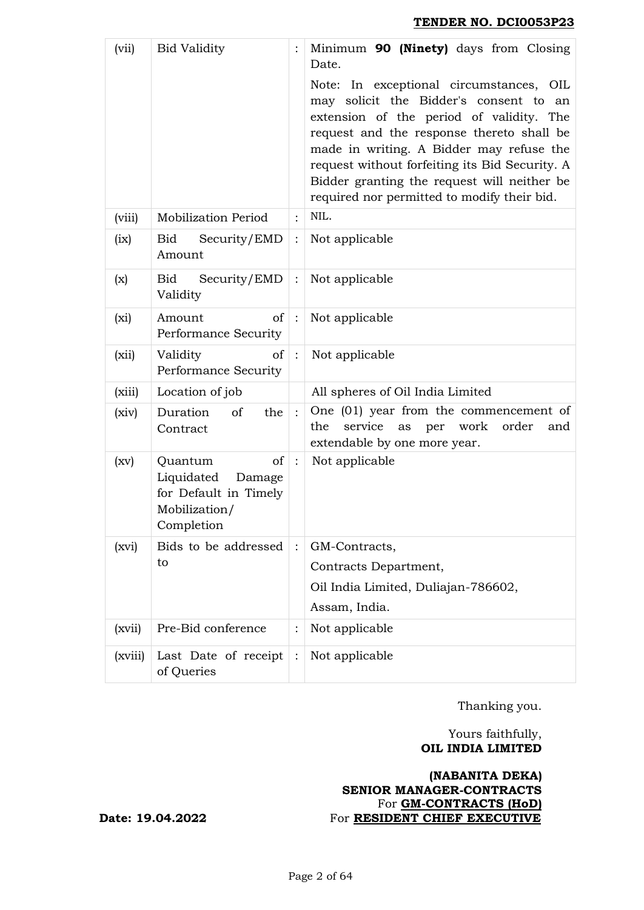| | | | |
|---|---|---|---|
| (vii) | Bid Validity | : | Minimum **90 (Ninety)** days from Closing Date.<br><br>Note: In exceptional circumstances, OIL may solicit the Bidder's consent to an extension of the period of validity. The request and the response thereto shall be made in writing. A Bidder may refuse the request without forfeiting its Bid Security. A Bidder granting the request will neither be required nor permitted to modify their bid. |
| (viii) | Mobilization Period | : | NIL. |
| (ix) | Bid Security/EMD Amount | : | Not applicable |
| (x) | Bid Security/EMD Validity | : | Not applicable |
| (xi) | Amount of Performance Security | : | Not applicable |
| (xii) | Validity of Performance Security | : | Not applicable |
| (xiii) | Location of job | | All spheres of Oil India Limited |
| (xiv) | Duration of the Contract | : | One (01) year from the commencement of the service as per work order and extendable by one more year. |
| (xv) | Quantum of Liquidated Damage for Default in Timely Mobilization/ Completion | : | Not applicable |
| (xvi) | Bids to be addressed to | : | GM-Contracts,<br>Contracts Department,<br>Oil India Limited, Duliajan-786602,<br>Assam, India. |
| (xvii) | Pre-Bid conference | : | Not applicable |
| (xviii) | Last Date of receipt of Queries | : | Not applicable |

Thanking you.

Yours faithfully,
**OIL INDIA LIMITED**

**(NABANITA DEKA)**
**SENIOR MANAGER-CONTRACTS**
For **GM-CONTRACTS (HoD)**
For **RESIDENT CHIEF EXECUTIVE**

**Date: 19.04.2022**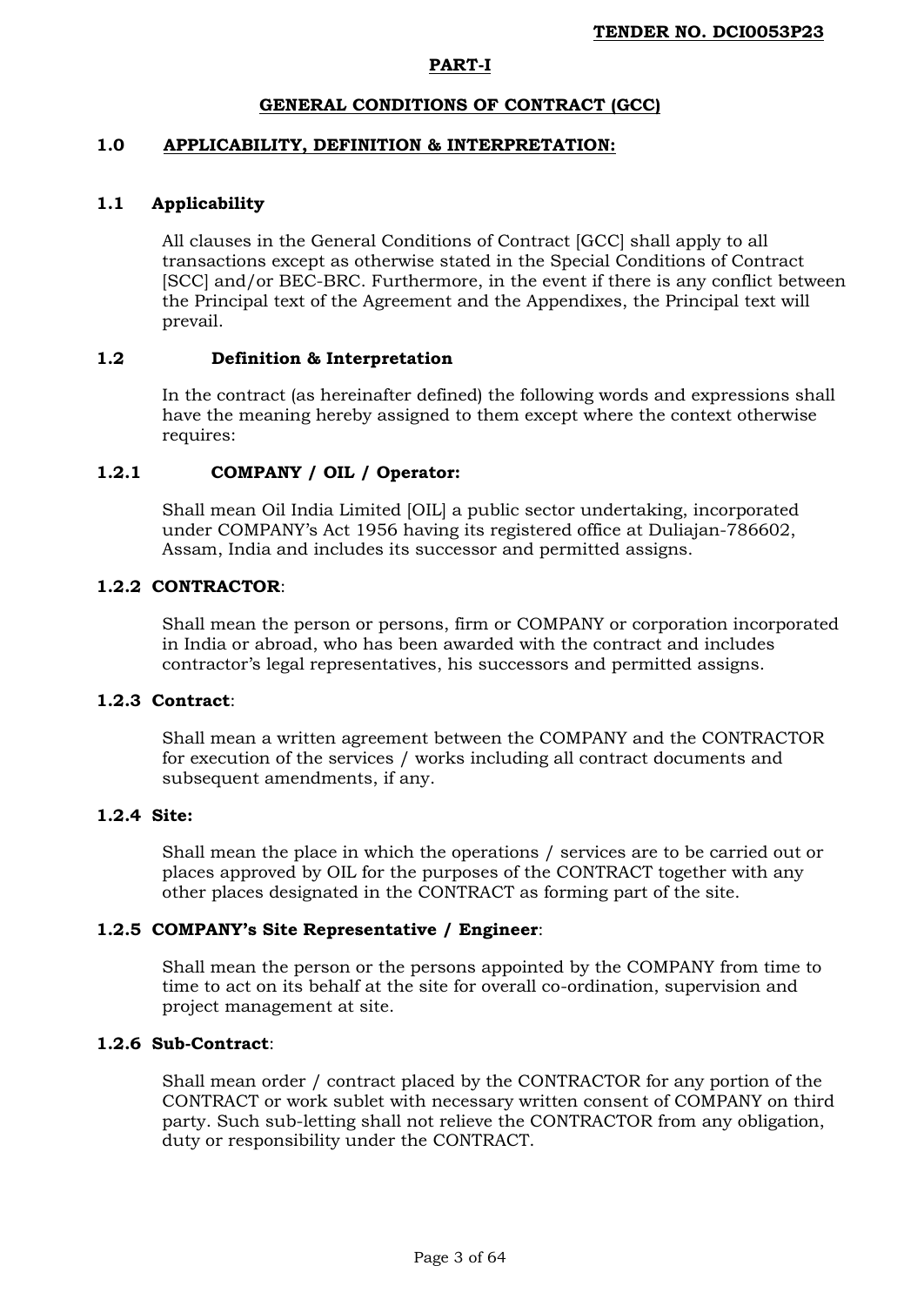## PART-I

## GENERAL CONDITIONS OF CONTRACT (GCC)

### 1.0 APPLICABILITY, DEFINITION & INTERPRETATION:

#### 1.1 Applicability

All clauses in the General Conditions of Contract [GCC] shall apply to all transactions except as otherwise stated in the Special Conditions of Contract [SCC] and/or BEC-BRC. Furthermore, in the event if there is any conflict between the Principal text of the Agreement and the Appendixes, the Principal text will prevail.

#### 1.2 Definition & Interpretation

In the contract (as hereinafter defined) the following words and expressions shall have the meaning hereby assigned to them except where the context otherwise requires:

#### 1.2.1 COMPANY / OIL / Operator:

Shall mean Oil India Limited [OIL] a public sector undertaking, incorporated under COMPANY's Act 1956 having its registered office at Duliajan-786602, Assam, India and includes its successor and permitted assigns.

#### 1.2.2 CONTRACTOR:

Shall mean the person or persons, firm or COMPANY or corporation incorporated in India or abroad, who has been awarded with the contract and includes contractor's legal representatives, his successors and permitted assigns.

#### 1.2.3 Contract:

Shall mean a written agreement between the COMPANY and the CONTRACTOR for execution of the services / works including all contract documents and subsequent amendments, if any.

#### 1.2.4 Site:

Shall mean the place in which the operations / services are to be carried out or places approved by OIL for the purposes of the CONTRACT together with any other places designated in the CONTRACT as forming part of the site.

#### 1.2.5 COMPANY's Site Representative / Engineer:

Shall mean the person or the persons appointed by the COMPANY from time to time to act on its behalf at the site for overall co-ordination, supervision and project management at site.

#### 1.2.6 Sub-Contract:

Shall mean order / contract placed by the CONTRACTOR for any portion of the CONTRACT or work sublet with necessary written consent of COMPANY on third party. Such sub-letting shall not relieve the CONTRACTOR from any obligation, duty or responsibility under the CONTRACT.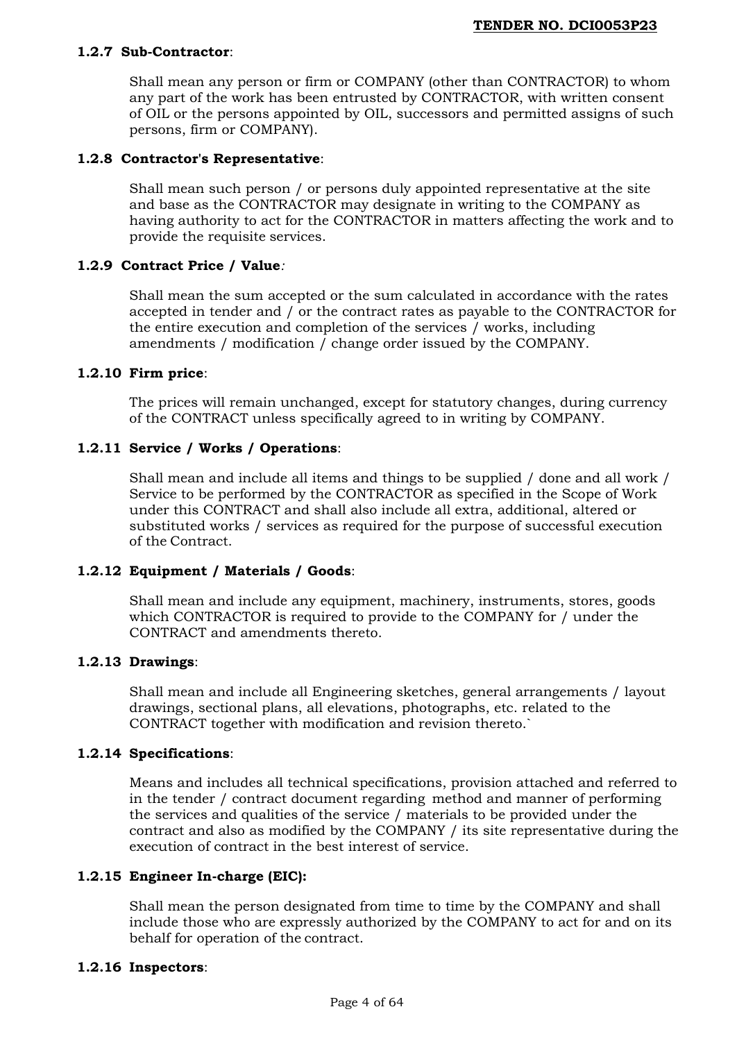#### 1.2.7 Sub-Contractor:

Shall mean any person or firm or COMPANY (other than CONTRACTOR) to whom any part of the work has been entrusted by CONTRACTOR, with written consent of OIL or the persons appointed by OIL, successors and permitted assigns of such persons, firm or COMPANY).

#### 1.2.8 Contractor's Representative:

Shall mean such person / or persons duly appointed representative at the site and base as the CONTRACTOR may designate in writing to the COMPANY as having authority to act for the CONTRACTOR in matters affecting the work and to provide the requisite services.

#### 1.2.9 Contract Price / Value*:*

Shall mean the sum accepted or the sum calculated in accordance with the rates accepted in tender and / or the contract rates as payable to the CONTRACTOR for the entire execution and completion of the services / works, including amendments / modification / change order issued by the COMPANY.

#### 1.2.10 Firm price:

The prices will remain unchanged, except for statutory changes, during currency of the CONTRACT unless specifically agreed to in writing by COMPANY.

#### 1.2.11 Service / Works / Operations:

Shall mean and include all items and things to be supplied / done and all work / Service to be performed by the CONTRACTOR as specified in the Scope of Work under this CONTRACT and shall also include all extra, additional, altered or substituted works / services as required for the purpose of successful execution of the Contract.

#### 1.2.12 Equipment / Materials / Goods:

Shall mean and include any equipment, machinery, instruments, stores, goods which CONTRACTOR is required to provide to the COMPANY for / under the CONTRACT and amendments thereto.

#### 1.2.13 Drawings:

Shall mean and include all Engineering sketches, general arrangements / layout drawings, sectional plans, all elevations, photographs, etc. related to the CONTRACT together with modification and revision thereto.`

#### 1.2.14 Specifications:

Means and includes all technical specifications, provision attached and referred to in the tender / contract document regarding method and manner of performing the services and qualities of the service / materials to be provided under the contract and also as modified by the COMPANY / its site representative during the execution of contract in the best interest of service.

#### 1.2.15 Engineer In-charge (EIC):

Shall mean the person designated from time to time by the COMPANY and shall include those who are expressly authorized by the COMPANY to act for and on its behalf for operation of the contract.

#### 1.2.16 Inspectors: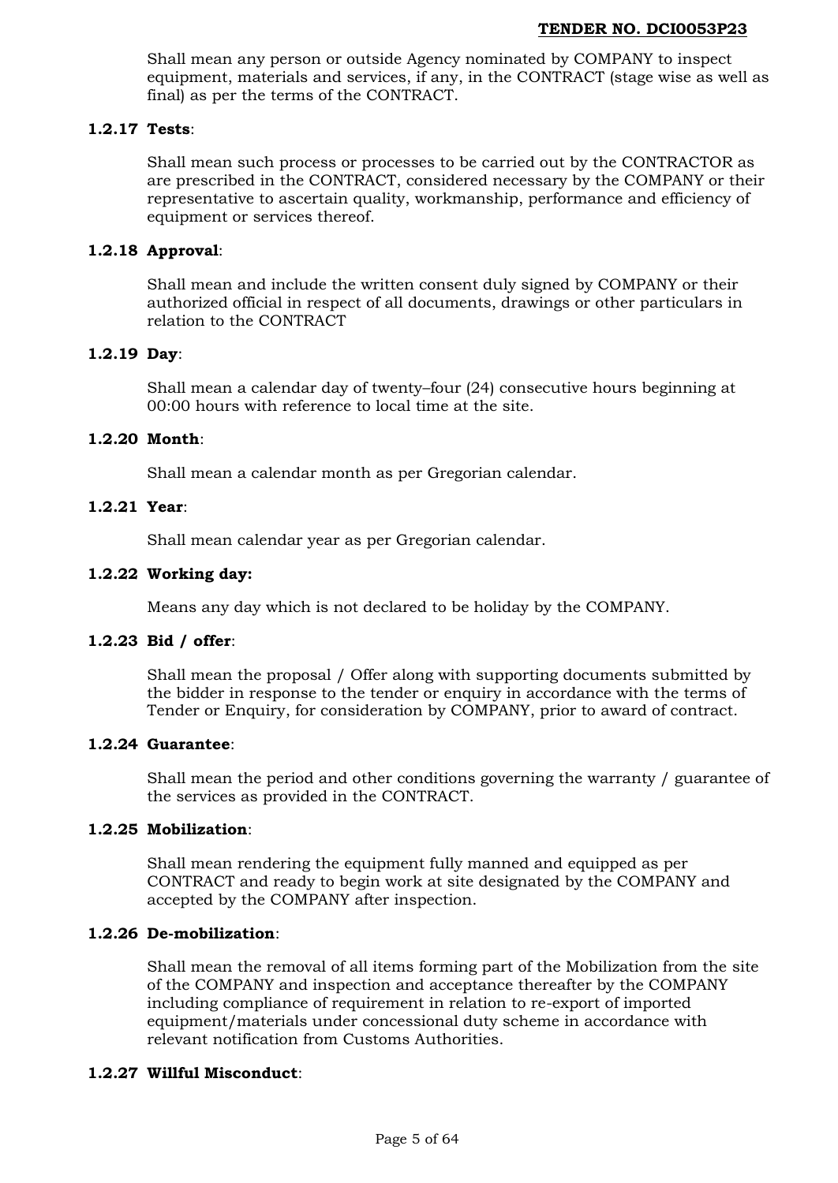Shall mean any person or outside Agency nominated by COMPANY to inspect equipment, materials and services, if any, in the CONTRACT (stage wise as well as final) as per the terms of the CONTRACT.

### 1.2.17 Tests:

Shall mean such process or processes to be carried out by the CONTRACTOR as are prescribed in the CONTRACT, considered necessary by the COMPANY or their representative to ascertain quality, workmanship, performance and efficiency of equipment or services thereof.

### 1.2.18 Approval:

Shall mean and include the written consent duly signed by COMPANY or their authorized official in respect of all documents, drawings or other particulars in relation to the CONTRACT

### 1.2.19 Day:

Shall mean a calendar day of twenty–four (24) consecutive hours beginning at 00:00 hours with reference to local time at the site.

### 1.2.20 Month:

Shall mean a calendar month as per Gregorian calendar.

### 1.2.21 Year:

Shall mean calendar year as per Gregorian calendar.

### 1.2.22 Working day:

Means any day which is not declared to be holiday by the COMPANY.

### 1.2.23 Bid / offer:

Shall mean the proposal / Offer along with supporting documents submitted by the bidder in response to the tender or enquiry in accordance with the terms of Tender or Enquiry, for consideration by COMPANY, prior to award of contract.

### 1.2.24 Guarantee:

Shall mean the period and other conditions governing the warranty / guarantee of the services as provided in the CONTRACT.

### 1.2.25 Mobilization:

Shall mean rendering the equipment fully manned and equipped as per CONTRACT and ready to begin work at site designated by the COMPANY and accepted by the COMPANY after inspection.

### 1.2.26 De-mobilization:

Shall mean the removal of all items forming part of the Mobilization from the site of the COMPANY and inspection and acceptance thereafter by the COMPANY including compliance of requirement in relation to re-export of imported equipment/materials under concessional duty scheme in accordance with relevant notification from Customs Authorities.

### 1.2.27 Willful Misconduct: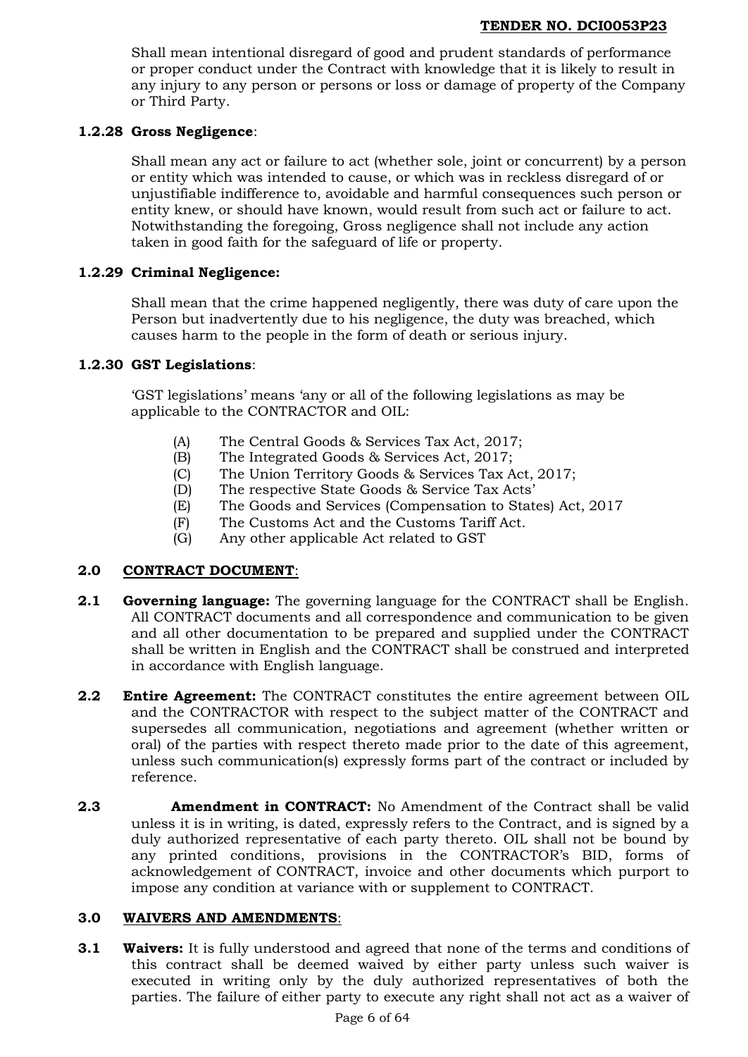Shall mean intentional disregard of good and prudent standards of performance or proper conduct under the Contract with knowledge that it is likely to result in any injury to any person or persons or loss or damage of property of the Company or Third Party.

**1.2.28 Gross Negligence**:

Shall mean any act or failure to act (whether sole, joint or concurrent) by a person or entity which was intended to cause, or which was in reckless disregard of or unjustifiable indifference to, avoidable and harmful consequences such person or entity knew, or should have known, would result from such act or failure to act. Notwithstanding the foregoing, Gross negligence shall not include any action taken in good faith for the safeguard of life or property.

**1.2.29 Criminal Negligence:**

Shall mean that the crime happened negligently, there was duty of care upon the Person but inadvertently due to his negligence, the duty was breached, which causes harm to the people in the form of death or serious injury.

**1.2.30 GST Legislations**:

'GST legislations' means 'any or all of the following legislations as may be applicable to the CONTRACTOR and OIL:

(A) The Central Goods & Services Tax Act, 2017;
(B) The Integrated Goods & Services Act, 2017;
(C) The Union Territory Goods & Services Tax Act, 2017;
(D) The respective State Goods & Service Tax Acts'
(E) The Goods and Services (Compensation to States) Act, 2017
(F) The Customs Act and the Customs Tariff Act.
(G) Any other applicable Act related to GST

## 2.0 CONTRACT DOCUMENT:

**2.1 Governing language:** The governing language for the CONTRACT shall be English. All CONTRACT documents and all correspondence and communication to be given and all other documentation to be prepared and supplied under the CONTRACT shall be written in English and the CONTRACT shall be construed and interpreted in accordance with English language.

**2.2 Entire Agreement:** The CONTRACT constitutes the entire agreement between OIL and the CONTRACTOR with respect to the subject matter of the CONTRACT and supersedes all communication, negotiations and agreement (whether written or oral) of the parties with respect thereto made prior to the date of this agreement, unless such communication(s) expressly forms part of the contract or included by reference.

**2.3 Amendment in CONTRACT:** No Amendment of the Contract shall be valid unless it is in writing, is dated, expressly refers to the Contract, and is signed by a duly authorized representative of each party thereto. OIL shall not be bound by any printed conditions, provisions in the CONTRACTOR's BID, forms of acknowledgement of CONTRACT, invoice and other documents which purport to impose any condition at variance with or supplement to CONTRACT.

## 3.0 WAIVERS AND AMENDMENTS:

**3.1 Waivers:** It is fully understood and agreed that none of the terms and conditions of this contract shall be deemed waived by either party unless such waiver is executed in writing only by the duly authorized representatives of both the parties. The failure of either party to execute any right shall not act as a waiver of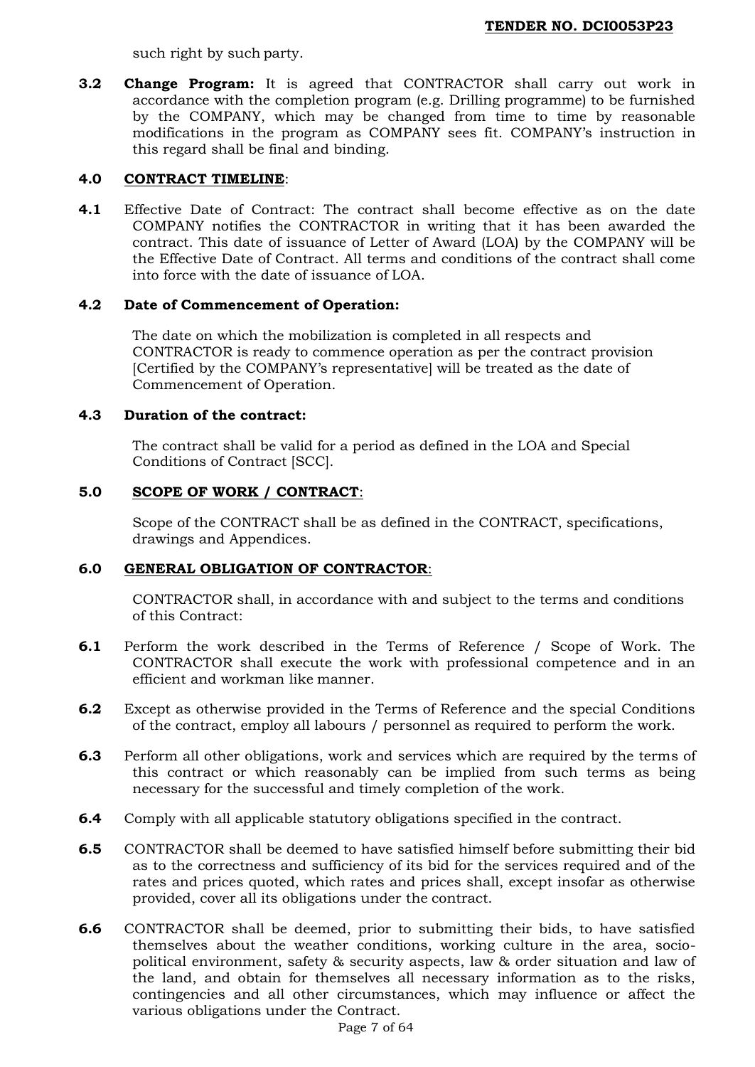such right by such party.

**3.2 Change Program:** It is agreed that CONTRACTOR shall carry out work in accordance with the completion program (e.g. Drilling programme) to be furnished by the COMPANY, which may be changed from time to time by reasonable modifications in the program as COMPANY sees fit. COMPANY's instruction in this regard shall be final and binding.

## 4.0 CONTRACT TIMELINE:

**4.1** Effective Date of Contract: The contract shall become effective as on the date COMPANY notifies the CONTRACTOR in writing that it has been awarded the contract. This date of issuance of Letter of Award (LOA) by the COMPANY will be the Effective Date of Contract. All terms and conditions of the contract shall come into force with the date of issuance of LOA.

**4.2 Date of Commencement of Operation:**

The date on which the mobilization is completed in all respects and CONTRACTOR is ready to commence operation as per the contract provision [Certified by the COMPANY's representative] will be treated as the date of Commencement of Operation.

**4.3 Duration of the contract:**

The contract shall be valid for a period as defined in the LOA and Special Conditions of Contract [SCC].

## 5.0 SCOPE OF WORK / CONTRACT:

Scope of the CONTRACT shall be as defined in the CONTRACT, specifications, drawings and Appendices.

## 6.0 GENERAL OBLIGATION OF CONTRACTOR:

CONTRACTOR shall, in accordance with and subject to the terms and conditions of this Contract:

**6.1** Perform the work described in the Terms of Reference / Scope of Work. The CONTRACTOR shall execute the work with professional competence and in an efficient and workman like manner.

**6.2** Except as otherwise provided in the Terms of Reference and the special Conditions of the contract, employ all labours / personnel as required to perform the work.

**6.3** Perform all other obligations, work and services which are required by the terms of this contract or which reasonably can be implied from such terms as being necessary for the successful and timely completion of the work.

**6.4** Comply with all applicable statutory obligations specified in the contract.

**6.5** CONTRACTOR shall be deemed to have satisfied himself before submitting their bid as to the correctness and sufficiency of its bid for the services required and of the rates and prices quoted, which rates and prices shall, except insofar as otherwise provided, cover all its obligations under the contract.

**6.6** CONTRACTOR shall be deemed, prior to submitting their bids, to have satisfied themselves about the weather conditions, working culture in the area, socio-political environment, safety & security aspects, law & order situation and law of the land, and obtain for themselves all necessary information as to the risks, contingencies and all other circumstances, which may influence or affect the various obligations under the Contract.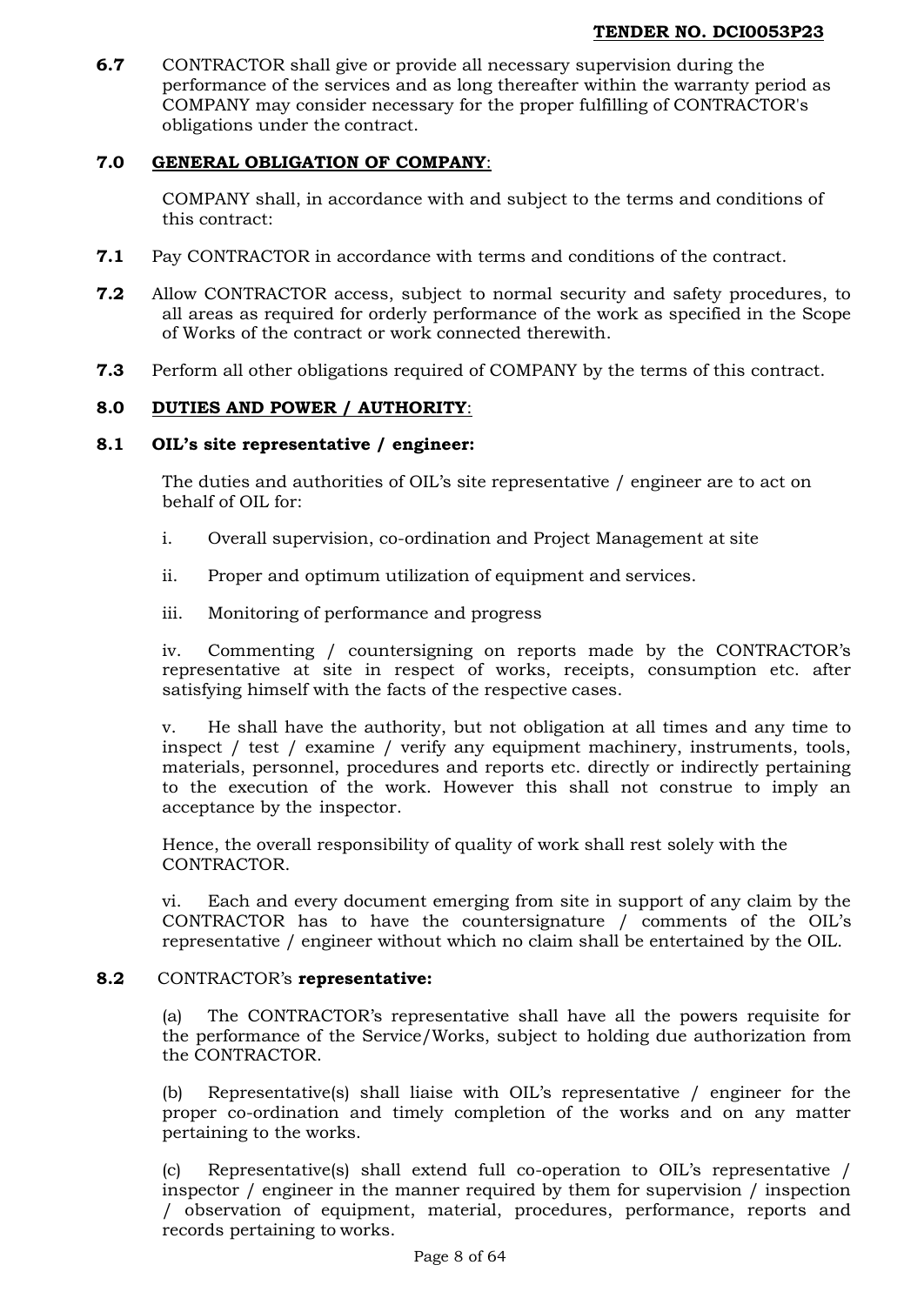**6.7** CONTRACTOR shall give or provide all necessary supervision during the performance of the services and as long thereafter within the warranty period as COMPANY may consider necessary for the proper fulfilling of CONTRACTOR's obligations under the contract.

## 7.0 GENERAL OBLIGATION OF COMPANY:

COMPANY shall, in accordance with and subject to the terms and conditions of this contract:

**7.1** Pay CONTRACTOR in accordance with terms and conditions of the contract.

**7.2** Allow CONTRACTOR access, subject to normal security and safety procedures, to all areas as required for orderly performance of the work as specified in the Scope of Works of the contract or work connected therewith.

**7.3** Perform all other obligations required of COMPANY by the terms of this contract.

## 8.0 DUTIES AND POWER / AUTHORITY:

### 8.1 OIL's site representative / engineer:

The duties and authorities of OIL's site representative / engineer are to act on behalf of OIL for:

i. Overall supervision, co-ordination and Project Management at site

ii. Proper and optimum utilization of equipment and services.

iii. Monitoring of performance and progress

iv. Commenting / countersigning on reports made by the CONTRACTOR's representative at site in respect of works, receipts, consumption etc. after satisfying himself with the facts of the respective cases.

v. He shall have the authority, but not obligation at all times and any time to inspect / test / examine / verify any equipment machinery, instruments, tools, materials, personnel, procedures and reports etc. directly or indirectly pertaining to the execution of the work. However this shall not construe to imply an acceptance by the inspector.

Hence, the overall responsibility of quality of work shall rest solely with the CONTRACTOR.

vi. Each and every document emerging from site in support of any claim by the CONTRACTOR has to have the countersignature / comments of the OIL's representative / engineer without which no claim shall be entertained by the OIL.

### 8.2 CONTRACTOR's representative:

(a) The CONTRACTOR's representative shall have all the powers requisite for the performance of the Service/Works, subject to holding due authorization from the CONTRACTOR.

(b) Representative(s) shall liaise with OIL's representative / engineer for the proper co-ordination and timely completion of the works and on any matter pertaining to the works.

(c) Representative(s) shall extend full co-operation to OIL's representative / inspector / engineer in the manner required by them for supervision / inspection / observation of equipment, material, procedures, performance, reports and records pertaining to works.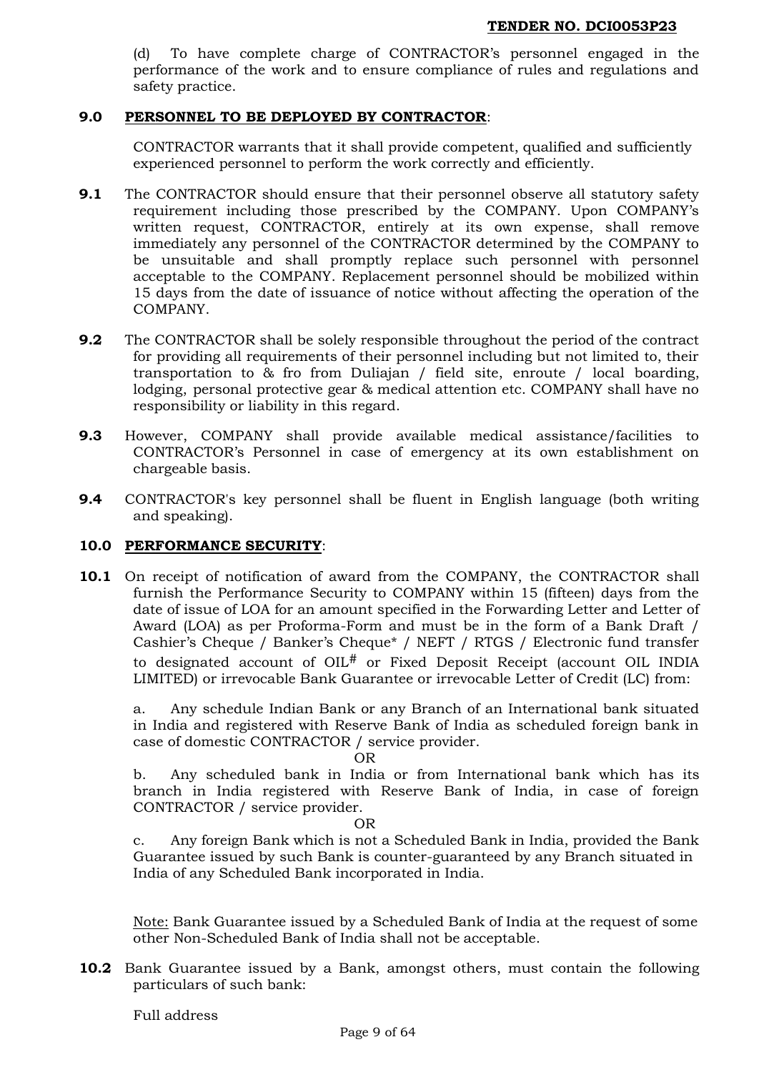(d) To have complete charge of CONTRACTOR's personnel engaged in the performance of the work and to ensure compliance of rules and regulations and safety practice.

**9.0 PERSONNEL TO BE DEPLOYED BY CONTRACTOR**:

CONTRACTOR warrants that it shall provide competent, qualified and sufficiently experienced personnel to perform the work correctly and efficiently.

**9.1** The CONTRACTOR should ensure that their personnel observe all statutory safety requirement including those prescribed by the COMPANY. Upon COMPANY's written request, CONTRACTOR, entirely at its own expense, shall remove immediately any personnel of the CONTRACTOR determined by the COMPANY to be unsuitable and shall promptly replace such personnel with personnel acceptable to the COMPANY. Replacement personnel should be mobilized within 15 days from the date of issuance of notice without affecting the operation of the COMPANY.

**9.2** The CONTRACTOR shall be solely responsible throughout the period of the contract for providing all requirements of their personnel including but not limited to, their transportation to & fro from Duliajan / field site, enroute / local boarding, lodging, personal protective gear & medical attention etc. COMPANY shall have no responsibility or liability in this regard.

**9.3** However, COMPANY shall provide available medical assistance/facilities to CONTRACTOR's Personnel in case of emergency at its own establishment on chargeable basis.

**9.4** CONTRACTOR's key personnel shall be fluent in English language (both writing and speaking).

**10.0 PERFORMANCE SECURITY**:

**10.1** On receipt of notification of award from the COMPANY, the CONTRACTOR shall furnish the Performance Security to COMPANY within 15 (fifteen) days from the date of issue of LOA for an amount specified in the Forwarding Letter and Letter of Award (LOA) as per Proforma-Form and must be in the form of a Bank Draft / Cashier's Cheque / Banker's Cheque* / NEFT / RTGS / Electronic fund transfer to designated account of OIL# or Fixed Deposit Receipt (account OIL INDIA LIMITED) or irrevocable Bank Guarantee or irrevocable Letter of Credit (LC) from:

a. Any schedule Indian Bank or any Branch of an International bank situated in India and registered with Reserve Bank of India as scheduled foreign bank in case of domestic CONTRACTOR / service provider.

OR

b. Any scheduled bank in India or from International bank which has its branch in India registered with Reserve Bank of India, in case of foreign CONTRACTOR / service provider.

OR

c. Any foreign Bank which is not a Scheduled Bank in India, provided the Bank Guarantee issued by such Bank is counter-guaranteed by any Branch situated in India of any Scheduled Bank incorporated in India.

Note: Bank Guarantee issued by a Scheduled Bank of India at the request of some other Non-Scheduled Bank of India shall not be acceptable.

**10.2** Bank Guarantee issued by a Bank, amongst others, must contain the following particulars of such bank:

Full address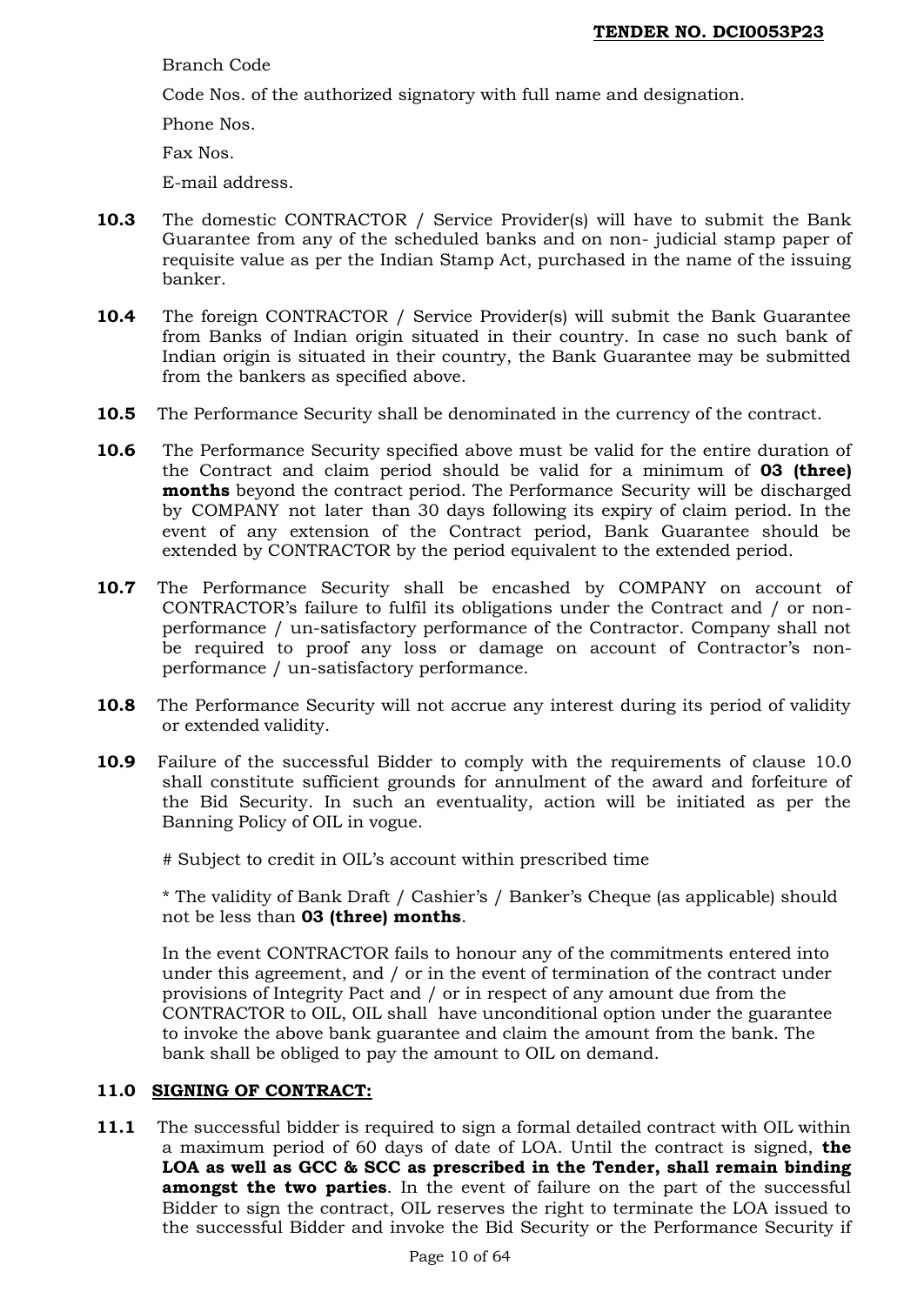Branch Code

Code Nos. of the authorized signatory with full name and designation.

Phone Nos.

Fax Nos.

E-mail address.

**10.3** The domestic CONTRACTOR / Service Provider(s) will have to submit the Bank Guarantee from any of the scheduled banks and on non- judicial stamp paper of requisite value as per the Indian Stamp Act, purchased in the name of the issuing banker.

**10.4** The foreign CONTRACTOR / Service Provider(s) will submit the Bank Guarantee from Banks of Indian origin situated in their country. In case no such bank of Indian origin is situated in their country, the Bank Guarantee may be submitted from the bankers as specified above.

**10.5** The Performance Security shall be denominated in the currency of the contract.

**10.6** The Performance Security specified above must be valid for the entire duration of the Contract and claim period should be valid for a minimum of **03 (three) months** beyond the contract period. The Performance Security will be discharged by COMPANY not later than 30 days following its expiry of claim period. In the event of any extension of the Contract period, Bank Guarantee should be extended by CONTRACTOR by the period equivalent to the extended period.

**10.7** The Performance Security shall be encashed by COMPANY on account of CONTRACTOR's failure to fulfil its obligations under the Contract and / or non-performance / un-satisfactory performance of the Contractor. Company shall not be required to proof any loss or damage on account of Contractor's non-performance / un-satisfactory performance.

**10.8** The Performance Security will not accrue any interest during its period of validity or extended validity.

**10.9** Failure of the successful Bidder to comply with the requirements of clause 10.0 shall constitute sufficient grounds for annulment of the award and forfeiture of the Bid Security. In such an eventuality, action will be initiated as per the Banning Policy of OIL in vogue.

# Subject to credit in OIL's account within prescribed time

* The validity of Bank Draft / Cashier's / Banker's Cheque (as applicable) should not be less than **03 (three) months**.

In the event CONTRACTOR fails to honour any of the commitments entered into under this agreement, and / or in the event of termination of the contract under provisions of Integrity Pact and / or in respect of any amount due from the CONTRACTOR to OIL, OIL shall have unconditional option under the guarantee to invoke the above bank guarantee and claim the amount from the bank. The bank shall be obliged to pay the amount to OIL on demand.

### 11.0 SIGNING OF CONTRACT:

**11.1** The successful bidder is required to sign a formal detailed contract with OIL within a maximum period of 60 days of date of LOA. Until the contract is signed, **the LOA as well as GCC & SCC as prescribed in the Tender, shall remain binding amongst the two parties**. In the event of failure on the part of the successful Bidder to sign the contract, OIL reserves the right to terminate the LOA issued to the successful Bidder and invoke the Bid Security or the Performance Security if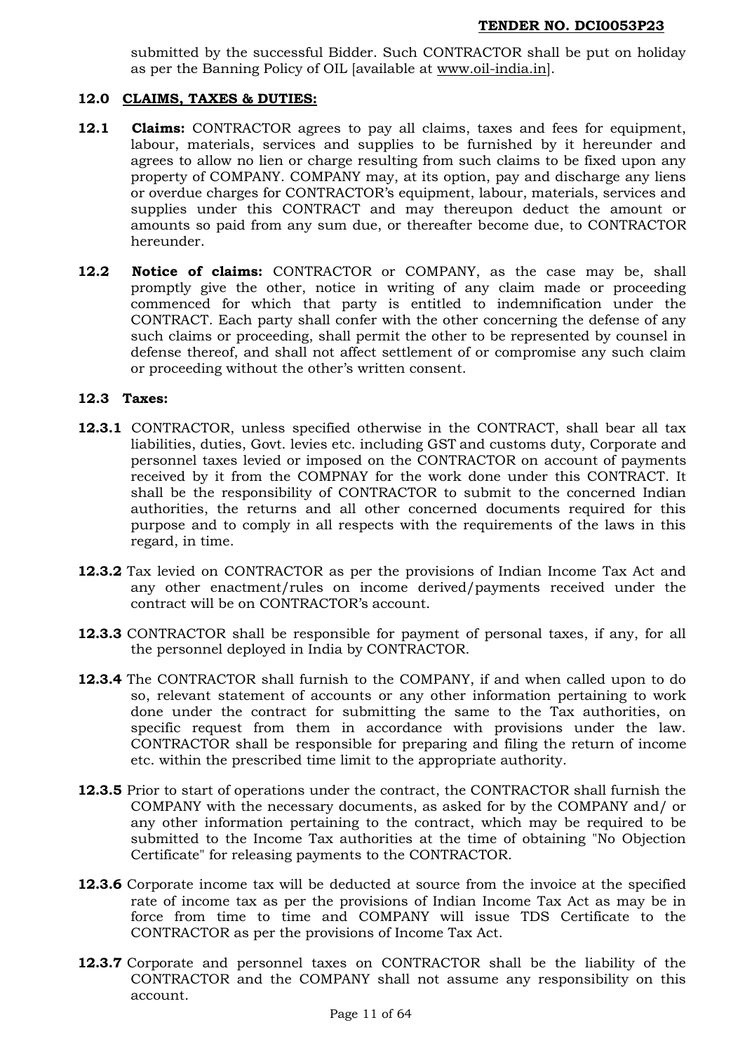submitted by the successful Bidder. Such CONTRACTOR shall be put on holiday as per the Banning Policy of OIL [available at www.oil-india.in].

## 12.0 CLAIMS, TAXES & DUTIES:

**12.1 Claims:** CONTRACTOR agrees to pay all claims, taxes and fees for equipment, labour, materials, services and supplies to be furnished by it hereunder and agrees to allow no lien or charge resulting from such claims to be fixed upon any property of COMPANY. COMPANY may, at its option, pay and discharge any liens or overdue charges for CONTRACTOR's equipment, labour, materials, services and supplies under this CONTRACT and may thereupon deduct the amount or amounts so paid from any sum due, or thereafter become due, to CONTRACTOR hereunder.

**12.2 Notice of claims:** CONTRACTOR or COMPANY, as the case may be, shall promptly give the other, notice in writing of any claim made or proceeding commenced for which that party is entitled to indemnification under the CONTRACT. Each party shall confer with the other concerning the defense of any such claims or proceeding, shall permit the other to be represented by counsel in defense thereof, and shall not affect settlement of or compromise any such claim or proceeding without the other's written consent.

**12.3 Taxes:**

**12.3.1** CONTRACTOR, unless specified otherwise in the CONTRACT, shall bear all tax liabilities, duties, Govt. levies etc. including GST and customs duty, Corporate and personnel taxes levied or imposed on the CONTRACTOR on account of payments received by it from the COMPNAY for the work done under this CONTRACT. It shall be the responsibility of CONTRACTOR to submit to the concerned Indian authorities, the returns and all other concerned documents required for this purpose and to comply in all respects with the requirements of the laws in this regard, in time.

**12.3.2** Tax levied on CONTRACTOR as per the provisions of Indian Income Tax Act and any other enactment/rules on income derived/payments received under the contract will be on CONTRACTOR's account.

**12.3.3** CONTRACTOR shall be responsible for payment of personal taxes, if any, for all the personnel deployed in India by CONTRACTOR.

**12.3.4** The CONTRACTOR shall furnish to the COMPANY, if and when called upon to do so, relevant statement of accounts or any other information pertaining to work done under the contract for submitting the same to the Tax authorities, on specific request from them in accordance with provisions under the law. CONTRACTOR shall be responsible for preparing and filing the return of income etc. within the prescribed time limit to the appropriate authority.

**12.3.5** Prior to start of operations under the contract, the CONTRACTOR shall furnish the COMPANY with the necessary documents, as asked for by the COMPANY and/ or any other information pertaining to the contract, which may be required to be submitted to the Income Tax authorities at the time of obtaining "No Objection Certificate" for releasing payments to the CONTRACTOR.

**12.3.6** Corporate income tax will be deducted at source from the invoice at the specified rate of income tax as per the provisions of Indian Income Tax Act as may be in force from time to time and COMPANY will issue TDS Certificate to the CONTRACTOR as per the provisions of Income Tax Act.

**12.3.7** Corporate and personnel taxes on CONTRACTOR shall be the liability of the CONTRACTOR and the COMPANY shall not assume any responsibility on this account.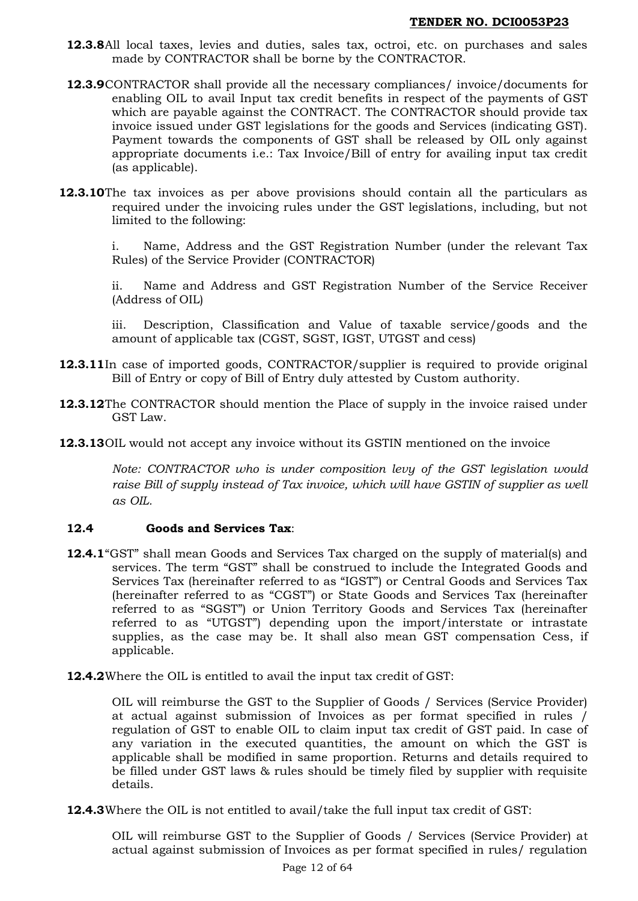**12.3.8** All local taxes, levies and duties, sales tax, octroi, etc. on purchases and sales made by CONTRACTOR shall be borne by the CONTRACTOR.

**12.3.9** CONTRACTOR shall provide all the necessary compliances/ invoice/documents for enabling OIL to avail Input tax credit benefits in respect of the payments of GST which are payable against the CONTRACT. The CONTRACTOR should provide tax invoice issued under GST legislations for the goods and Services (indicating GST). Payment towards the components of GST shall be released by OIL only against appropriate documents i.e.: Tax Invoice/Bill of entry for availing input tax credit (as applicable).

**12.3.10** The tax invoices as per above provisions should contain all the particulars as required under the invoicing rules under the GST legislations, including, but not limited to the following:

i. Name, Address and the GST Registration Number (under the relevant Tax Rules) of the Service Provider (CONTRACTOR)

ii. Name and Address and GST Registration Number of the Service Receiver (Address of OIL)

iii. Description, Classification and Value of taxable service/goods and the amount of applicable tax (CGST, SGST, IGST, UTGST and cess)

**12.3.11** In case of imported goods, CONTRACTOR/supplier is required to provide original Bill of Entry or copy of Bill of Entry duly attested by Custom authority.

**12.3.12** The CONTRACTOR should mention the Place of supply in the invoice raised under GST Law.

**12.3.13** OIL would not accept any invoice without its GSTIN mentioned on the invoice

*Note: CONTRACTOR who is under composition levy of the GST legislation would raise Bill of supply instead of Tax invoice, which will have GSTIN of supplier as well as OIL.*

**12.4 Goods and Services Tax**:

**12.4.1** "GST" shall mean Goods and Services Tax charged on the supply of material(s) and services. The term "GST" shall be construed to include the Integrated Goods and Services Tax (hereinafter referred to as "IGST") or Central Goods and Services Tax (hereinafter referred to as "CGST") or State Goods and Services Tax (hereinafter referred to as "SGST") or Union Territory Goods and Services Tax (hereinafter referred to as "UTGST") depending upon the import/interstate or intrastate supplies, as the case may be. It shall also mean GST compensation Cess, if applicable.

**12.4.2** Where the OIL is entitled to avail the input tax credit of GST:

OIL will reimburse the GST to the Supplier of Goods / Services (Service Provider) at actual against submission of Invoices as per format specified in rules / regulation of GST to enable OIL to claim input tax credit of GST paid. In case of any variation in the executed quantities, the amount on which the GST is applicable shall be modified in same proportion. Returns and details required to be filled under GST laws & rules should be timely filed by supplier with requisite details.

**12.4.3** Where the OIL is not entitled to avail/take the full input tax credit of GST:

OIL will reimburse GST to the Supplier of Goods / Services (Service Provider) at actual against submission of Invoices as per format specified in rules/ regulation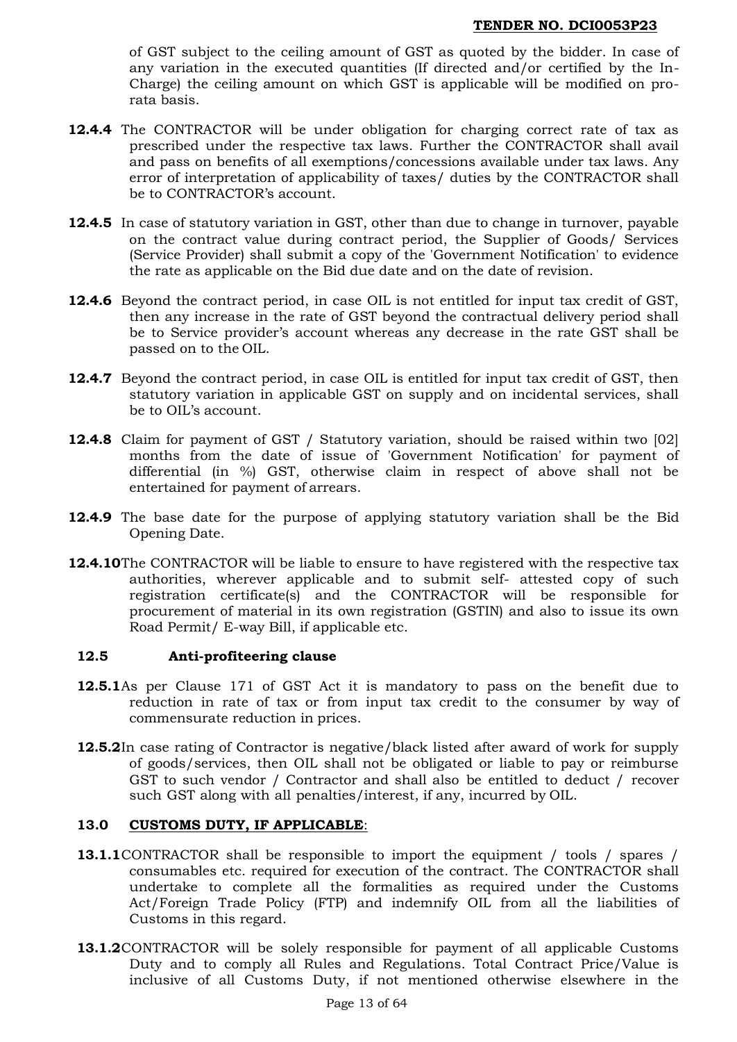of GST subject to the ceiling amount of GST as quoted by the bidder. In case of any variation in the executed quantities (If directed and/or certified by the In-Charge) the ceiling amount on which GST is applicable will be modified on pro-rata basis.

**12.4.4** The CONTRACTOR will be under obligation for charging correct rate of tax as prescribed under the respective tax laws. Further the CONTRACTOR shall avail and pass on benefits of all exemptions/concessions available under tax laws. Any error of interpretation of applicability of taxes/ duties by the CONTRACTOR shall be to CONTRACTOR's account.

**12.4.5** In case of statutory variation in GST, other than due to change in turnover, payable on the contract value during contract period, the Supplier of Goods/ Services (Service Provider) shall submit a copy of the 'Government Notification' to evidence the rate as applicable on the Bid due date and on the date of revision.

**12.4.6** Beyond the contract period, in case OIL is not entitled for input tax credit of GST, then any increase in the rate of GST beyond the contractual delivery period shall be to Service provider's account whereas any decrease in the rate GST shall be passed on to the OIL.

**12.4.7** Beyond the contract period, in case OIL is entitled for input tax credit of GST, then statutory variation in applicable GST on supply and on incidental services, shall be to OIL's account.

**12.4.8** Claim for payment of GST / Statutory variation, should be raised within two [02] months from the date of issue of 'Government Notification' for payment of differential (in %) GST, otherwise claim in respect of above shall not be entertained for payment of arrears.

**12.4.9** The base date for the purpose of applying statutory variation shall be the Bid Opening Date.

**12.4.10** The CONTRACTOR will be liable to ensure to have registered with the respective tax authorities, wherever applicable and to submit self- attested copy of such registration certificate(s) and the CONTRACTOR will be responsible for procurement of material in its own registration (GSTIN) and also to issue its own Road Permit/ E-way Bill, if applicable etc.

### 12.5 Anti-profiteering clause

**12.5.1** As per Clause 171 of GST Act it is mandatory to pass on the benefit due to reduction in rate of tax or from input tax credit to the consumer by way of commensurate reduction in prices.

**12.5.2** In case rating of Contractor is negative/black listed after award of work for supply of goods/services, then OIL shall not be obligated or liable to pay or reimburse GST to such vendor / Contractor and shall also be entitled to deduct / recover such GST along with all penalties/interest, if any, incurred by OIL.

### 13.0 CUSTOMS DUTY, IF APPLICABLE:

**13.1.1** CONTRACTOR shall be responsible to import the equipment / tools / spares / consumables etc. required for execution of the contract. The CONTRACTOR shall undertake to complete all the formalities as required under the Customs Act/Foreign Trade Policy (FTP) and indemnify OIL from all the liabilities of Customs in this regard.

**13.1.2** CONTRACTOR will be solely responsible for payment of all applicable Customs Duty and to comply all Rules and Regulations. Total Contract Price/Value is inclusive of all Customs Duty, if not mentioned otherwise elsewhere in the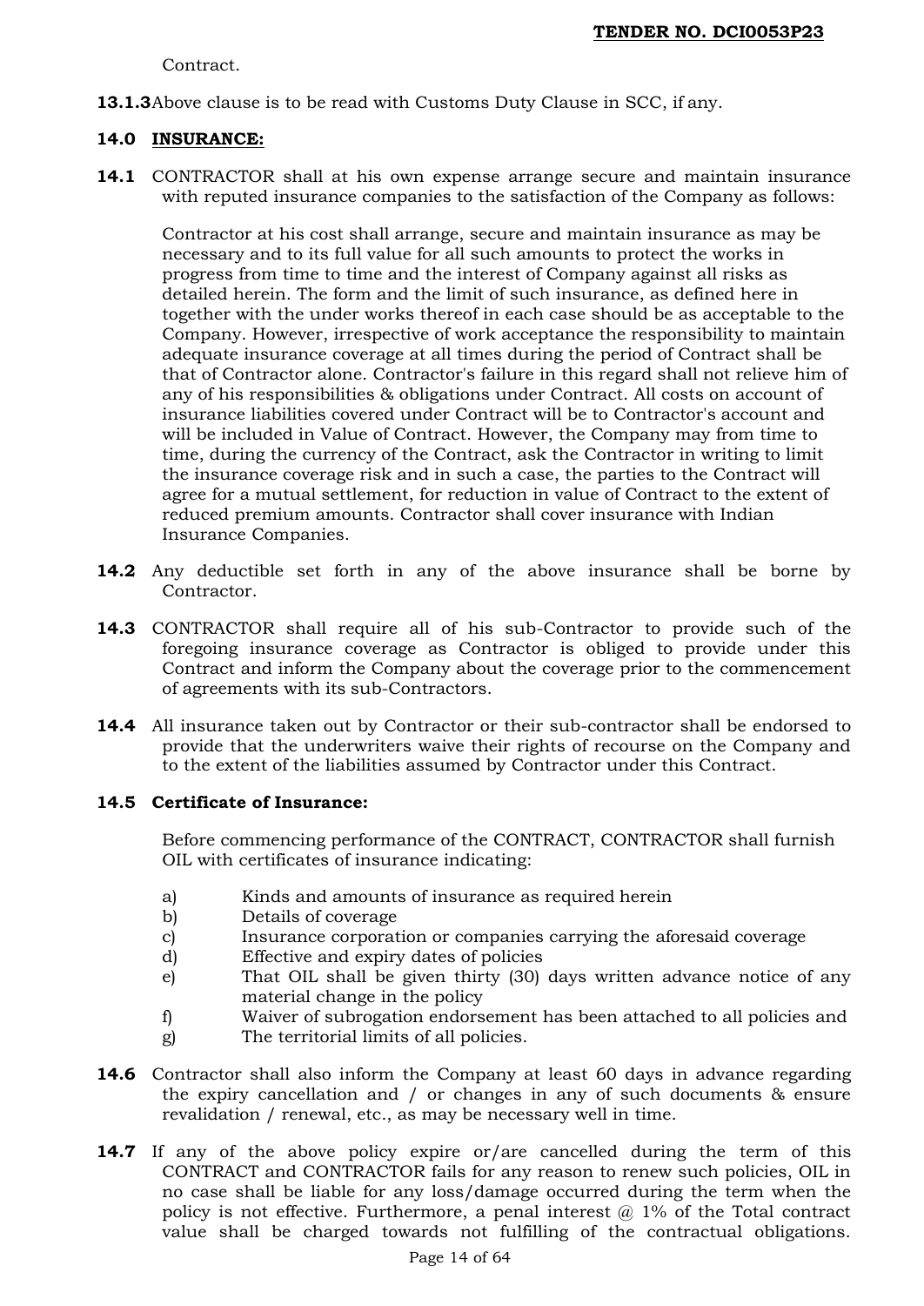Contract.

**13.1.3** Above clause is to be read with Customs Duty Clause in SCC, if any.

## 14.0 INSURANCE:

**14.1** CONTRACTOR shall at his own expense arrange secure and maintain insurance with reputed insurance companies to the satisfaction of the Company as follows:

Contractor at his cost shall arrange, secure and maintain insurance as may be necessary and to its full value for all such amounts to protect the works in progress from time to time and the interest of Company against all risks as detailed herein. The form and the limit of such insurance, as defined here in together with the under works thereof in each case should be as acceptable to the Company. However, irrespective of work acceptance the responsibility to maintain adequate insurance coverage at all times during the period of Contract shall be that of Contractor alone. Contractor's failure in this regard shall not relieve him of any of his responsibilities & obligations under Contract. All costs on account of insurance liabilities covered under Contract will be to Contractor's account and will be included in Value of Contract. However, the Company may from time to time, during the currency of the Contract, ask the Contractor in writing to limit the insurance coverage risk and in such a case, the parties to the Contract will agree for a mutual settlement, for reduction in value of Contract to the extent of reduced premium amounts. Contractor shall cover insurance with Indian Insurance Companies.

**14.2** Any deductible set forth in any of the above insurance shall be borne by Contractor.

**14.3** CONTRACTOR shall require all of his sub-Contractor to provide such of the foregoing insurance coverage as Contractor is obliged to provide under this Contract and inform the Company about the coverage prior to the commencement of agreements with its sub-Contractors.

**14.4** All insurance taken out by Contractor or their sub-contractor shall be endorsed to provide that the underwriters waive their rights of recourse on the Company and to the extent of the liabilities assumed by Contractor under this Contract.

**14.5 Certificate of Insurance:**

Before commencing performance of the CONTRACT, CONTRACTOR shall furnish OIL with certificates of insurance indicating:

a) Kinds and amounts of insurance as required herein
b) Details of coverage
c) Insurance corporation or companies carrying the aforesaid coverage
d) Effective and expiry dates of policies
e) That OIL shall be given thirty (30) days written advance notice of any material change in the policy
f) Waiver of subrogation endorsement has been attached to all policies and
g) The territorial limits of all policies.

**14.6** Contractor shall also inform the Company at least 60 days in advance regarding the expiry cancellation and / or changes in any of such documents & ensure revalidation / renewal, etc., as may be necessary well in time.

**14.7** If any of the above policy expire or/are cancelled during the term of this CONTRACT and CONTRACTOR fails for any reason to renew such policies, OIL in no case shall be liable for any loss/damage occurred during the term when the policy is not effective. Furthermore, a penal interest @ 1% of the Total contract value shall be charged towards not fulfilling of the contractual obligations.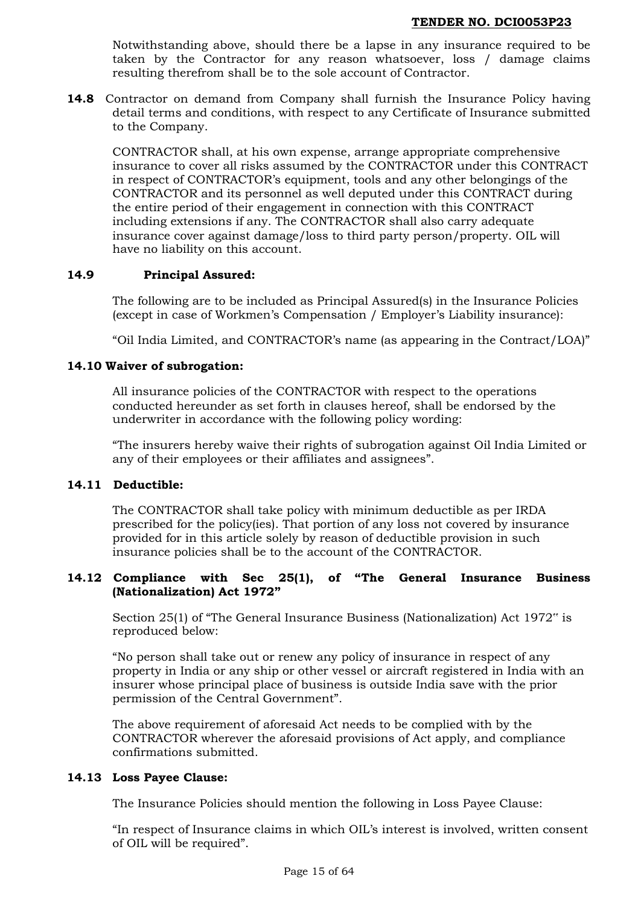Notwithstanding above, should there be a lapse in any insurance required to be taken by the Contractor for any reason whatsoever, loss / damage claims resulting therefrom shall be to the sole account of Contractor.

**14.8** Contractor on demand from Company shall furnish the Insurance Policy having detail terms and conditions, with respect to any Certificate of Insurance submitted to the Company.

CONTRACTOR shall, at his own expense, arrange appropriate comprehensive insurance to cover all risks assumed by the CONTRACTOR under this CONTRACT in respect of CONTRACTOR's equipment, tools and any other belongings of the CONTRACTOR and its personnel as well deputed under this CONTRACT during the entire period of their engagement in connection with this CONTRACT including extensions if any. The CONTRACTOR shall also carry adequate insurance cover against damage/loss to third party person/property. OIL will have no liability on this account.

### 14.9 Principal Assured:

The following are to be included as Principal Assured(s) in the Insurance Policies (except in case of Workmen's Compensation / Employer's Liability insurance):

"Oil India Limited, and CONTRACTOR's name (as appearing in the Contract/LOA)"

### 14.10 Waiver of subrogation:

All insurance policies of the CONTRACTOR with respect to the operations conducted hereunder as set forth in clauses hereof, shall be endorsed by the underwriter in accordance with the following policy wording:

"The insurers hereby waive their rights of subrogation against Oil India Limited or any of their employees or their affiliates and assignees".

### 14.11 Deductible:

The CONTRACTOR shall take policy with minimum deductible as per IRDA prescribed for the policy(ies). That portion of any loss not covered by insurance provided for in this article solely by reason of deductible provision in such insurance policies shall be to the account of the CONTRACTOR.

### 14.12 Compliance with Sec 25(1), of "The General Insurance Business (Nationalization) Act 1972"

Section 25(1) of "The General Insurance Business (Nationalization) Act 1972" is reproduced below:

"No person shall take out or renew any policy of insurance in respect of any property in India or any ship or other vessel or aircraft registered in India with an insurer whose principal place of business is outside India save with the prior permission of the Central Government".

The above requirement of aforesaid Act needs to be complied with by the CONTRACTOR wherever the aforesaid provisions of Act apply, and compliance confirmations submitted.

### 14.13 Loss Payee Clause:

The Insurance Policies should mention the following in Loss Payee Clause:

"In respect of Insurance claims in which OIL's interest is involved, written consent of OIL will be required".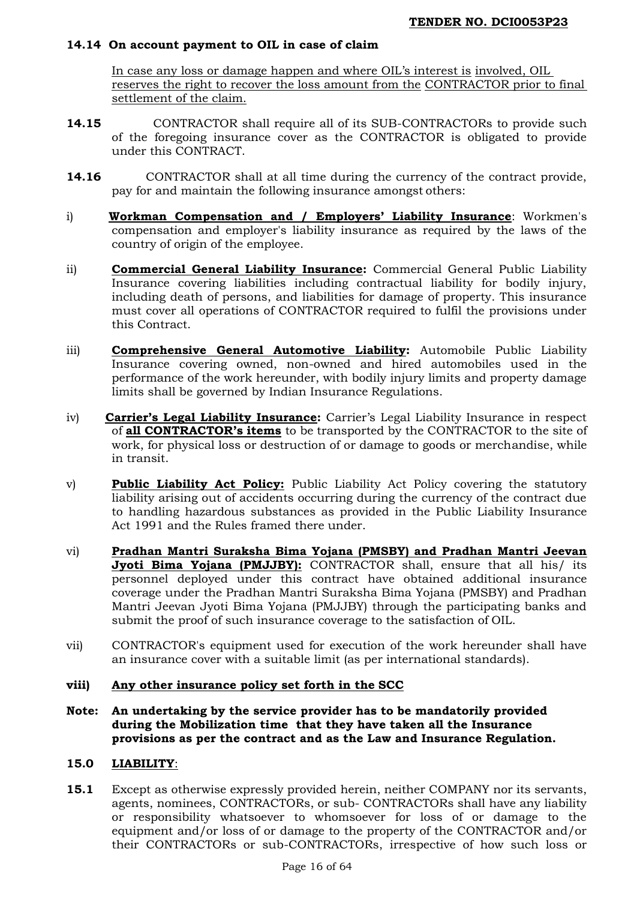**14.14 On account payment to OIL in case of claim**

In case any loss or damage happen and where OIL's interest is involved, OIL reserves the right to recover the loss amount from the CONTRACTOR prior to final settlement of the claim.

**14.15** CONTRACTOR shall require all of its SUB-CONTRACTORs to provide such of the foregoing insurance cover as the CONTRACTOR is obligated to provide under this CONTRACT.

**14.16** CONTRACTOR shall at all time during the currency of the contract provide, pay for and maintain the following insurance amongst others:

i) **Workman Compensation and / Employers' Liability Insurance**: Workmen's compensation and employer's liability insurance as required by the laws of the country of origin of the employee.

ii) **Commercial General Liability Insurance:** Commercial General Public Liability Insurance covering liabilities including contractual liability for bodily injury, including death of persons, and liabilities for damage of property. This insurance must cover all operations of CONTRACTOR required to fulfil the provisions under this Contract.

iii) **Comprehensive General Automotive Liability:** Automobile Public Liability Insurance covering owned, non-owned and hired automobiles used in the performance of the work hereunder, with bodily injury limits and property damage limits shall be governed by Indian Insurance Regulations.

iv) **Carrier's Legal Liability Insurance:** Carrier's Legal Liability Insurance in respect of **all CONTRACTOR's items** to be transported by the CONTRACTOR to the site of work, for physical loss or destruction of or damage to goods or merchandise, while in transit.

v) **Public Liability Act Policy:** Public Liability Act Policy covering the statutory liability arising out of accidents occurring during the currency of the contract due to handling hazardous substances as provided in the Public Liability Insurance Act 1991 and the Rules framed there under.

vi) **Pradhan Mantri Suraksha Bima Yojana (PMSBY) and Pradhan Mantri Jeevan Jyoti Bima Yojana (PMJJBY):** CONTRACTOR shall, ensure that all his/ its personnel deployed under this contract have obtained additional insurance coverage under the Pradhan Mantri Suraksha Bima Yojana (PMSBY) and Pradhan Mantri Jeevan Jyoti Bima Yojana (PMJJBY) through the participating banks and submit the proof of such insurance coverage to the satisfaction of OIL.

vii) CONTRACTOR's equipment used for execution of the work hereunder shall have an insurance cover with a suitable limit (as per international standards).

**viii) Any other insurance policy set forth in the SCC**

**Note: An undertaking by the service provider has to be mandatorily provided during the Mobilization time that they have taken all the Insurance provisions as per the contract and as the Law and Insurance Regulation.**

## 15.0 LIABILITY:

**15.1** Except as otherwise expressly provided herein, neither COMPANY nor its servants, agents, nominees, CONTRACTORs, or sub- CONTRACTORs shall have any liability or responsibility whatsoever to whomsoever for loss of or damage to the equipment and/or loss of or damage to the property of the CONTRACTOR and/or their CONTRACTORs or sub-CONTRACTORs, irrespective of how such loss or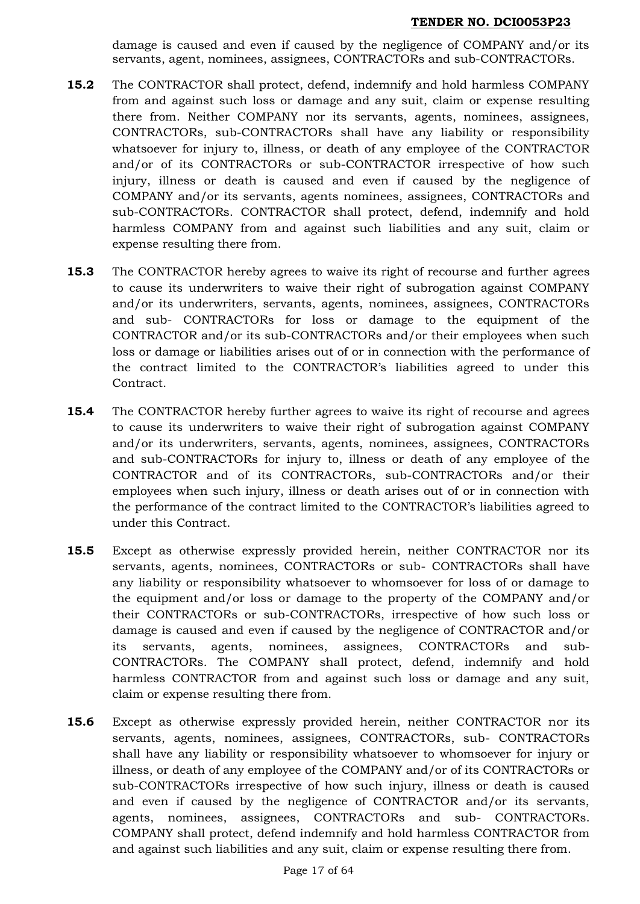damage is caused and even if caused by the negligence of COMPANY and/or its servants, agent, nominees, assignees, CONTRACTORs and sub-CONTRACTORs.

**15.2** The CONTRACTOR shall protect, defend, indemnify and hold harmless COMPANY from and against such loss or damage and any suit, claim or expense resulting there from. Neither COMPANY nor its servants, agents, nominees, assignees, CONTRACTORs, sub-CONTRACTORs shall have any liability or responsibility whatsoever for injury to, illness, or death of any employee of the CONTRACTOR and/or of its CONTRACTORs or sub-CONTRACTOR irrespective of how such injury, illness or death is caused and even if caused by the negligence of COMPANY and/or its servants, agents nominees, assignees, CONTRACTORs and sub-CONTRACTORs. CONTRACTOR shall protect, defend, indemnify and hold harmless COMPANY from and against such liabilities and any suit, claim or expense resulting there from.

**15.3** The CONTRACTOR hereby agrees to waive its right of recourse and further agrees to cause its underwriters to waive their right of subrogation against COMPANY and/or its underwriters, servants, agents, nominees, assignees, CONTRACTORs and sub- CONTRACTORs for loss or damage to the equipment of the CONTRACTOR and/or its sub-CONTRACTORs and/or their employees when such loss or damage or liabilities arises out of or in connection with the performance of the contract limited to the CONTRACTOR's liabilities agreed to under this Contract.

**15.4** The CONTRACTOR hereby further agrees to waive its right of recourse and agrees to cause its underwriters to waive their right of subrogation against COMPANY and/or its underwriters, servants, agents, nominees, assignees, CONTRACTORs and sub-CONTRACTORs for injury to, illness or death of any employee of the CONTRACTOR and of its CONTRACTORs, sub-CONTRACTORs and/or their employees when such injury, illness or death arises out of or in connection with the performance of the contract limited to the CONTRACTOR's liabilities agreed to under this Contract.

**15.5** Except as otherwise expressly provided herein, neither CONTRACTOR nor its servants, agents, nominees, CONTRACTORs or sub- CONTRACTORs shall have any liability or responsibility whatsoever to whomsoever for loss of or damage to the equipment and/or loss or damage to the property of the COMPANY and/or their CONTRACTORs or sub-CONTRACTORs, irrespective of how such loss or damage is caused and even if caused by the negligence of CONTRACTOR and/or its servants, agents, nominees, assignees, CONTRACTORs and sub-CONTRACTORs. The COMPANY shall protect, defend, indemnify and hold harmless CONTRACTOR from and against such loss or damage and any suit, claim or expense resulting there from.

**15.6** Except as otherwise expressly provided herein, neither CONTRACTOR nor its servants, agents, nominees, assignees, CONTRACTORs, sub- CONTRACTORs shall have any liability or responsibility whatsoever to whomsoever for injury or illness, or death of any employee of the COMPANY and/or of its CONTRACTORs or sub-CONTRACTORs irrespective of how such injury, illness or death is caused and even if caused by the negligence of CONTRACTOR and/or its servants, agents, nominees, assignees, CONTRACTORs and sub- CONTRACTORs. COMPANY shall protect, defend indemnify and hold harmless CONTRACTOR from and against such liabilities and any suit, claim or expense resulting there from.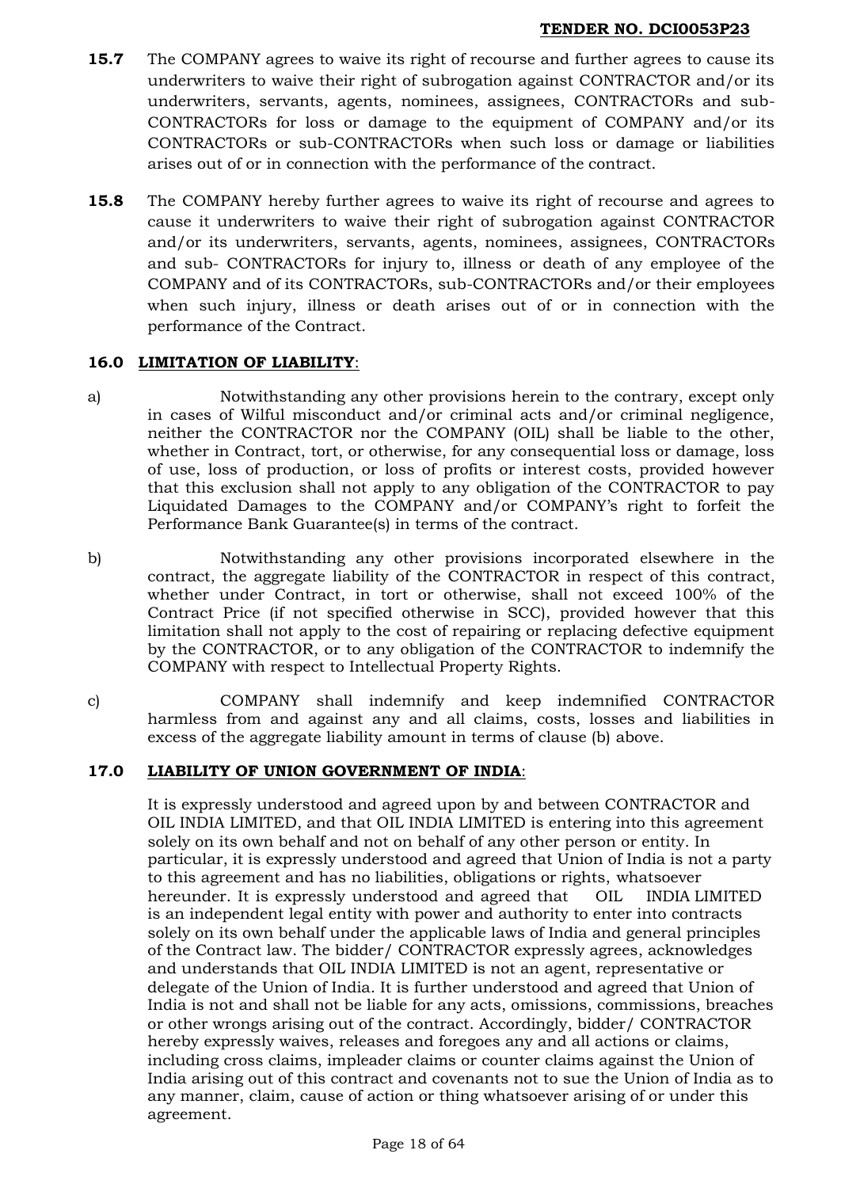**15.7** The COMPANY agrees to waive its right of recourse and further agrees to cause its underwriters to waive their right of subrogation against CONTRACTOR and/or its underwriters, servants, agents, nominees, assignees, CONTRACTORs and sub-CONTRACTORs for loss or damage to the equipment of COMPANY and/or its CONTRACTORs or sub-CONTRACTORs when such loss or damage or liabilities arises out of or in connection with the performance of the contract.

**15.8** The COMPANY hereby further agrees to waive its right of recourse and agrees to cause it underwriters to waive their right of subrogation against CONTRACTOR and/or its underwriters, servants, agents, nominees, assignees, CONTRACTORs and sub- CONTRACTORs for injury to, illness or death of any employee of the COMPANY and of its CONTRACTORs, sub-CONTRACTORs and/or their employees when such injury, illness or death arises out of or in connection with the performance of the Contract.

### 16.0 LIMITATION OF LIABILITY:

a) Notwithstanding any other provisions herein to the contrary, except only in cases of Wilful misconduct and/or criminal acts and/or criminal negligence, neither the CONTRACTOR nor the COMPANY (OIL) shall be liable to the other, whether in Contract, tort, or otherwise, for any consequential loss or damage, loss of use, loss of production, or loss of profits or interest costs, provided however that this exclusion shall not apply to any obligation of the CONTRACTOR to pay Liquidated Damages to the COMPANY and/or COMPANY's right to forfeit the Performance Bank Guarantee(s) in terms of the contract.

b) Notwithstanding any other provisions incorporated elsewhere in the contract, the aggregate liability of the CONTRACTOR in respect of this contract, whether under Contract, in tort or otherwise, shall not exceed 100% of the Contract Price (if not specified otherwise in SCC), provided however that this limitation shall not apply to the cost of repairing or replacing defective equipment by the CONTRACTOR, or to any obligation of the CONTRACTOR to indemnify the COMPANY with respect to Intellectual Property Rights.

c) COMPANY shall indemnify and keep indemnified CONTRACTOR harmless from and against any and all claims, costs, losses and liabilities in excess of the aggregate liability amount in terms of clause (b) above.

### 17.0 LIABILITY OF UNION GOVERNMENT OF INDIA:

It is expressly understood and agreed upon by and between CONTRACTOR and OIL INDIA LIMITED, and that OIL INDIA LIMITED is entering into this agreement solely on its own behalf and not on behalf of any other person or entity. In particular, it is expressly understood and agreed that Union of India is not a party to this agreement and has no liabilities, obligations or rights, whatsoever hereunder. It is expressly understood and agreed that OIL INDIA LIMITED is an independent legal entity with power and authority to enter into contracts solely on its own behalf under the applicable laws of India and general principles of the Contract law. The bidder/ CONTRACTOR expressly agrees, acknowledges and understands that OIL INDIA LIMITED is not an agent, representative or delegate of the Union of India. It is further understood and agreed that Union of India is not and shall not be liable for any acts, omissions, commissions, breaches or other wrongs arising out of the contract. Accordingly, bidder/ CONTRACTOR hereby expressly waives, releases and foregoes any and all actions or claims, including cross claims, impleader claims or counter claims against the Union of India arising out of this contract and covenants not to sue the Union of India as to any manner, claim, cause of action or thing whatsoever arising of or under this agreement.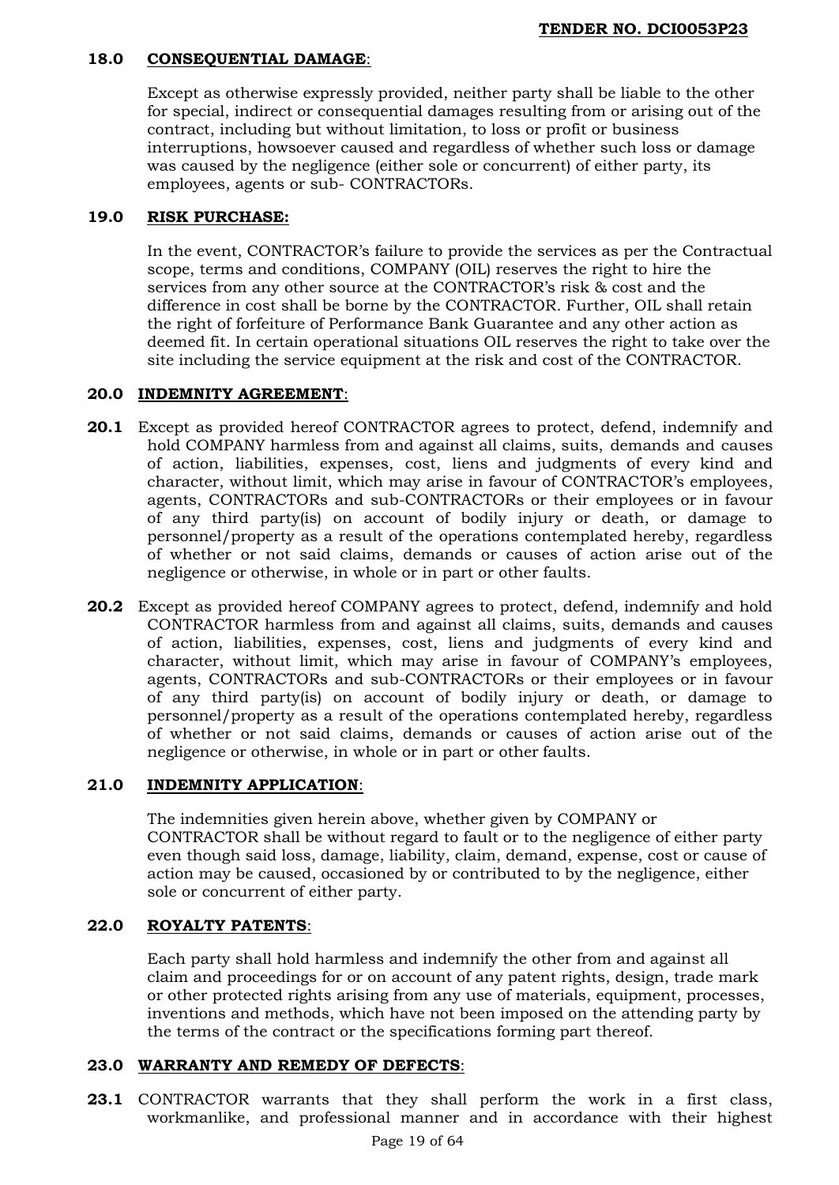**18.0 CONSEQUENTIAL DAMAGE**:

Except as otherwise expressly provided, neither party shall be liable to the other for special, indirect or consequential damages resulting from or arising out of the contract, including but without limitation, to loss or profit or business interruptions, howsoever caused and regardless of whether such loss or damage was caused by the negligence (either sole or concurrent) of either party, its employees, agents or sub- CONTRACTORs.

**19.0 RISK PURCHASE:**

In the event, CONTRACTOR's failure to provide the services as per the Contractual scope, terms and conditions, COMPANY (OIL) reserves the right to hire the services from any other source at the CONTRACTOR's risk & cost and the difference in cost shall be borne by the CONTRACTOR. Further, OIL shall retain the right of forfeiture of Performance Bank Guarantee and any other action as deemed fit. In certain operational situations OIL reserves the right to take over the site including the service equipment at the risk and cost of the CONTRACTOR.

**20.0 INDEMNITY AGREEMENT**:

**20.1** Except as provided hereof CONTRACTOR agrees to protect, defend, indemnify and hold COMPANY harmless from and against all claims, suits, demands and causes of action, liabilities, expenses, cost, liens and judgments of every kind and character, without limit, which may arise in favour of CONTRACTOR's employees, agents, CONTRACTORs and sub-CONTRACTORs or their employees or in favour of any third party(is) on account of bodily injury or death, or damage to personnel/property as a result of the operations contemplated hereby, regardless of whether or not said claims, demands or causes of action arise out of the negligence or otherwise, in whole or in part or other faults.

**20.2** Except as provided hereof COMPANY agrees to protect, defend, indemnify and hold CONTRACTOR harmless from and against all claims, suits, demands and causes of action, liabilities, expenses, cost, liens and judgments of every kind and character, without limit, which may arise in favour of COMPANY's employees, agents, CONTRACTORs and sub-CONTRACTORs or their employees or in favour of any third party(is) on account of bodily injury or death, or damage to personnel/property as a result of the operations contemplated hereby, regardless of whether or not said claims, demands or causes of action arise out of the negligence or otherwise, in whole or in part or other faults.

**21.0 INDEMNITY APPLICATION**:

The indemnities given herein above, whether given by COMPANY or CONTRACTOR shall be without regard to fault or to the negligence of either party even though said loss, damage, liability, claim, demand, expense, cost or cause of action may be caused, occasioned by or contributed to by the negligence, either sole or concurrent of either party.

**22.0 ROYALTY PATENTS**:

Each party shall hold harmless and indemnify the other from and against all claim and proceedings for or on account of any patent rights, design, trade mark or other protected rights arising from any use of materials, equipment, processes, inventions and methods, which have not been imposed on the attending party by the terms of the contract or the specifications forming part thereof.

**23.0 WARRANTY AND REMEDY OF DEFECTS**:

**23.1** CONTRACTOR warrants that they shall perform the work in a first class, workmanlike, and professional manner and in accordance with their highest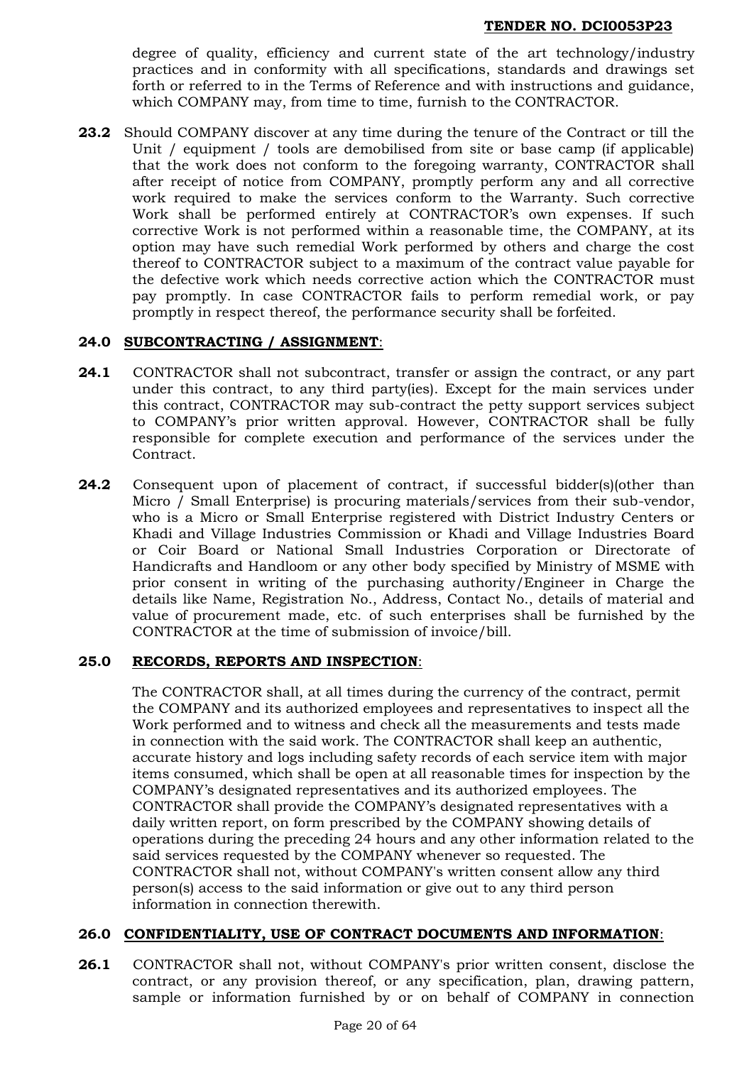degree of quality, efficiency and current state of the art technology/industry practices and in conformity with all specifications, standards and drawings set forth or referred to in the Terms of Reference and with instructions and guidance, which COMPANY may, from time to time, furnish to the CONTRACTOR.

**23.2** Should COMPANY discover at any time during the tenure of the Contract or till the Unit / equipment / tools are demobilised from site or base camp (if applicable) that the work does not conform to the foregoing warranty, CONTRACTOR shall after receipt of notice from COMPANY, promptly perform any and all corrective work required to make the services conform to the Warranty. Such corrective Work shall be performed entirely at CONTRACTOR's own expenses. If such corrective Work is not performed within a reasonable time, the COMPANY, at its option may have such remedial Work performed by others and charge the cost thereof to CONTRACTOR subject to a maximum of the contract value payable for the defective work which needs corrective action which the CONTRACTOR must pay promptly. In case CONTRACTOR fails to perform remedial work, or pay promptly in respect thereof, the performance security shall be forfeited.

## 24.0 SUBCONTRACTING / ASSIGNMENT:

**24.1** CONTRACTOR shall not subcontract, transfer or assign the contract, or any part under this contract, to any third party(ies). Except for the main services under this contract, CONTRACTOR may sub-contract the petty support services subject to COMPANY's prior written approval. However, CONTRACTOR shall be fully responsible for complete execution and performance of the services under the Contract.

**24.2** Consequent upon of placement of contract, if successful bidder(s)(other than Micro / Small Enterprise) is procuring materials/services from their sub-vendor, who is a Micro or Small Enterprise registered with District Industry Centers or Khadi and Village Industries Commission or Khadi and Village Industries Board or Coir Board or National Small Industries Corporation or Directorate of Handicrafts and Handloom or any other body specified by Ministry of MSME with prior consent in writing of the purchasing authority/Engineer in Charge the details like Name, Registration No., Address, Contact No., details of material and value of procurement made, etc. of such enterprises shall be furnished by the CONTRACTOR at the time of submission of invoice/bill.

## 25.0 RECORDS, REPORTS AND INSPECTION:

The CONTRACTOR shall, at all times during the currency of the contract, permit the COMPANY and its authorized employees and representatives to inspect all the Work performed and to witness and check all the measurements and tests made in connection with the said work. The CONTRACTOR shall keep an authentic, accurate history and logs including safety records of each service item with major items consumed, which shall be open at all reasonable times for inspection by the COMPANY's designated representatives and its authorized employees. The CONTRACTOR shall provide the COMPANY's designated representatives with a daily written report, on form prescribed by the COMPANY showing details of operations during the preceding 24 hours and any other information related to the said services requested by the COMPANY whenever so requested. The CONTRACTOR shall not, without COMPANY's written consent allow any third person(s) access to the said information or give out to any third person information in connection therewith.

## 26.0 CONFIDENTIALITY, USE OF CONTRACT DOCUMENTS AND INFORMATION:

**26.1** CONTRACTOR shall not, without COMPANY's prior written consent, disclose the contract, or any provision thereof, or any specification, plan, drawing pattern, sample or information furnished by or on behalf of COMPANY in connection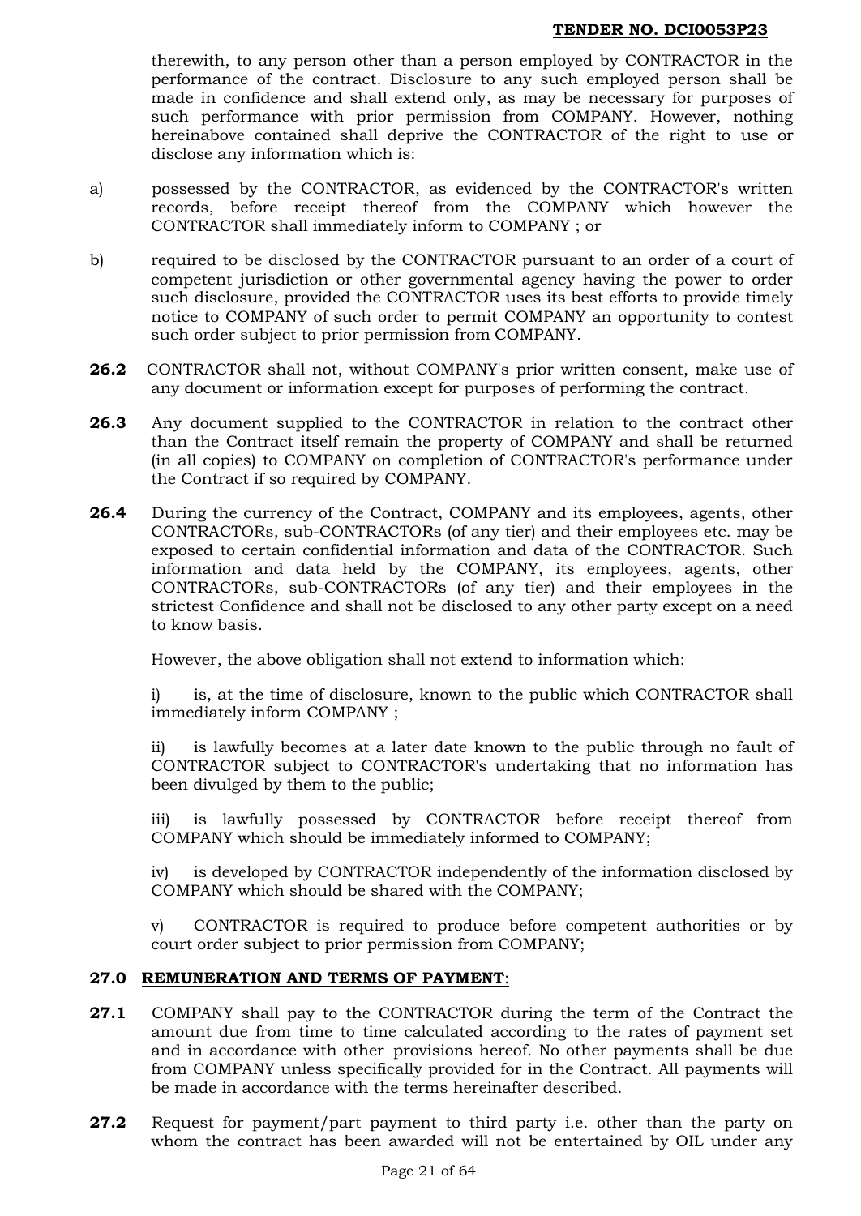therewith, to any person other than a person employed by CONTRACTOR in the performance of the contract. Disclosure to any such employed person shall be made in confidence and shall extend only, as may be necessary for purposes of such performance with prior permission from COMPANY. However, nothing hereinabove contained shall deprive the CONTRACTOR of the right to use or disclose any information which is:

a) possessed by the CONTRACTOR, as evidenced by the CONTRACTOR's written records, before receipt thereof from the COMPANY which however the CONTRACTOR shall immediately inform to COMPANY ; or

b) required to be disclosed by the CONTRACTOR pursuant to an order of a court of competent jurisdiction or other governmental agency having the power to order such disclosure, provided the CONTRACTOR uses its best efforts to provide timely notice to COMPANY of such order to permit COMPANY an opportunity to contest such order subject to prior permission from COMPANY.

**26.2** CONTRACTOR shall not, without COMPANY's prior written consent, make use of any document or information except for purposes of performing the contract.

**26.3** Any document supplied to the CONTRACTOR in relation to the contract other than the Contract itself remain the property of COMPANY and shall be returned (in all copies) to COMPANY on completion of CONTRACTOR's performance under the Contract if so required by COMPANY.

**26.4** During the currency of the Contract, COMPANY and its employees, agents, other CONTRACTORs, sub-CONTRACTORs (of any tier) and their employees etc. may be exposed to certain confidential information and data of the CONTRACTOR. Such information and data held by the COMPANY, its employees, agents, other CONTRACTORs, sub-CONTRACTORs (of any tier) and their employees in the strictest Confidence and shall not be disclosed to any other party except on a need to know basis.

However, the above obligation shall not extend to information which:

i) is, at the time of disclosure, known to the public which CONTRACTOR shall immediately inform COMPANY ;

ii) is lawfully becomes at a later date known to the public through no fault of CONTRACTOR subject to CONTRACTOR's undertaking that no information has been divulged by them to the public;

iii) is lawfully possessed by CONTRACTOR before receipt thereof from COMPANY which should be immediately informed to COMPANY;

iv) is developed by CONTRACTOR independently of the information disclosed by COMPANY which should be shared with the COMPANY;

v) CONTRACTOR is required to produce before competent authorities or by court order subject to prior permission from COMPANY;

## 27.0 REMUNERATION AND TERMS OF PAYMENT:

**27.1** COMPANY shall pay to the CONTRACTOR during the term of the Contract the amount due from time to time calculated according to the rates of payment set and in accordance with other provisions hereof. No other payments shall be due from COMPANY unless specifically provided for in the Contract. All payments will be made in accordance with the terms hereinafter described.

**27.2** Request for payment/part payment to third party i.e. other than the party on whom the contract has been awarded will not be entertained by OIL under any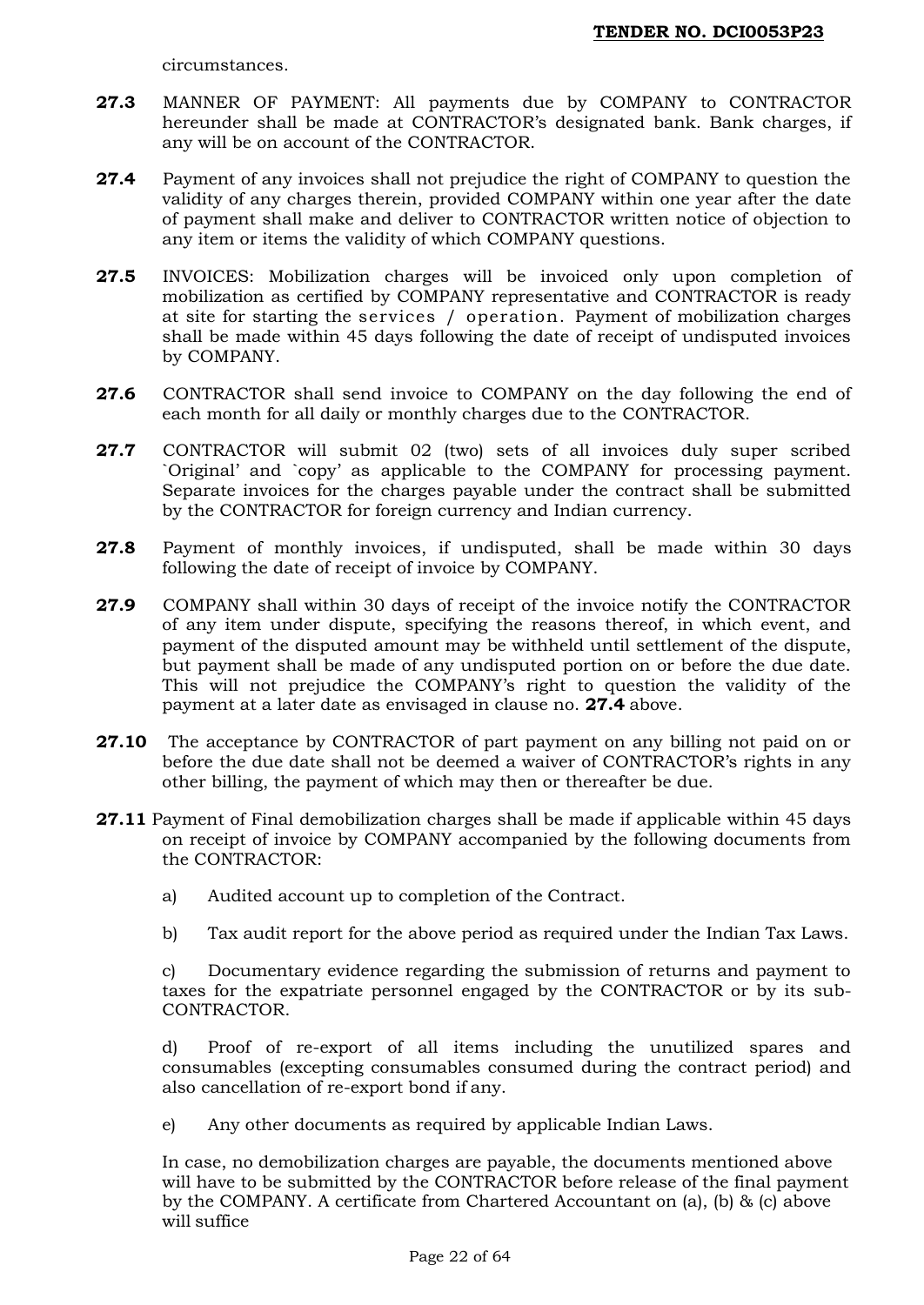circumstances.

**27.3** MANNER OF PAYMENT: All payments due by COMPANY to CONTRACTOR hereunder shall be made at CONTRACTOR's designated bank. Bank charges, if any will be on account of the CONTRACTOR.

**27.4** Payment of any invoices shall not prejudice the right of COMPANY to question the validity of any charges therein, provided COMPANY within one year after the date of payment shall make and deliver to CONTRACTOR written notice of objection to any item or items the validity of which COMPANY questions.

**27.5** INVOICES: Mobilization charges will be invoiced only upon completion of mobilization as certified by COMPANY representative and CONTRACTOR is ready at site for starting the services / operation. Payment of mobilization charges shall be made within 45 days following the date of receipt of undisputed invoices by COMPANY.

**27.6** CONTRACTOR shall send invoice to COMPANY on the day following the end of each month for all daily or monthly charges due to the CONTRACTOR.

**27.7** CONTRACTOR will submit 02 (two) sets of all invoices duly super scribed `Original' and `copy' as applicable to the COMPANY for processing payment. Separate invoices for the charges payable under the contract shall be submitted by the CONTRACTOR for foreign currency and Indian currency.

**27.8** Payment of monthly invoices, if undisputed, shall be made within 30 days following the date of receipt of invoice by COMPANY.

**27.9** COMPANY shall within 30 days of receipt of the invoice notify the CONTRACTOR of any item under dispute, specifying the reasons thereof, in which event, and payment of the disputed amount may be withheld until settlement of the dispute, but payment shall be made of any undisputed portion on or before the due date. This will not prejudice the COMPANY's right to question the validity of the payment at a later date as envisaged in clause no. **27.4** above.

**27.10** The acceptance by CONTRACTOR of part payment on any billing not paid on or before the due date shall not be deemed a waiver of CONTRACTOR's rights in any other billing, the payment of which may then or thereafter be due.

**27.11** Payment of Final demobilization charges shall be made if applicable within 45 days on receipt of invoice by COMPANY accompanied by the following documents from the CONTRACTOR:

a) Audited account up to completion of the Contract.

b) Tax audit report for the above period as required under the Indian Tax Laws.

c) Documentary evidence regarding the submission of returns and payment to taxes for the expatriate personnel engaged by the CONTRACTOR or by its sub-CONTRACTOR.

d) Proof of re-export of all items including the unutilized spares and consumables (excepting consumables consumed during the contract period) and also cancellation of re-export bond if any.

e) Any other documents as required by applicable Indian Laws.

In case, no demobilization charges are payable, the documents mentioned above will have to be submitted by the CONTRACTOR before release of the final payment by the COMPANY. A certificate from Chartered Accountant on (a), (b) & (c) above will suffice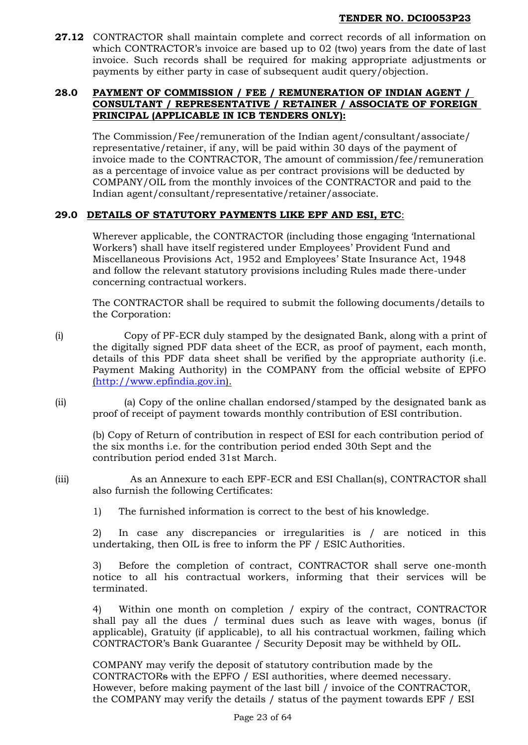**27.12** CONTRACTOR shall maintain complete and correct records of all information on which CONTRACTOR's invoice are based up to 02 (two) years from the date of last invoice. Such records shall be required for making appropriate adjustments or payments by either party in case of subsequent audit query/objection.

## 28.0 PAYMENT OF COMMISSION / FEE / REMUNERATION OF INDIAN AGENT / CONSULTANT / REPRESENTATIVE / RETAINER / ASSOCIATE OF FOREIGN PRINCIPAL (APPLICABLE IN ICB TENDERS ONLY):

The Commission/Fee/remuneration of the Indian agent/consultant/associate/ representative/retainer, if any, will be paid within 30 days of the payment of invoice made to the CONTRACTOR, The amount of commission/fee/remuneration as a percentage of invoice value as per contract provisions will be deducted by COMPANY/OIL from the monthly invoices of the CONTRACTOR and paid to the Indian agent/consultant/representative/retainer/associate.

## 29.0 DETAILS OF STATUTORY PAYMENTS LIKE EPF AND ESI, ETC:

Wherever applicable, the CONTRACTOR (including those engaging 'International Workers') shall have itself registered under Employees' Provident Fund and Miscellaneous Provisions Act, 1952 and Employees' State Insurance Act, 1948 and follow the relevant statutory provisions including Rules made there-under concerning contractual workers.

The CONTRACTOR shall be required to submit the following documents/details to the Corporation:

(i) Copy of PF-ECR duly stamped by the designated Bank, along with a print of the digitally signed PDF data sheet of the ECR, as proof of payment, each month, details of this PDF data sheet shall be verified by the appropriate authority (i.e. Payment Making Authority) in the COMPANY from the official website of EPFO (http://www.epfindia.gov.in).

(ii) (a) Copy of the online challan endorsed/stamped by the designated bank as proof of receipt of payment towards monthly contribution of ESI contribution.

(b) Copy of Return of contribution in respect of ESI for each contribution period of the six months i.e. for the contribution period ended 30th Sept and the contribution period ended 31st March.

(iii) As an Annexure to each EPF-ECR and ESI Challan(s), CONTRACTOR shall also furnish the following Certificates:

1) The furnished information is correct to the best of his knowledge.

2) In case any discrepancies or irregularities is / are noticed in this undertaking, then OIL is free to inform the PF / ESIC Authorities.

3) Before the completion of contract, CONTRACTOR shall serve one-month notice to all his contractual workers, informing that their services will be terminated.

4) Within one month on completion / expiry of the contract, CONTRACTOR shall pay all the dues / terminal dues such as leave with wages, bonus (if applicable), Gratuity (if applicable), to all his contractual workmen, failing which CONTRACTOR's Bank Guarantee / Security Deposit may be withheld by OIL.

COMPANY may verify the deposit of statutory contribution made by the ~~CONTRACTORs~~ CONTRACTOR with the EPFO / ESI authorities, where deemed necessary. However, before making payment of the last bill / invoice of the CONTRACTOR, the COMPANY may verify the details / status of the payment towards EPF / ESI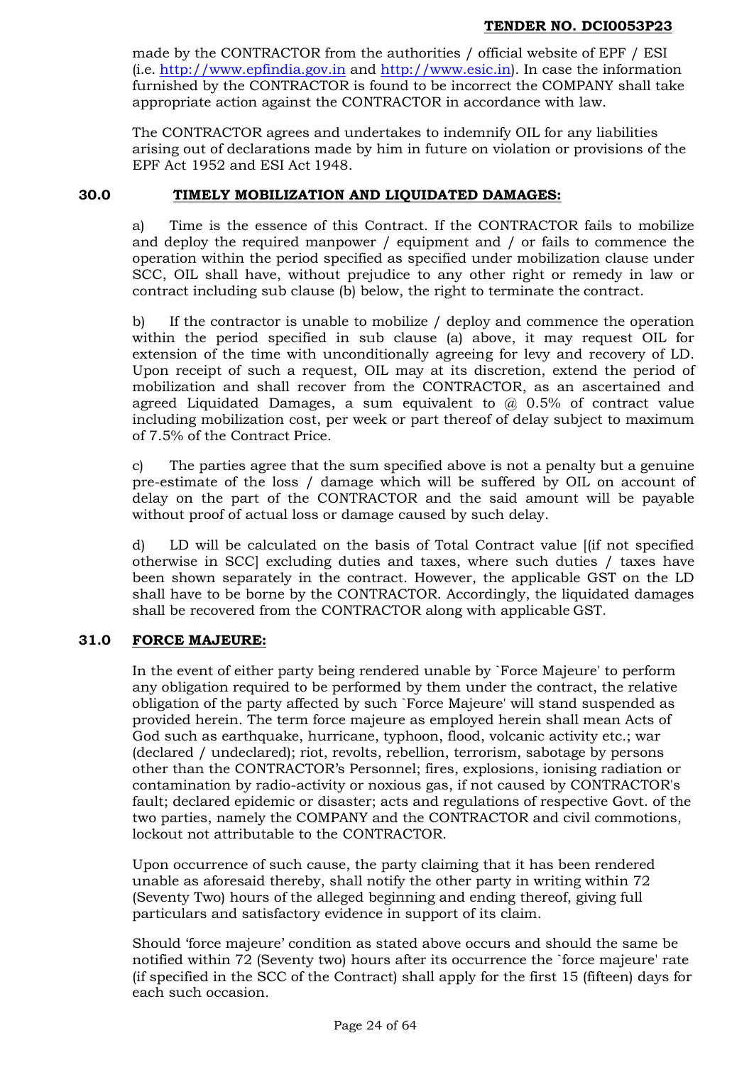made by the CONTRACTOR from the authorities / official website of EPF / ESI (i.e. http://www.epfindia.gov.in and http://www.esic.in). In case the information furnished by the CONTRACTOR is found to be incorrect the COMPANY shall take appropriate action against the CONTRACTOR in accordance with law.

The CONTRACTOR agrees and undertakes to indemnify OIL for any liabilities arising out of declarations made by him in future on violation or provisions of the EPF Act 1952 and ESI Act 1948.

## 30.0 TIMELY MOBILIZATION AND LIQUIDATED DAMAGES:

a) Time is the essence of this Contract. If the CONTRACTOR fails to mobilize and deploy the required manpower / equipment and / or fails to commence the operation within the period specified as specified under mobilization clause under SCC, OIL shall have, without prejudice to any other right or remedy in law or contract including sub clause (b) below, the right to terminate the contract.

b) If the contractor is unable to mobilize / deploy and commence the operation within the period specified in sub clause (a) above, it may request OIL for extension of the time with unconditionally agreeing for levy and recovery of LD. Upon receipt of such a request, OIL may at its discretion, extend the period of mobilization and shall recover from the CONTRACTOR, as an ascertained and agreed Liquidated Damages, a sum equivalent to @ 0.5% of contract value including mobilization cost, per week or part thereof of delay subject to maximum of 7.5% of the Contract Price.

c) The parties agree that the sum specified above is not a penalty but a genuine pre-estimate of the loss / damage which will be suffered by OIL on account of delay on the part of the CONTRACTOR and the said amount will be payable without proof of actual loss or damage caused by such delay.

d) LD will be calculated on the basis of Total Contract value [(if not specified otherwise in SCC] excluding duties and taxes, where such duties / taxes have been shown separately in the contract. However, the applicable GST on the LD shall have to be borne by the CONTRACTOR. Accordingly, the liquidated damages shall be recovered from the CONTRACTOR along with applicable GST.

## 31.0 FORCE MAJEURE:

In the event of either party being rendered unable by `Force Majeure' to perform any obligation required to be performed by them under the contract, the relative obligation of the party affected by such `Force Majeure' will stand suspended as provided herein. The term force majeure as employed herein shall mean Acts of God such as earthquake, hurricane, typhoon, flood, volcanic activity etc.; war (declared / undeclared); riot, revolts, rebellion, terrorism, sabotage by persons other than the CONTRACTOR's Personnel; fires, explosions, ionising radiation or contamination by radio-activity or noxious gas, if not caused by CONTRACTOR's fault; declared epidemic or disaster; acts and regulations of respective Govt. of the two parties, namely the COMPANY and the CONTRACTOR and civil commotions, lockout not attributable to the CONTRACTOR.

Upon occurrence of such cause, the party claiming that it has been rendered unable as aforesaid thereby, shall notify the other party in writing within 72 (Seventy Two) hours of the alleged beginning and ending thereof, giving full particulars and satisfactory evidence in support of its claim.

Should 'force majeure' condition as stated above occurs and should the same be notified within 72 (Seventy two) hours after its occurrence the `force majeure' rate (if specified in the SCC of the Contract) shall apply for the first 15 (fifteen) days for each such occasion.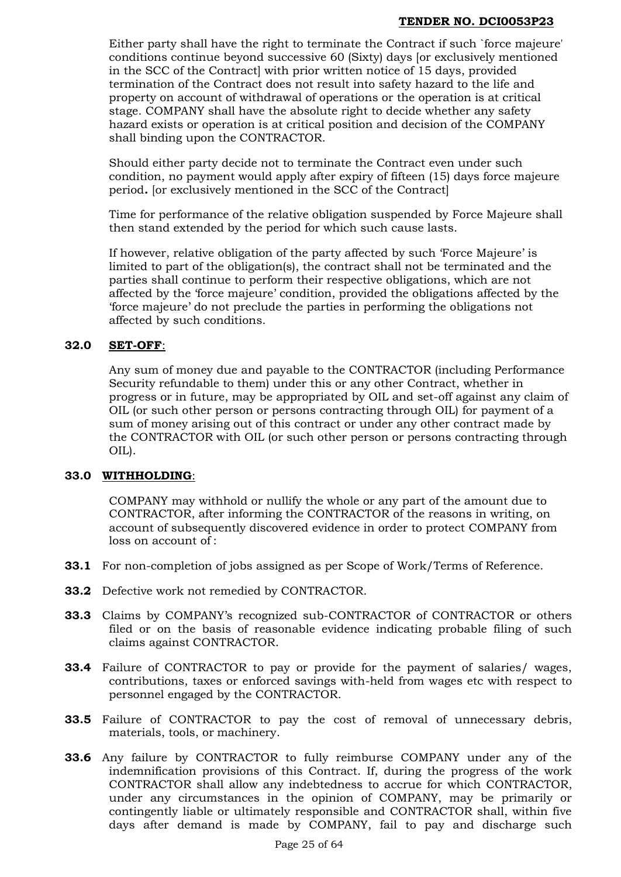Either party shall have the right to terminate the Contract if such `force majeure' conditions continue beyond successive 60 (Sixty) days [or exclusively mentioned in the SCC of the Contract] with prior written notice of 15 days, provided termination of the Contract does not result into safety hazard to the life and property on account of withdrawal of operations or the operation is at critical stage. COMPANY shall have the absolute right to decide whether any safety hazard exists or operation is at critical position and decision of the COMPANY shall binding upon the CONTRACTOR.

Should either party decide not to terminate the Contract even under such condition, no payment would apply after expiry of fifteen (15) days force majeure period**.** [or exclusively mentioned in the SCC of the Contract]

Time for performance of the relative obligation suspended by Force Majeure shall then stand extended by the period for which such cause lasts.

If however, relative obligation of the party affected by such 'Force Majeure' is limited to part of the obligation(s), the contract shall not be terminated and the parties shall continue to perform their respective obligations, which are not affected by the 'force majeure' condition, provided the obligations affected by the 'force majeure' do not preclude the parties in performing the obligations not affected by such conditions.

**32.0 SET-OFF**:

Any sum of money due and payable to the CONTRACTOR (including Performance Security refundable to them) under this or any other Contract, whether in progress or in future, may be appropriated by OIL and set-off against any claim of OIL (or such other person or persons contracting through OIL) for payment of a sum of money arising out of this contract or under any other contract made by the CONTRACTOR with OIL (or such other person or persons contracting through OIL).

**33.0 WITHHOLDING**:

COMPANY may withhold or nullify the whole or any part of the amount due to CONTRACTOR, after informing the CONTRACTOR of the reasons in writing, on account of subsequently discovered evidence in order to protect COMPANY from loss on account of :

**33.1** For non-completion of jobs assigned as per Scope of Work/Terms of Reference.

**33.2** Defective work not remedied by CONTRACTOR.

**33.3** Claims by COMPANY's recognized sub-CONTRACTOR of CONTRACTOR or others filed or on the basis of reasonable evidence indicating probable filing of such claims against CONTRACTOR.

**33.4** Failure of CONTRACTOR to pay or provide for the payment of salaries/ wages, contributions, taxes or enforced savings with-held from wages etc with respect to personnel engaged by the CONTRACTOR.

**33.5** Failure of CONTRACTOR to pay the cost of removal of unnecessary debris, materials, tools, or machinery.

**33.6** Any failure by CONTRACTOR to fully reimburse COMPANY under any of the indemnification provisions of this Contract. If, during the progress of the work CONTRACTOR shall allow any indebtedness to accrue for which CONTRACTOR, under any circumstances in the opinion of COMPANY, may be primarily or contingently liable or ultimately responsible and CONTRACTOR shall, within five days after demand is made by COMPANY, fail to pay and discharge such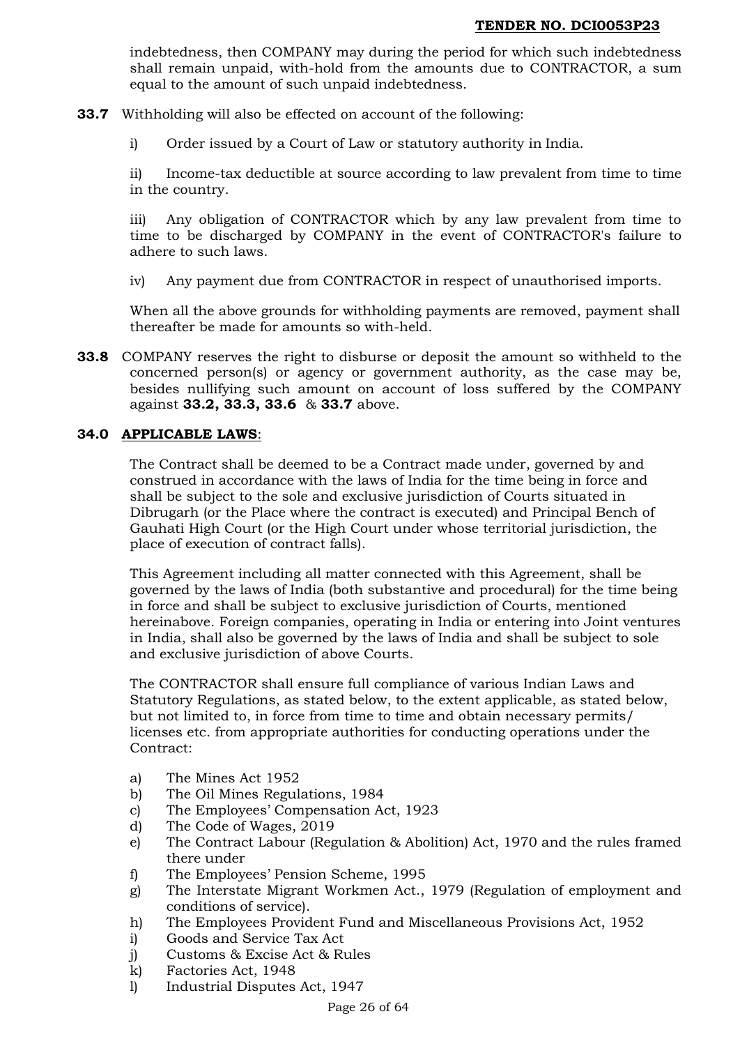indebtedness, then COMPANY may during the period for which such indebtedness shall remain unpaid, with-hold from the amounts due to CONTRACTOR, a sum equal to the amount of such unpaid indebtedness.

**33.7** Withholding will also be effected on account of the following:

i) Order issued by a Court of Law or statutory authority in India.

ii) Income-tax deductible at source according to law prevalent from time to time in the country.

iii) Any obligation of CONTRACTOR which by any law prevalent from time to time to be discharged by COMPANY in the event of CONTRACTOR's failure to adhere to such laws.

iv) Any payment due from CONTRACTOR in respect of unauthorised imports.

When all the above grounds for withholding payments are removed, payment shall thereafter be made for amounts so with-held.

**33.8** COMPANY reserves the right to disburse or deposit the amount so withheld to the concerned person(s) or agency or government authority, as the case may be, besides nullifying such amount on account of loss suffered by the COMPANY against **33.2, 33.3, 33.6** & **33.7** above.

### 34.0 <u>APPLICABLE LAWS</u>:

The Contract shall be deemed to be a Contract made under, governed by and construed in accordance with the laws of India for the time being in force and shall be subject to the sole and exclusive jurisdiction of Courts situated in Dibrugarh (or the Place where the contract is executed) and Principal Bench of Gauhati High Court (or the High Court under whose territorial jurisdiction, the place of execution of contract falls).

This Agreement including all matter connected with this Agreement, shall be governed by the laws of India (both substantive and procedural) for the time being in force and shall be subject to exclusive jurisdiction of Courts, mentioned hereinabove. Foreign companies, operating in India or entering into Joint ventures in India, shall also be governed by the laws of India and shall be subject to sole and exclusive jurisdiction of above Courts.

The CONTRACTOR shall ensure full compliance of various Indian Laws and Statutory Regulations, as stated below, to the extent applicable, as stated below, but not limited to, in force from time to time and obtain necessary permits/ licenses etc. from appropriate authorities for conducting operations under the Contract:

a) The Mines Act 1952
b) The Oil Mines Regulations, 1984
c) The Employees' Compensation Act, 1923
d) The Code of Wages, 2019
e) The Contract Labour (Regulation & Abolition) Act, 1970 and the rules framed there under
f) The Employees' Pension Scheme, 1995
g) The Interstate Migrant Workmen Act., 1979 (Regulation of employment and conditions of service).
h) The Employees Provident Fund and Miscellaneous Provisions Act, 1952
i) Goods and Service Tax Act
j) Customs & Excise Act & Rules
k) Factories Act, 1948
l) Industrial Disputes Act, 1947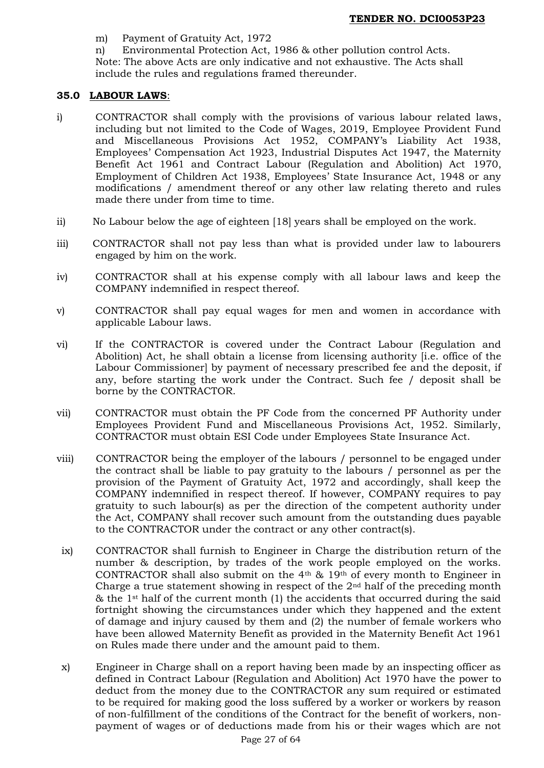m) Payment of Gratuity Act, 1972

n) Environmental Protection Act, 1986 & other pollution control Acts.

Note: The above Acts are only indicative and not exhaustive. The Acts shall include the rules and regulations framed thereunder.

**35.0 LABOUR LAWS**:

i) CONTRACTOR shall comply with the provisions of various labour related laws, including but not limited to the Code of Wages, 2019, Employee Provident Fund and Miscellaneous Provisions Act 1952, COMPANY's Liability Act 1938, Employees' Compensation Act 1923, Industrial Disputes Act 1947, the Maternity Benefit Act 1961 and Contract Labour (Regulation and Abolition) Act 1970, Employment of Children Act 1938, Employees' State Insurance Act, 1948 or any modifications / amendment thereof or any other law relating thereto and rules made there under from time to time.

ii) No Labour below the age of eighteen [18] years shall be employed on the work.

iii) CONTRACTOR shall not pay less than what is provided under law to labourers engaged by him on the work.

iv) CONTRACTOR shall at his expense comply with all labour laws and keep the COMPANY indemnified in respect thereof.

v) CONTRACTOR shall pay equal wages for men and women in accordance with applicable Labour laws.

vi) If the CONTRACTOR is covered under the Contract Labour (Regulation and Abolition) Act, he shall obtain a license from licensing authority [i.e. office of the Labour Commissioner] by payment of necessary prescribed fee and the deposit, if any, before starting the work under the Contract. Such fee / deposit shall be borne by the CONTRACTOR.

vii) CONTRACTOR must obtain the PF Code from the concerned PF Authority under Employees Provident Fund and Miscellaneous Provisions Act, 1952. Similarly, CONTRACTOR must obtain ESI Code under Employees State Insurance Act.

viii) CONTRACTOR being the employer of the labours / personnel to be engaged under the contract shall be liable to pay gratuity to the labours / personnel as per the provision of the Payment of Gratuity Act, 1972 and accordingly, shall keep the COMPANY indemnified in respect thereof. If however, COMPANY requires to pay gratuity to such labour(s) as per the direction of the competent authority under the Act, COMPANY shall recover such amount from the outstanding dues payable to the CONTRACTOR under the contract or any other contract(s).

ix) CONTRACTOR shall furnish to Engineer in Charge the distribution return of the number & description, by trades of the work people employed on the works. CONTRACTOR shall also submit on the 4th & 19th of every month to Engineer in Charge a true statement showing in respect of the 2nd half of the preceding month & the 1st half of the current month (1) the accidents that occurred during the said fortnight showing the circumstances under which they happened and the extent of damage and injury caused by them and (2) the number of female workers who have been allowed Maternity Benefit as provided in the Maternity Benefit Act 1961 on Rules made there under and the amount paid to them.

x) Engineer in Charge shall on a report having been made by an inspecting officer as defined in Contract Labour (Regulation and Abolition) Act 1970 have the power to deduct from the money due to the CONTRACTOR any sum required or estimated to be required for making good the loss suffered by a worker or workers by reason of non-fulfillment of the conditions of the Contract for the benefit of workers, non-payment of wages or of deductions made from his or their wages which are not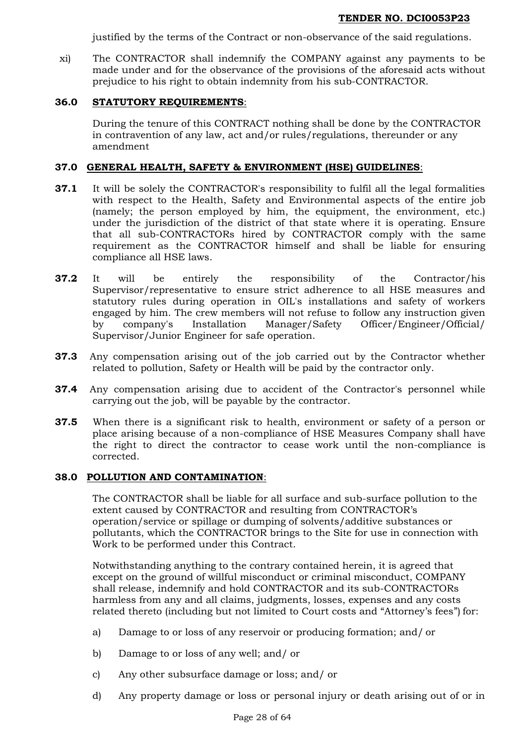justified by the terms of the Contract or non-observance of the said regulations.

xi) The CONTRACTOR shall indemnify the COMPANY against any payments to be made under and for the observance of the provisions of the aforesaid acts without prejudice to his right to obtain indemnity from his sub-CONTRACTOR.

### 36.0 STATUTORY REQUIREMENTS:

During the tenure of this CONTRACT nothing shall be done by the CONTRACTOR in contravention of any law, act and/or rules/regulations, thereunder or any amendment

### 37.0 GENERAL HEALTH, SAFETY & ENVIRONMENT (HSE) GUIDELINES:

**37.1** It will be solely the CONTRACTOR's responsibility to fulfil all the legal formalities with respect to the Health, Safety and Environmental aspects of the entire job (namely; the person employed by him, the equipment, the environment, etc.) under the jurisdiction of the district of that state where it is operating. Ensure that all sub-CONTRACTORs hired by CONTRACTOR comply with the same requirement as the CONTRACTOR himself and shall be liable for ensuring compliance all HSE laws.

**37.2** It will be entirely the responsibility of the Contractor/his Supervisor/representative to ensure strict adherence to all HSE measures and statutory rules during operation in OIL's installations and safety of workers engaged by him. The crew members will not refuse to follow any instruction given by company's Installation Manager/Safety Officer/Engineer/Official/ Supervisor/Junior Engineer for safe operation.

**37.3** Any compensation arising out of the job carried out by the Contractor whether related to pollution, Safety or Health will be paid by the contractor only.

**37.4** Any compensation arising due to accident of the Contractor's personnel while carrying out the job, will be payable by the contractor.

**37.5** When there is a significant risk to health, environment or safety of a person or place arising because of a non-compliance of HSE Measures Company shall have the right to direct the contractor to cease work until the non-compliance is corrected.

### 38.0 POLLUTION AND CONTAMINATION:

The CONTRACTOR shall be liable for all surface and sub-surface pollution to the extent caused by CONTRACTOR and resulting from CONTRACTOR's operation/service or spillage or dumping of solvents/additive substances or pollutants, which the CONTRACTOR brings to the Site for use in connection with Work to be performed under this Contract.

Notwithstanding anything to the contrary contained herein, it is agreed that except on the ground of willful misconduct or criminal misconduct, COMPANY shall release, indemnify and hold CONTRACTOR and its sub-CONTRACTORs harmless from any and all claims, judgments, losses, expenses and any costs related thereto (including but not limited to Court costs and "Attorney's fees") for:

a) Damage to or loss of any reservoir or producing formation; and/ or

b) Damage to or loss of any well; and/ or

c) Any other subsurface damage or loss; and/ or

d) Any property damage or loss or personal injury or death arising out of or in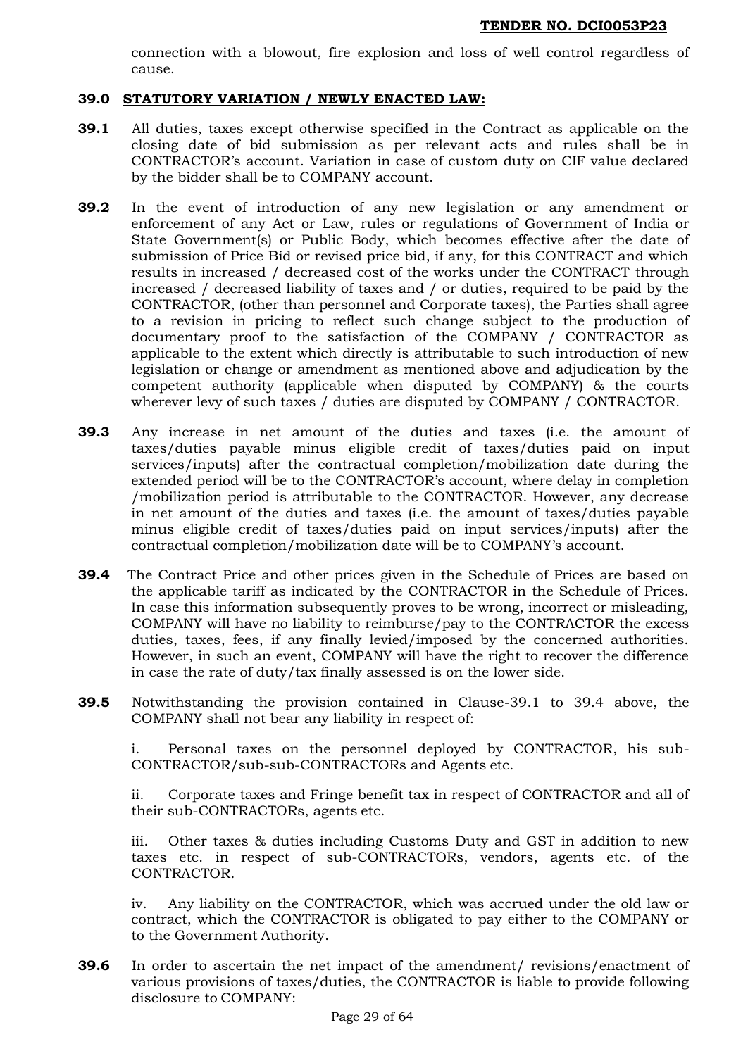connection with a blowout, fire explosion and loss of well control regardless of cause.

### 39.0 STATUTORY VARIATION / NEWLY ENACTED LAW:

**39.1** All duties, taxes except otherwise specified in the Contract as applicable on the closing date of bid submission as per relevant acts and rules shall be in CONTRACTOR's account. Variation in case of custom duty on CIF value declared by the bidder shall be to COMPANY account.

**39.2** In the event of introduction of any new legislation or any amendment or enforcement of any Act or Law, rules or regulations of Government of India or State Government(s) or Public Body, which becomes effective after the date of submission of Price Bid or revised price bid, if any, for this CONTRACT and which results in increased / decreased cost of the works under the CONTRACT through increased / decreased liability of taxes and / or duties, required to be paid by the CONTRACTOR, (other than personnel and Corporate taxes), the Parties shall agree to a revision in pricing to reflect such change subject to the production of documentary proof to the satisfaction of the COMPANY / CONTRACTOR as applicable to the extent which directly is attributable to such introduction of new legislation or change or amendment as mentioned above and adjudication by the competent authority (applicable when disputed by COMPANY) & the courts wherever levy of such taxes / duties are disputed by COMPANY / CONTRACTOR.

**39.3** Any increase in net amount of the duties and taxes (i.e. the amount of taxes/duties payable minus eligible credit of taxes/duties paid on input services/inputs) after the contractual completion/mobilization date during the extended period will be to the CONTRACTOR's account, where delay in completion /mobilization period is attributable to the CONTRACTOR. However, any decrease in net amount of the duties and taxes (i.e. the amount of taxes/duties payable minus eligible credit of taxes/duties paid on input services/inputs) after the contractual completion/mobilization date will be to COMPANY's account.

**39.4** The Contract Price and other prices given in the Schedule of Prices are based on the applicable tariff as indicated by the CONTRACTOR in the Schedule of Prices. In case this information subsequently proves to be wrong, incorrect or misleading, COMPANY will have no liability to reimburse/pay to the CONTRACTOR the excess duties, taxes, fees, if any finally levied/imposed by the concerned authorities. However, in such an event, COMPANY will have the right to recover the difference in case the rate of duty/tax finally assessed is on the lower side.

**39.5** Notwithstanding the provision contained in Clause-39.1 to 39.4 above, the COMPANY shall not bear any liability in respect of:

i. Personal taxes on the personnel deployed by CONTRACTOR, his sub-CONTRACTOR/sub-sub-CONTRACTORs and Agents etc.

ii. Corporate taxes and Fringe benefit tax in respect of CONTRACTOR and all of their sub-CONTRACTORs, agents etc.

iii. Other taxes & duties including Customs Duty and GST in addition to new taxes etc. in respect of sub-CONTRACTORs, vendors, agents etc. of the CONTRACTOR.

iv. Any liability on the CONTRACTOR, which was accrued under the old law or contract, which the CONTRACTOR is obligated to pay either to the COMPANY or to the Government Authority.

**39.6** In order to ascertain the net impact of the amendment/ revisions/enactment of various provisions of taxes/duties, the CONTRACTOR is liable to provide following disclosure to COMPANY: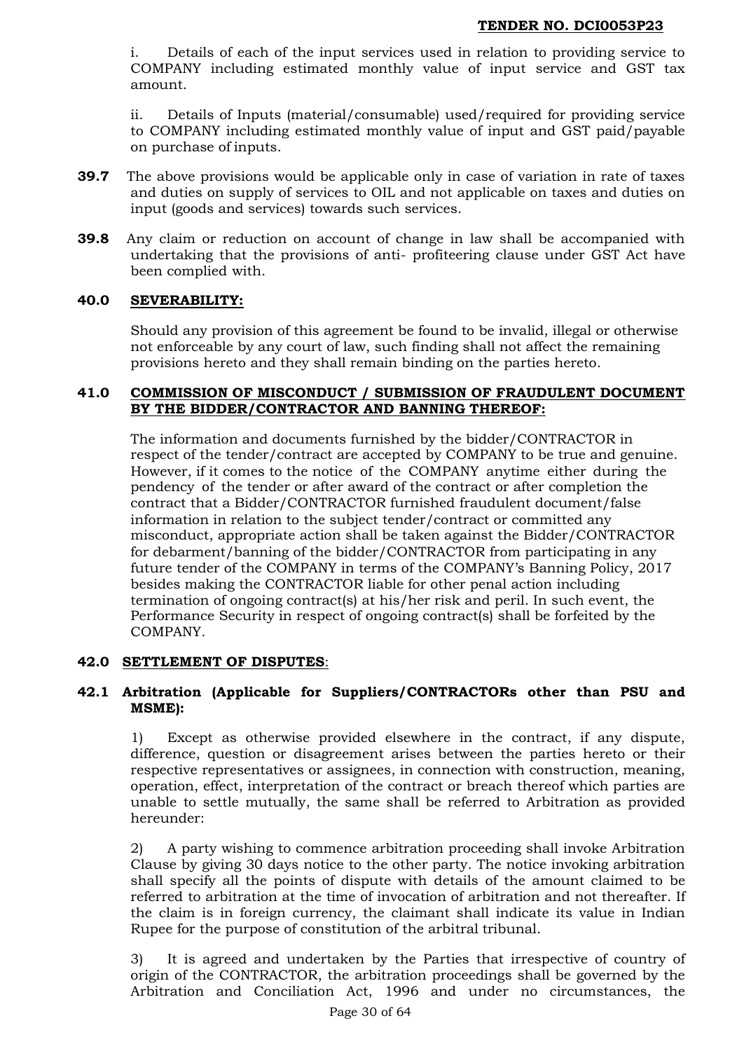i. Details of each of the input services used in relation to providing service to COMPANY including estimated monthly value of input service and GST tax amount.

ii. Details of Inputs (material/consumable) used/required for providing service to COMPANY including estimated monthly value of input and GST paid/payable on purchase of inputs.

**39.7** The above provisions would be applicable only in case of variation in rate of taxes and duties on supply of services to OIL and not applicable on taxes and duties on input (goods and services) towards such services.

**39.8** Any claim or reduction on account of change in law shall be accompanied with undertaking that the provisions of anti- profiteering clause under GST Act have been complied with.

### 40.0 SEVERABILITY:

Should any provision of this agreement be found to be invalid, illegal or otherwise not enforceable by any court of law, such finding shall not affect the remaining provisions hereto and they shall remain binding on the parties hereto.

### 41.0 COMMISSION OF MISCONDUCT / SUBMISSION OF FRAUDULENT DOCUMENT BY THE BIDDER/CONTRACTOR AND BANNING THEREOF:

The information and documents furnished by the bidder/CONTRACTOR in respect of the tender/contract are accepted by COMPANY to be true and genuine. However, if it comes to the notice of the COMPANY anytime either during the pendency of the tender or after award of the contract or after completion the contract that a Bidder/CONTRACTOR furnished fraudulent document/false information in relation to the subject tender/contract or committed any misconduct, appropriate action shall be taken against the Bidder/CONTRACTOR for debarment/banning of the bidder/CONTRACTOR from participating in any future tender of the COMPANY in terms of the COMPANY's Banning Policy, 2017 besides making the CONTRACTOR liable for other penal action including termination of ongoing contract(s) at his/her risk and peril. In such event, the Performance Security in respect of ongoing contract(s) shall be forfeited by the COMPANY.

### 42.0 SETTLEMENT OF DISPUTES:

#### 42.1 Arbitration (Applicable for Suppliers/CONTRACTORs other than PSU and MSME):

1) Except as otherwise provided elsewhere in the contract, if any dispute, difference, question or disagreement arises between the parties hereto or their respective representatives or assignees, in connection with construction, meaning, operation, effect, interpretation of the contract or breach thereof which parties are unable to settle mutually, the same shall be referred to Arbitration as provided hereunder:

2) A party wishing to commence arbitration proceeding shall invoke Arbitration Clause by giving 30 days notice to the other party. The notice invoking arbitration shall specify all the points of dispute with details of the amount claimed to be referred to arbitration at the time of invocation of arbitration and not thereafter. If the claim is in foreign currency, the claimant shall indicate its value in Indian Rupee for the purpose of constitution of the arbitral tribunal.

3) It is agreed and undertaken by the Parties that irrespective of country of origin of the CONTRACTOR, the arbitration proceedings shall be governed by the Arbitration and Conciliation Act, 1996 and under no circumstances, the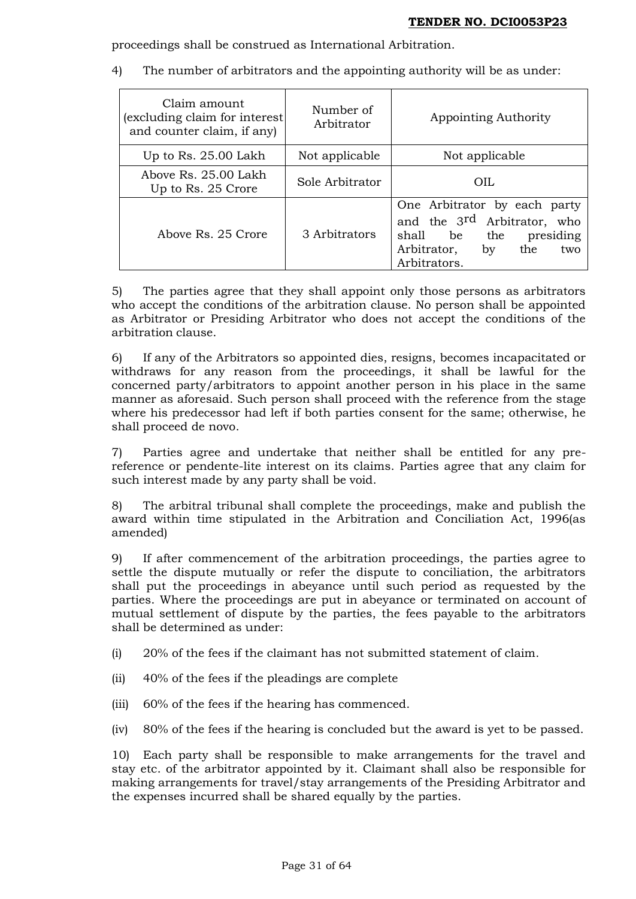proceedings shall be construed as International Arbitration.

4) The number of arbitrators and the appointing authority will be as under:

| Claim amount (excluding claim for interest and counter claim, if any) | Number of Arbitrator | Appointing Authority |
|---|---|---|
| Up to Rs. 25.00 Lakh | Not applicable | Not applicable |
| Above Rs. 25.00 Lakh Up to Rs. 25 Crore | Sole Arbitrator | OIL |
| Above Rs. 25 Crore | 3 Arbitrators | One Arbitrator by each party and the 3rd Arbitrator, who shall be the presiding Arbitrator, by the two Arbitrators. |

5) The parties agree that they shall appoint only those persons as arbitrators who accept the conditions of the arbitration clause. No person shall be appointed as Arbitrator or Presiding Arbitrator who does not accept the conditions of the arbitration clause.

6) If any of the Arbitrators so appointed dies, resigns, becomes incapacitated or withdraws for any reason from the proceedings, it shall be lawful for the concerned party/arbitrators to appoint another person in his place in the same manner as aforesaid. Such person shall proceed with the reference from the stage where his predecessor had left if both parties consent for the same; otherwise, he shall proceed de novo.

7) Parties agree and undertake that neither shall be entitled for any pre-reference or pendente-lite interest on its claims. Parties agree that any claim for such interest made by any party shall be void.

8) The arbitral tribunal shall complete the proceedings, make and publish the award within time stipulated in the Arbitration and Conciliation Act, 1996(as amended)

9) If after commencement of the arbitration proceedings, the parties agree to settle the dispute mutually or refer the dispute to conciliation, the arbitrators shall put the proceedings in abeyance until such period as requested by the parties. Where the proceedings are put in abeyance or terminated on account of mutual settlement of dispute by the parties, the fees payable to the arbitrators shall be determined as under:

(i) 20% of the fees if the claimant has not submitted statement of claim.

(ii) 40% of the fees if the pleadings are complete

(iii) 60% of the fees if the hearing has commenced.

(iv) 80% of the fees if the hearing is concluded but the award is yet to be passed.

10) Each party shall be responsible to make arrangements for the travel and stay etc. of the arbitrator appointed by it. Claimant shall also be responsible for making arrangements for travel/stay arrangements of the Presiding Arbitrator and the expenses incurred shall be shared equally by the parties.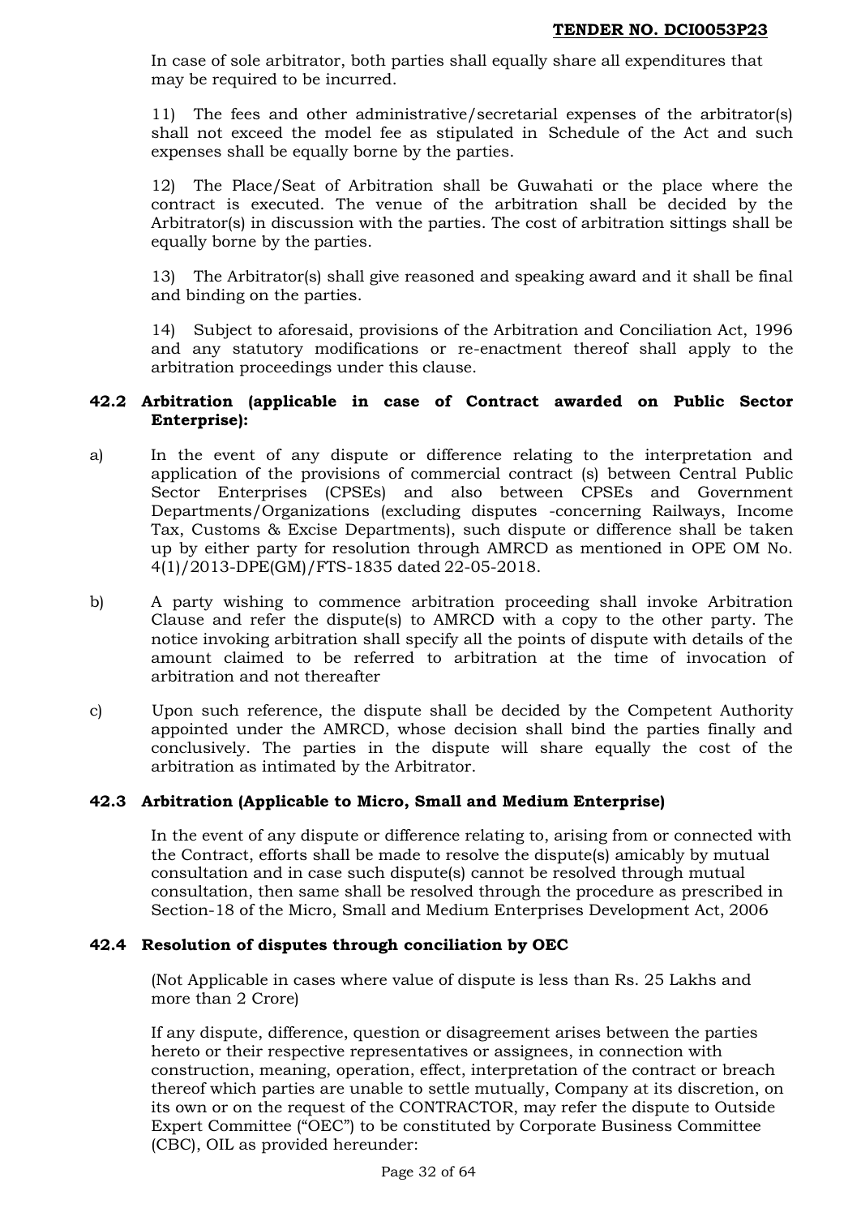In case of sole arbitrator, both parties shall equally share all expenditures that may be required to be incurred.

11) The fees and other administrative/secretarial expenses of the arbitrator(s) shall not exceed the model fee as stipulated in Schedule of the Act and such expenses shall be equally borne by the parties.

12) The Place/Seat of Arbitration shall be Guwahati or the place where the contract is executed. The venue of the arbitration shall be decided by the Arbitrator(s) in discussion with the parties. The cost of arbitration sittings shall be equally borne by the parties.

13) The Arbitrator(s) shall give reasoned and speaking award and it shall be final and binding on the parties.

14) Subject to aforesaid, provisions of the Arbitration and Conciliation Act, 1996 and any statutory modifications or re-enactment thereof shall apply to the arbitration proceedings under this clause.

**42.2 Arbitration (applicable in case of Contract awarded on Public Sector Enterprise):**

a) In the event of any dispute or difference relating to the interpretation and application of the provisions of commercial contract (s) between Central Public Sector Enterprises (CPSEs) and also between CPSEs and Government Departments/Organizations (excluding disputes -concerning Railways, Income Tax, Customs & Excise Departments), such dispute or difference shall be taken up by either party for resolution through AMRCD as mentioned in OPE OM No. 4(1)/2013-DPE(GM)/FTS-1835 dated 22-05-2018.

b) A party wishing to commence arbitration proceeding shall invoke Arbitration Clause and refer the dispute(s) to AMRCD with a copy to the other party. The notice invoking arbitration shall specify all the points of dispute with details of the amount claimed to be referred to arbitration at the time of invocation of arbitration and not thereafter

c) Upon such reference, the dispute shall be decided by the Competent Authority appointed under the AMRCD, whose decision shall bind the parties finally and conclusively. The parties in the dispute will share equally the cost of the arbitration as intimated by the Arbitrator.

**42.3 Arbitration (Applicable to Micro, Small and Medium Enterprise)**

In the event of any dispute or difference relating to, arising from or connected with the Contract, efforts shall be made to resolve the dispute(s) amicably by mutual consultation and in case such dispute(s) cannot be resolved through mutual consultation, then same shall be resolved through the procedure as prescribed in Section-18 of the Micro, Small and Medium Enterprises Development Act, 2006

**42.4 Resolution of disputes through conciliation by OEC**

(Not Applicable in cases where value of dispute is less than Rs. 25 Lakhs and more than 2 Crore)

If any dispute, difference, question or disagreement arises between the parties hereto or their respective representatives or assignees, in connection with construction, meaning, operation, effect, interpretation of the contract or breach thereof which parties are unable to settle mutually, Company at its discretion, on its own or on the request of the CONTRACTOR, may refer the dispute to Outside Expert Committee ("OEC") to be constituted by Corporate Business Committee (CBC), OIL as provided hereunder: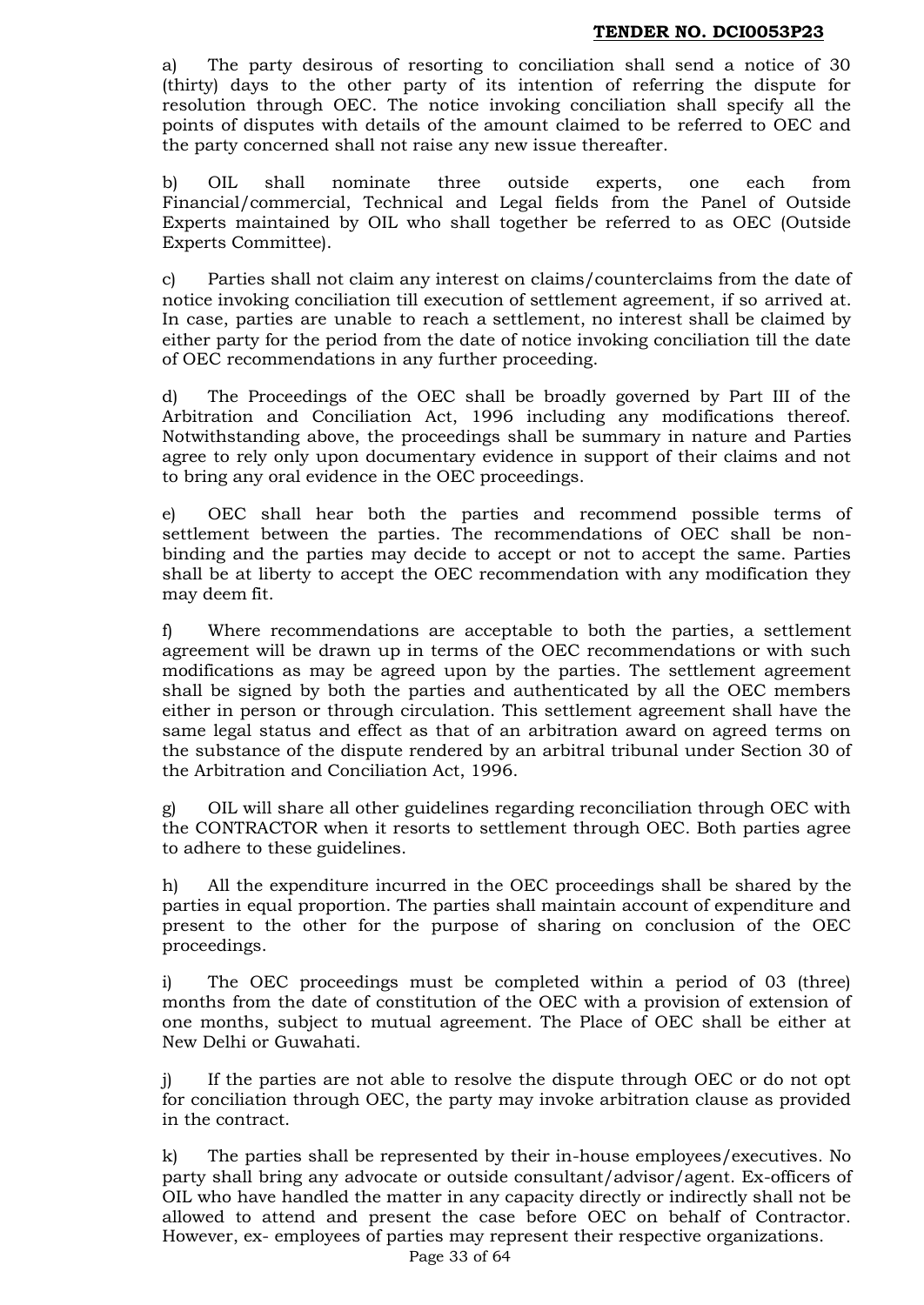a) The party desirous of resorting to conciliation shall send a notice of 30 (thirty) days to the other party of its intention of referring the dispute for resolution through OEC. The notice invoking conciliation shall specify all the points of disputes with details of the amount claimed to be referred to OEC and the party concerned shall not raise any new issue thereafter.

b) OIL shall nominate three outside experts, one each from Financial/commercial, Technical and Legal fields from the Panel of Outside Experts maintained by OIL who shall together be referred to as OEC (Outside Experts Committee).

c) Parties shall not claim any interest on claims/counterclaims from the date of notice invoking conciliation till execution of settlement agreement, if so arrived at. In case, parties are unable to reach a settlement, no interest shall be claimed by either party for the period from the date of notice invoking conciliation till the date of OEC recommendations in any further proceeding.

d) The Proceedings of the OEC shall be broadly governed by Part III of the Arbitration and Conciliation Act, 1996 including any modifications thereof. Notwithstanding above, the proceedings shall be summary in nature and Parties agree to rely only upon documentary evidence in support of their claims and not to bring any oral evidence in the OEC proceedings.

e) OEC shall hear both the parties and recommend possible terms of settlement between the parties. The recommendations of OEC shall be non-binding and the parties may decide to accept or not to accept the same. Parties shall be at liberty to accept the OEC recommendation with any modification they may deem fit.

f) Where recommendations are acceptable to both the parties, a settlement agreement will be drawn up in terms of the OEC recommendations or with such modifications as may be agreed upon by the parties. The settlement agreement shall be signed by both the parties and authenticated by all the OEC members either in person or through circulation. This settlement agreement shall have the same legal status and effect as that of an arbitration award on agreed terms on the substance of the dispute rendered by an arbitral tribunal under Section 30 of the Arbitration and Conciliation Act, 1996.

g) OIL will share all other guidelines regarding reconciliation through OEC with the CONTRACTOR when it resorts to settlement through OEC. Both parties agree to adhere to these guidelines.

h) All the expenditure incurred in the OEC proceedings shall be shared by the parties in equal proportion. The parties shall maintain account of expenditure and present to the other for the purpose of sharing on conclusion of the OEC proceedings.

i) The OEC proceedings must be completed within a period of 03 (three) months from the date of constitution of the OEC with a provision of extension of one months, subject to mutual agreement. The Place of OEC shall be either at New Delhi or Guwahati.

j) If the parties are not able to resolve the dispute through OEC or do not opt for conciliation through OEC, the party may invoke arbitration clause as provided in the contract.

k) The parties shall be represented by their in-house employees/executives. No party shall bring any advocate or outside consultant/advisor/agent. Ex-officers of OIL who have handled the matter in any capacity directly or indirectly shall not be allowed to attend and present the case before OEC on behalf of Contractor. However, ex- employees of parties may represent their respective organizations.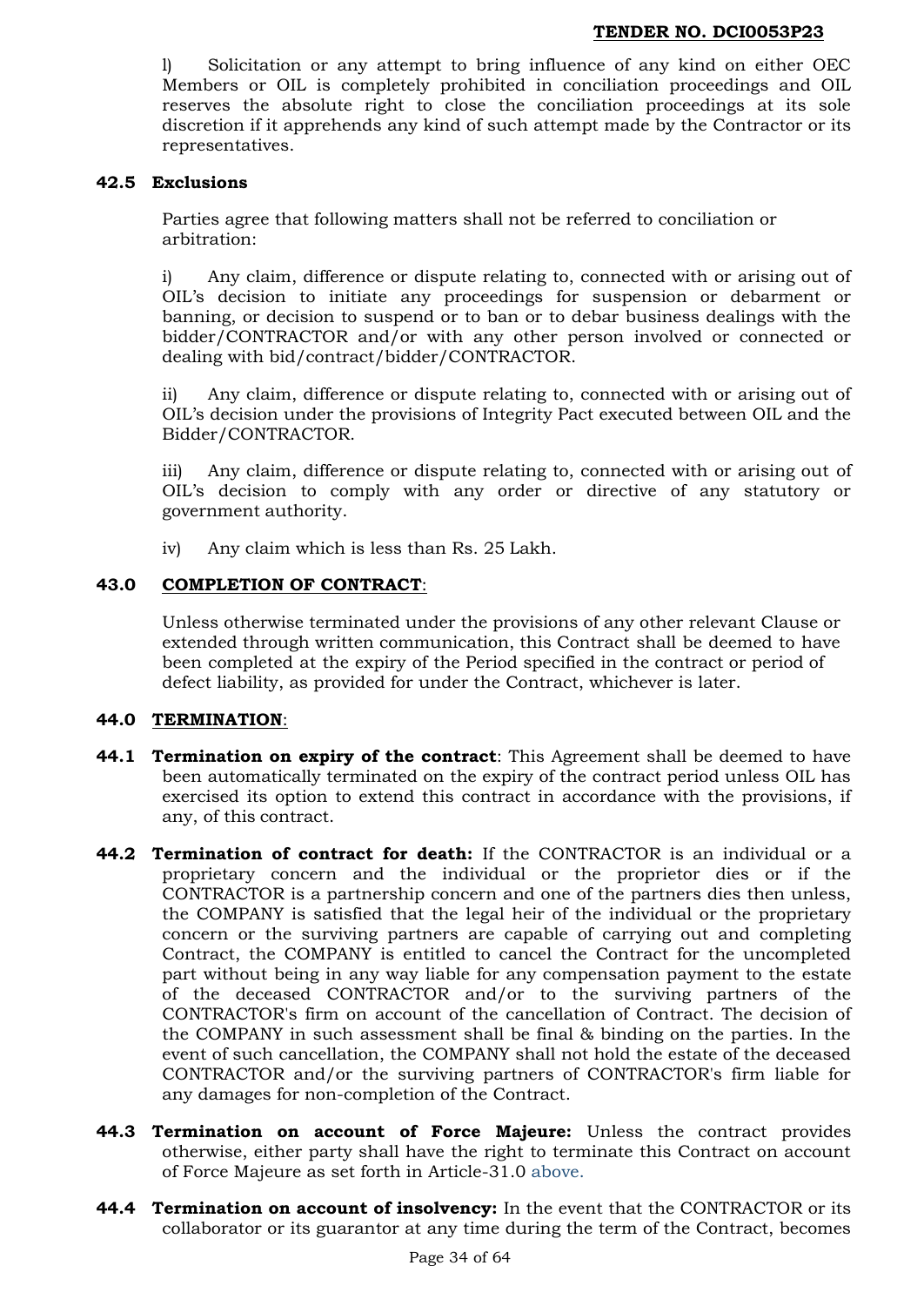l) Solicitation or any attempt to bring influence of any kind on either OEC Members or OIL is completely prohibited in conciliation proceedings and OIL reserves the absolute right to close the conciliation proceedings at its sole discretion if it apprehends any kind of such attempt made by the Contractor or its representatives.

**42.5 Exclusions**

Parties agree that following matters shall not be referred to conciliation or arbitration:

i) Any claim, difference or dispute relating to, connected with or arising out of OIL's decision to initiate any proceedings for suspension or debarment or banning, or decision to suspend or to ban or to debar business dealings with the bidder/CONTRACTOR and/or with any other person involved or connected or dealing with bid/contract/bidder/CONTRACTOR.

ii) Any claim, difference or dispute relating to, connected with or arising out of OIL's decision under the provisions of Integrity Pact executed between OIL and the Bidder/CONTRACTOR.

iii) Any claim, difference or dispute relating to, connected with or arising out of OIL's decision to comply with any order or directive of any statutory or government authority.

iv) Any claim which is less than Rs. 25 Lakh.

**43.0 <u>COMPLETION OF CONTRACT</u>:**

Unless otherwise terminated under the provisions of any other relevant Clause or extended through written communication, this Contract shall be deemed to have been completed at the expiry of the Period specified in the contract or period of defect liability, as provided for under the Contract, whichever is later.

**44.0 <u>TERMINATION</u>:**

**44.1 Termination on expiry of the contract**: This Agreement shall be deemed to have been automatically terminated on the expiry of the contract period unless OIL has exercised its option to extend this contract in accordance with the provisions, if any, of this contract.

**44.2 Termination of contract for death:** If the CONTRACTOR is an individual or a proprietary concern and the individual or the proprietor dies or if the CONTRACTOR is a partnership concern and one of the partners dies then unless, the COMPANY is satisfied that the legal heir of the individual or the proprietary concern or the surviving partners are capable of carrying out and completing Contract, the COMPANY is entitled to cancel the Contract for the uncompleted part without being in any way liable for any compensation payment to the estate of the deceased CONTRACTOR and/or to the surviving partners of the CONTRACTOR's firm on account of the cancellation of Contract. The decision of the COMPANY in such assessment shall be final & binding on the parties. In the event of such cancellation, the COMPANY shall not hold the estate of the deceased CONTRACTOR and/or the surviving partners of CONTRACTOR's firm liable for any damages for non-completion of the Contract.

**44.3 Termination on account of Force Majeure:** Unless the contract provides otherwise, either party shall have the right to terminate this Contract on account of Force Majeure as set forth in Article-31.0 above.

**44.4 Termination on account of insolvency:** In the event that the CONTRACTOR or its collaborator or its guarantor at any time during the term of the Contract, becomes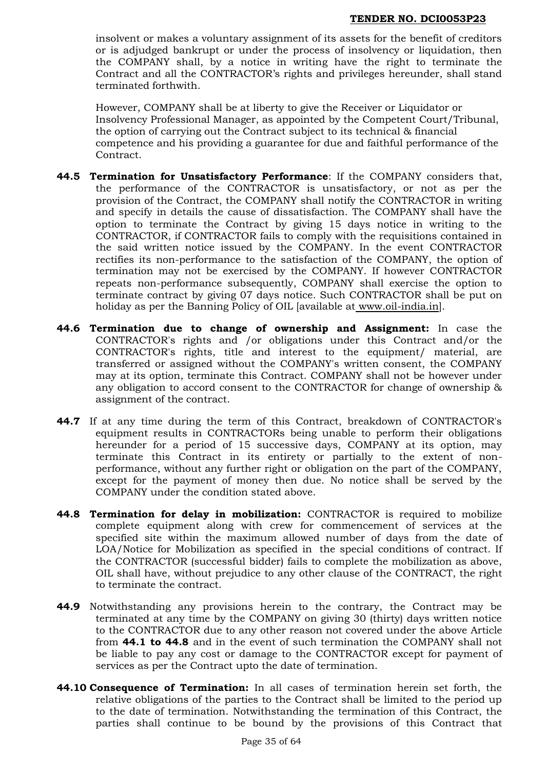insolvent or makes a voluntary assignment of its assets for the benefit of creditors or is adjudged bankrupt or under the process of insolvency or liquidation, then the COMPANY shall, by a notice in writing have the right to terminate the Contract and all the CONTRACTOR's rights and privileges hereunder, shall stand terminated forthwith.

However, COMPANY shall be at liberty to give the Receiver or Liquidator or Insolvency Professional Manager, as appointed by the Competent Court/Tribunal, the option of carrying out the Contract subject to its technical & financial competence and his providing a guarantee for due and faithful performance of the Contract.

**44.5 Termination for Unsatisfactory Performance**: If the COMPANY considers that, the performance of the CONTRACTOR is unsatisfactory, or not as per the provision of the Contract, the COMPANY shall notify the CONTRACTOR in writing and specify in details the cause of dissatisfaction. The COMPANY shall have the option to terminate the Contract by giving 15 days notice in writing to the CONTRACTOR, if CONTRACTOR fails to comply with the requisitions contained in the said written notice issued by the COMPANY. In the event CONTRACTOR rectifies its non-performance to the satisfaction of the COMPANY, the option of termination may not be exercised by the COMPANY. If however CONTRACTOR repeats non-performance subsequently, COMPANY shall exercise the option to terminate contract by giving 07 days notice. Such CONTRACTOR shall be put on holiday as per the Banning Policy of OIL [available at www.oil-india.in].

**44.6 Termination due to change of ownership and Assignment:** In case the CONTRACTOR's rights and /or obligations under this Contract and/or the CONTRACTOR's rights, title and interest to the equipment/ material, are transferred or assigned without the COMPANY's written consent, the COMPANY may at its option, terminate this Contract. COMPANY shall not be however under any obligation to accord consent to the CONTRACTOR for change of ownership & assignment of the contract.

**44.7** If at any time during the term of this Contract, breakdown of CONTRACTOR's equipment results in CONTRACTORs being unable to perform their obligations hereunder for a period of 15 successive days, COMPANY at its option, may terminate this Contract in its entirety or partially to the extent of non-performance, without any further right or obligation on the part of the COMPANY, except for the payment of money then due. No notice shall be served by the COMPANY under the condition stated above.

**44.8 Termination for delay in mobilization:** CONTRACTOR is required to mobilize complete equipment along with crew for commencement of services at the specified site within the maximum allowed number of days from the date of LOA/Notice for Mobilization as specified in the special conditions of contract. If the CONTRACTOR (successful bidder) fails to complete the mobilization as above, OIL shall have, without prejudice to any other clause of the CONTRACT, the right to terminate the contract.

**44.9** Notwithstanding any provisions herein to the contrary, the Contract may be terminated at any time by the COMPANY on giving 30 (thirty) days written notice to the CONTRACTOR due to any other reason not covered under the above Article from **44.1 to 44.8** and in the event of such termination the COMPANY shall not be liable to pay any cost or damage to the CONTRACTOR except for payment of services as per the Contract upto the date of termination.

**44.10 Consequence of Termination:** In all cases of termination herein set forth, the relative obligations of the parties to the Contract shall be limited to the period up to the date of termination. Notwithstanding the termination of this Contract, the parties shall continue to be bound by the provisions of this Contract that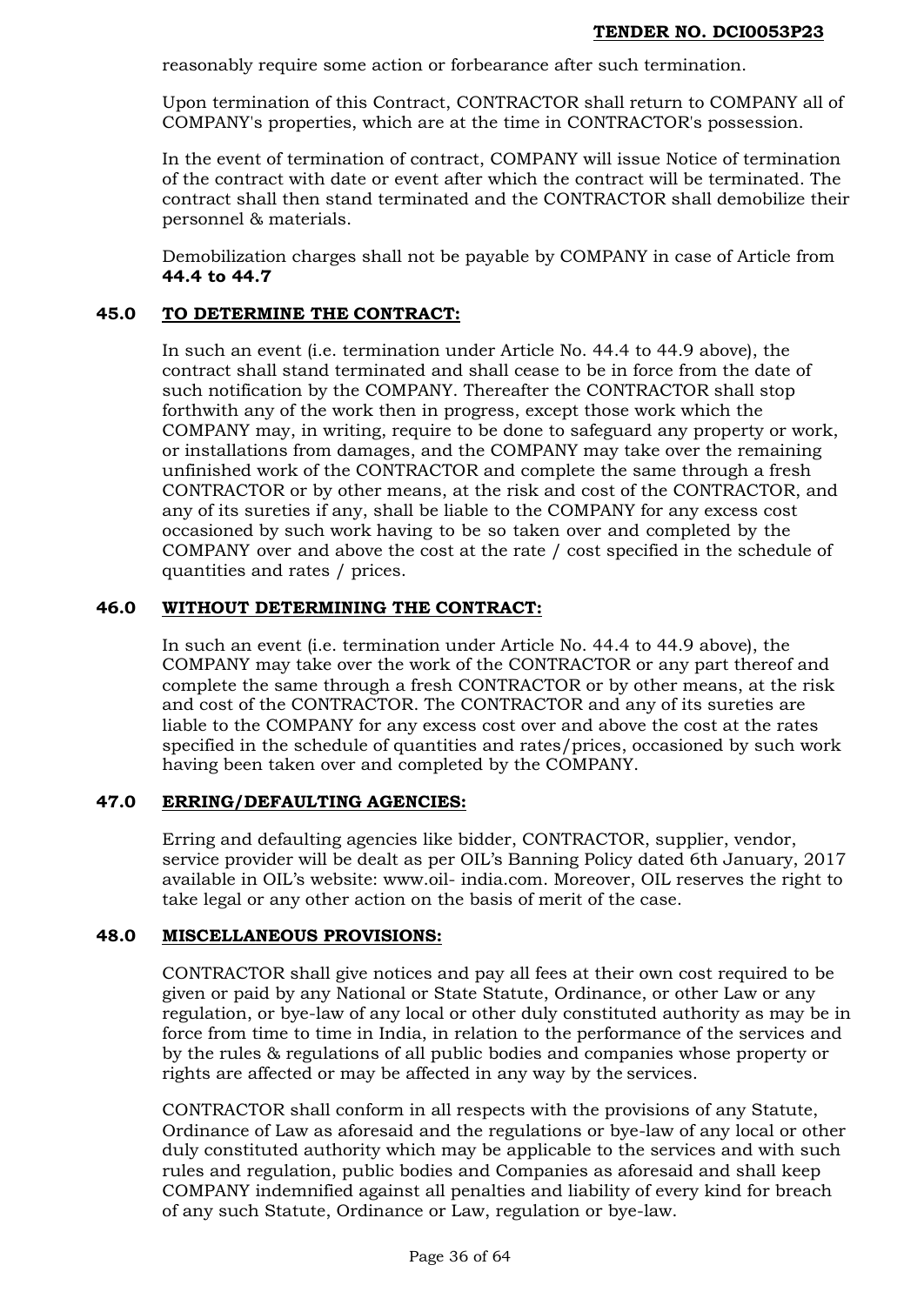reasonably require some action or forbearance after such termination.

Upon termination of this Contract, CONTRACTOR shall return to COMPANY all of COMPANY's properties, which are at the time in CONTRACTOR's possession.

In the event of termination of contract, COMPANY will issue Notice of termination of the contract with date or event after which the contract will be terminated. The contract shall then stand terminated and the CONTRACTOR shall demobilize their personnel & materials.

Demobilization charges shall not be payable by COMPANY in case of Article from **44.4 to 44.7**

## 45.0 TO DETERMINE THE CONTRACT:

In such an event (i.e. termination under Article No. 44.4 to 44.9 above), the contract shall stand terminated and shall cease to be in force from the date of such notification by the COMPANY. Thereafter the CONTRACTOR shall stop forthwith any of the work then in progress, except those work which the COMPANY may, in writing, require to be done to safeguard any property or work, or installations from damages, and the COMPANY may take over the remaining unfinished work of the CONTRACTOR and complete the same through a fresh CONTRACTOR or by other means, at the risk and cost of the CONTRACTOR, and any of its sureties if any, shall be liable to the COMPANY for any excess cost occasioned by such work having to be so taken over and completed by the COMPANY over and above the cost at the rate / cost specified in the schedule of quantities and rates / prices.

## 46.0 WITHOUT DETERMINING THE CONTRACT:

In such an event (i.e. termination under Article No. 44.4 to 44.9 above), the COMPANY may take over the work of the CONTRACTOR or any part thereof and complete the same through a fresh CONTRACTOR or by other means, at the risk and cost of the CONTRACTOR. The CONTRACTOR and any of its sureties are liable to the COMPANY for any excess cost over and above the cost at the rates specified in the schedule of quantities and rates/prices, occasioned by such work having been taken over and completed by the COMPANY.

## 47.0 ERRING/DEFAULTING AGENCIES:

Erring and defaulting agencies like bidder, CONTRACTOR, supplier, vendor, service provider will be dealt as per OIL's Banning Policy dated 6th January, 2017 available in OIL's website: www.oil- india.com. Moreover, OIL reserves the right to take legal or any other action on the basis of merit of the case.

## 48.0 MISCELLANEOUS PROVISIONS:

CONTRACTOR shall give notices and pay all fees at their own cost required to be given or paid by any National or State Statute, Ordinance, or other Law or any regulation, or bye-law of any local or other duly constituted authority as may be in force from time to time in India, in relation to the performance of the services and by the rules & regulations of all public bodies and companies whose property or rights are affected or may be affected in any way by the services.

CONTRACTOR shall conform in all respects with the provisions of any Statute, Ordinance of Law as aforesaid and the regulations or bye-law of any local or other duly constituted authority which may be applicable to the services and with such rules and regulation, public bodies and Companies as aforesaid and shall keep COMPANY indemnified against all penalties and liability of every kind for breach of any such Statute, Ordinance or Law, regulation or bye-law.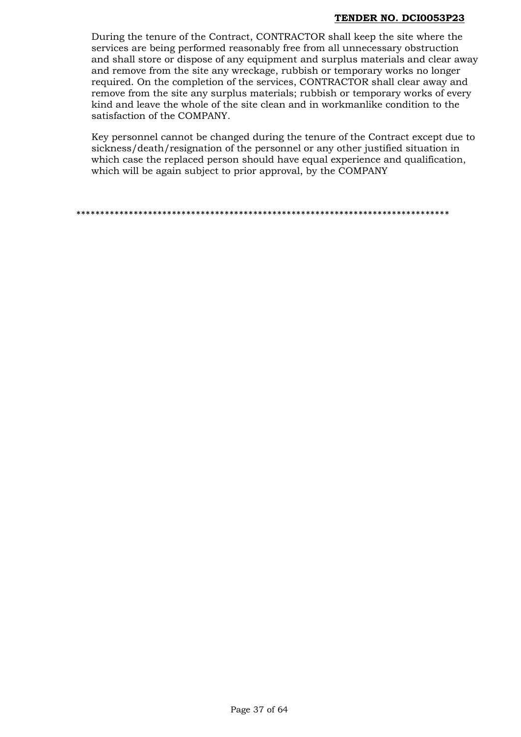During the tenure of the Contract, CONTRACTOR shall keep the site where the services are being performed reasonably free from all unnecessary obstruction and shall store or dispose of any equipment and surplus materials and clear away and remove from the site any wreckage, rubbish or temporary works no longer required. On the completion of the services, CONTRACTOR shall clear away and remove from the site any surplus materials; rubbish or temporary works of every kind and leave the whole of the site clean and in workmanlike condition to the satisfaction of the COMPANY.

Key personnel cannot be changed during the tenure of the Contract except due to sickness/death/resignation of the personnel or any other justified situation in which case the replaced person should have equal experience and qualification, which will be again subject to prior approval, by the COMPANY

*******************************************************************************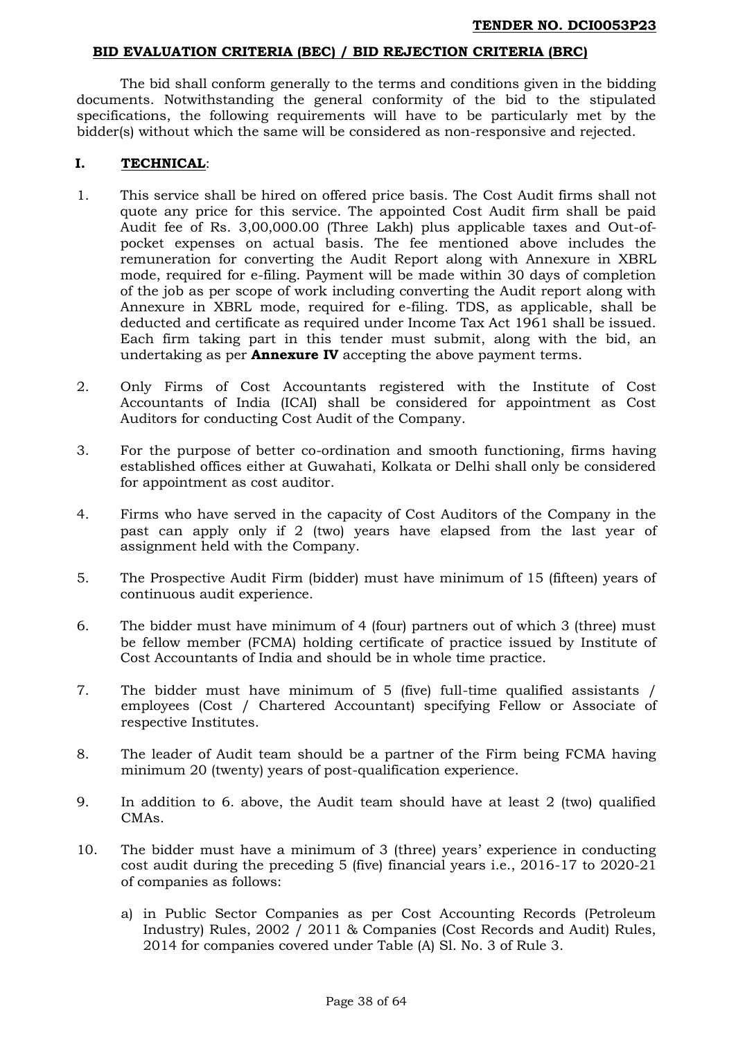## BID EVALUATION CRITERIA (BEC) / BID REJECTION CRITERIA (BRC)

The bid shall conform generally to the terms and conditions given in the bidding documents. Notwithstanding the general conformity of the bid to the stipulated specifications, the following requirements will have to be particularly met by the bidder(s) without which the same will be considered as non-responsive and rejected.

### I. TECHNICAL:

1. This service shall be hired on offered price basis. The Cost Audit firms shall not quote any price for this service. The appointed Cost Audit firm shall be paid Audit fee of Rs. 3,00,000.00 (Three Lakh) plus applicable taxes and Out-of-pocket expenses on actual basis. The fee mentioned above includes the remuneration for converting the Audit Report along with Annexure in XBRL mode, required for e-filing. Payment will be made within 30 days of completion of the job as per scope of work including converting the Audit report along with Annexure in XBRL mode, required for e-filing. TDS, as applicable, shall be deducted and certificate as required under Income Tax Act 1961 shall be issued. Each firm taking part in this tender must submit, along with the bid, an undertaking as per **Annexure IV** accepting the above payment terms.

2. Only Firms of Cost Accountants registered with the Institute of Cost Accountants of India (ICAI) shall be considered for appointment as Cost Auditors for conducting Cost Audit of the Company.

3. For the purpose of better co-ordination and smooth functioning, firms having established offices either at Guwahati, Kolkata or Delhi shall only be considered for appointment as cost auditor.

4. Firms who have served in the capacity of Cost Auditors of the Company in the past can apply only if 2 (two) years have elapsed from the last year of assignment held with the Company.

5. The Prospective Audit Firm (bidder) must have minimum of 15 (fifteen) years of continuous audit experience.

6. The bidder must have minimum of 4 (four) partners out of which 3 (three) must be fellow member (FCMA) holding certificate of practice issued by Institute of Cost Accountants of India and should be in whole time practice.

7. The bidder must have minimum of 5 (five) full-time qualified assistants / employees (Cost / Chartered Accountant) specifying Fellow or Associate of respective Institutes.

8. The leader of Audit team should be a partner of the Firm being FCMA having minimum 20 (twenty) years of post-qualification experience.

9. In addition to 6. above, the Audit team should have at least 2 (two) qualified CMAs.

10. The bidder must have a minimum of 3 (three) years' experience in conducting cost audit during the preceding 5 (five) financial years i.e., 2016-17 to 2020-21 of companies as follows:

    a) in Public Sector Companies as per Cost Accounting Records (Petroleum Industry) Rules, 2002 / 2011 & Companies (Cost Records and Audit) Rules, 2014 for companies covered under Table (A) Sl. No. 3 of Rule 3.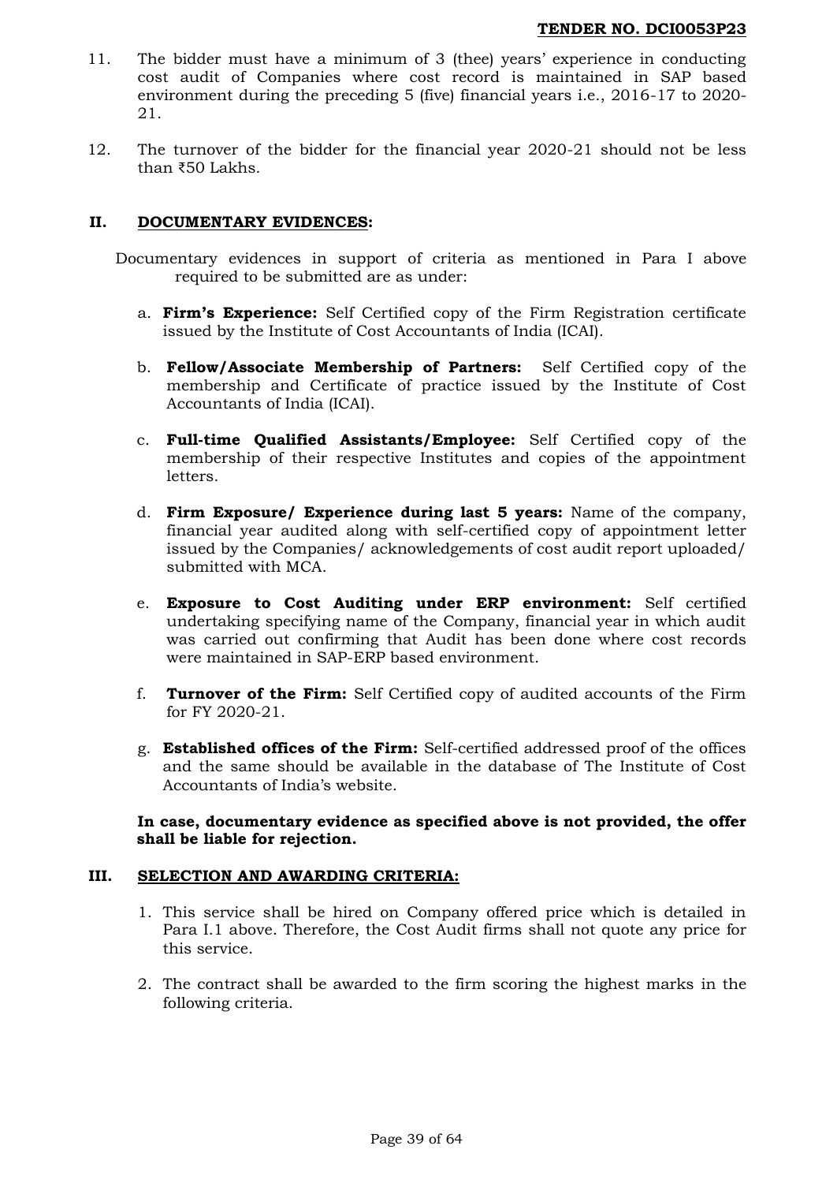11. The bidder must have a minimum of 3 (thee) years' experience in conducting cost audit of Companies where cost record is maintained in SAP based environment during the preceding 5 (five) financial years i.e., 2016-17 to 2020-21.

12. The turnover of the bidder for the financial year 2020-21 should not be less than ₹50 Lakhs.

## II. DOCUMENTARY EVIDENCES:

Documentary evidences in support of criteria as mentioned in Para I above required to be submitted are as under:

a. **Firm's Experience:** Self Certified copy of the Firm Registration certificate issued by the Institute of Cost Accountants of India (ICAI).

b. **Fellow/Associate Membership of Partners:** Self Certified copy of the membership and Certificate of practice issued by the Institute of Cost Accountants of India (ICAI).

c. **Full-time Qualified Assistants/Employee:** Self Certified copy of the membership of their respective Institutes and copies of the appointment letters.

d. **Firm Exposure/ Experience during last 5 years:** Name of the company, financial year audited along with self-certified copy of appointment letter issued by the Companies/ acknowledgements of cost audit report uploaded/ submitted with MCA.

e. **Exposure to Cost Auditing under ERP environment:** Self certified undertaking specifying name of the Company, financial year in which audit was carried out confirming that Audit has been done where cost records were maintained in SAP-ERP based environment.

f. **Turnover of the Firm:** Self Certified copy of audited accounts of the Firm for FY 2020-21.

g. **Established offices of the Firm:** Self-certified addressed proof of the offices and the same should be available in the database of The Institute of Cost Accountants of India's website.

**In case, documentary evidence as specified above is not provided, the offer shall be liable for rejection.**

## III. SELECTION AND AWARDING CRITERIA:

1. This service shall be hired on Company offered price which is detailed in Para I.1 above. Therefore, the Cost Audit firms shall not quote any price for this service.

2. The contract shall be awarded to the firm scoring the highest marks in the following criteria.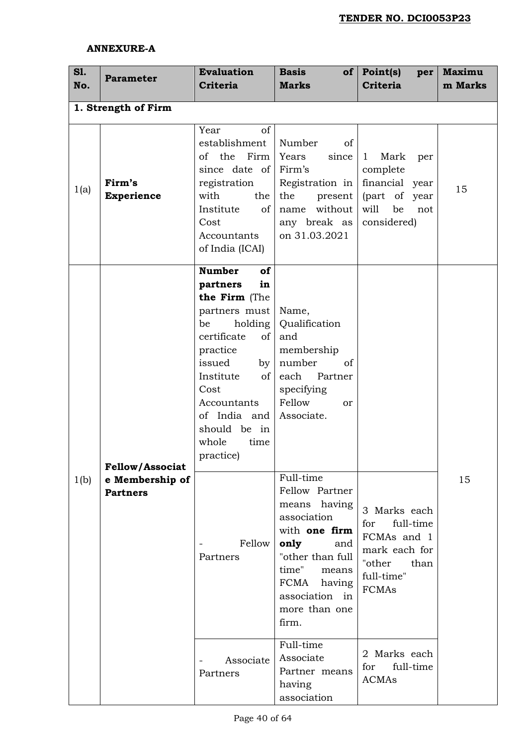**TENDER NO. DCI0053P23**

**ANNEXURE-A**

| Sl. No. | Parameter | Evaluation Criteria | Basis of Marks | Point(s) per Criteria | Maximum Marks |
|---|---|---|---|---|---|
| **1. Strength of Firm** | | | | | |
| 1(a) | **Firm's Experience** | Year of establishment of the Firm since date of registration with the Institute of Cost Accountants of India (ICAI) | Number of Years since Firm's Registration in the present name without any break as on 31.03.2021 | 1 Mark per complete financial year (part of year will be not considered) | 15 |
| 1(b) | **Fellow/Associate Membership of Partners** | **Number of partners in the Firm** (The partners must be holding certificate of practice issued by Institute of Cost Accountants of India and should be in whole time practice) | Name, Qualification and membership number of each Partner specifying Fellow or Associate. | | 15 |
| | | - Fellow Partners | Full-time Fellow Partner means having association with **one firm only** and "other than full time" means FCMA having association in more than one firm. | 3 Marks each for full-time FCMAs and 1 mark each for "other than full-time" FCMAs | |
| | | - Associate Partners | Full-time Associate Partner means having association | 2 Marks each for full-time ACMAs | |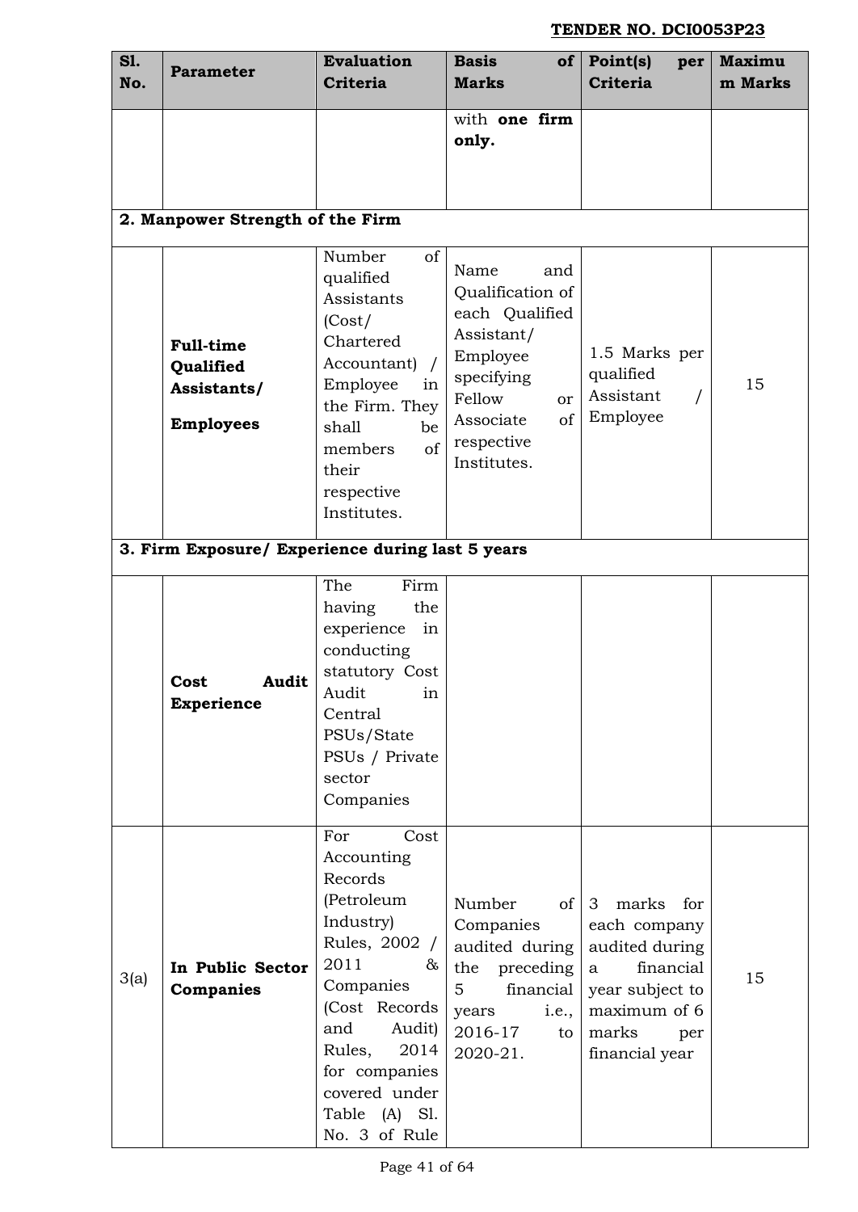| Sl. No. | Parameter | Evaluation Criteria | Basis of Marks | Point(s) per Criteria | Maximum Marks |
|---|---|---|---|---|---|
| | | | with **one firm only.** | | |
| **2. Manpower Strength of the Firm** | | | | | |
| | **Full-time Qualified Assistants/ Employees** | Number of qualified Assistants (Cost/ Chartered Accountant) / Employee in the Firm. They shall be members of their respective Institutes. | Name and Qualification of each Qualified Assistant/ Employee specifying Fellow or Associate of respective Institutes. | 1.5 Marks per qualified Assistant / Employee | 15 |
| **3. Firm Exposure/ Experience during last 5 years** | | | | | |
| | **Cost Audit Experience** | The Firm having the experience in conducting statutory Cost Audit in Central PSUs/State PSUs / Private sector Companies | | | |
| 3(a) | **In Public Sector Companies** | For Cost Accounting Records (Petroleum Industry) Rules, 2002 / 2011 & Companies (Cost Records and Audit) Rules, 2014 for companies covered under Table (A) Sl. No. 3 of Rule | Number of Companies audited during the preceding 5 financial years i.e., 2016-17 to 2020-21. | 3 marks for each company audited during a financial year subject to maximum of 6 marks per financial year | 15 |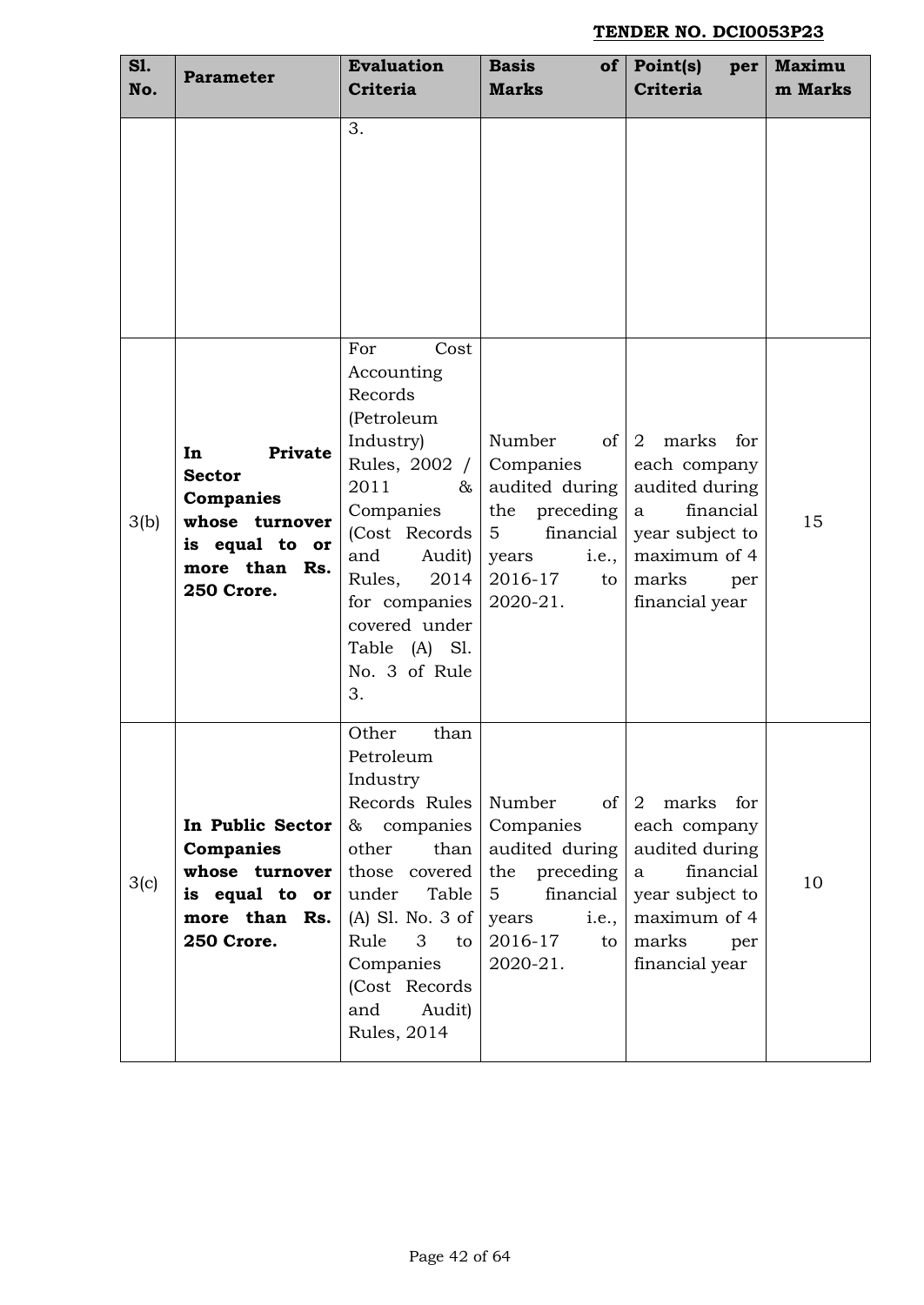| Sl. No. | Parameter | Evaluation Criteria | Basis of Marks | Point(s) per Criteria | Maximum Marks |
|---|---|---|---|---|---|
| | | 3. | | | |
| 3(b) | **In Private Sector Companies whose turnover is equal to or more than Rs. 250 Crore.** | For Cost Accounting Records (Petroleum Industry) Rules, 2002 / 2011 & Companies (Cost Records and Audit) Rules, 2014 for companies covered under Table (A) Sl. No. 3 of Rule 3. | Number of Companies audited during the preceding 5 financial years i.e., 2016-17 to 2020-21. | 2 marks for each company audited during a financial year subject to maximum of 4 marks per financial year | 15 |
| 3(c) | **In Public Sector Companies whose turnover is equal to or more than Rs. 250 Crore.** | Other than Petroleum Industry Records Rules & companies other than those covered under Table (A) Sl. No. 3 of Rule 3 to Companies (Cost Records and Audit) Rules, 2014 | Number of Companies audited during the preceding 5 financial years i.e., 2016-17 to 2020-21. | 2 marks for each company audited during a financial year subject to maximum of 4 marks per financial year | 10 |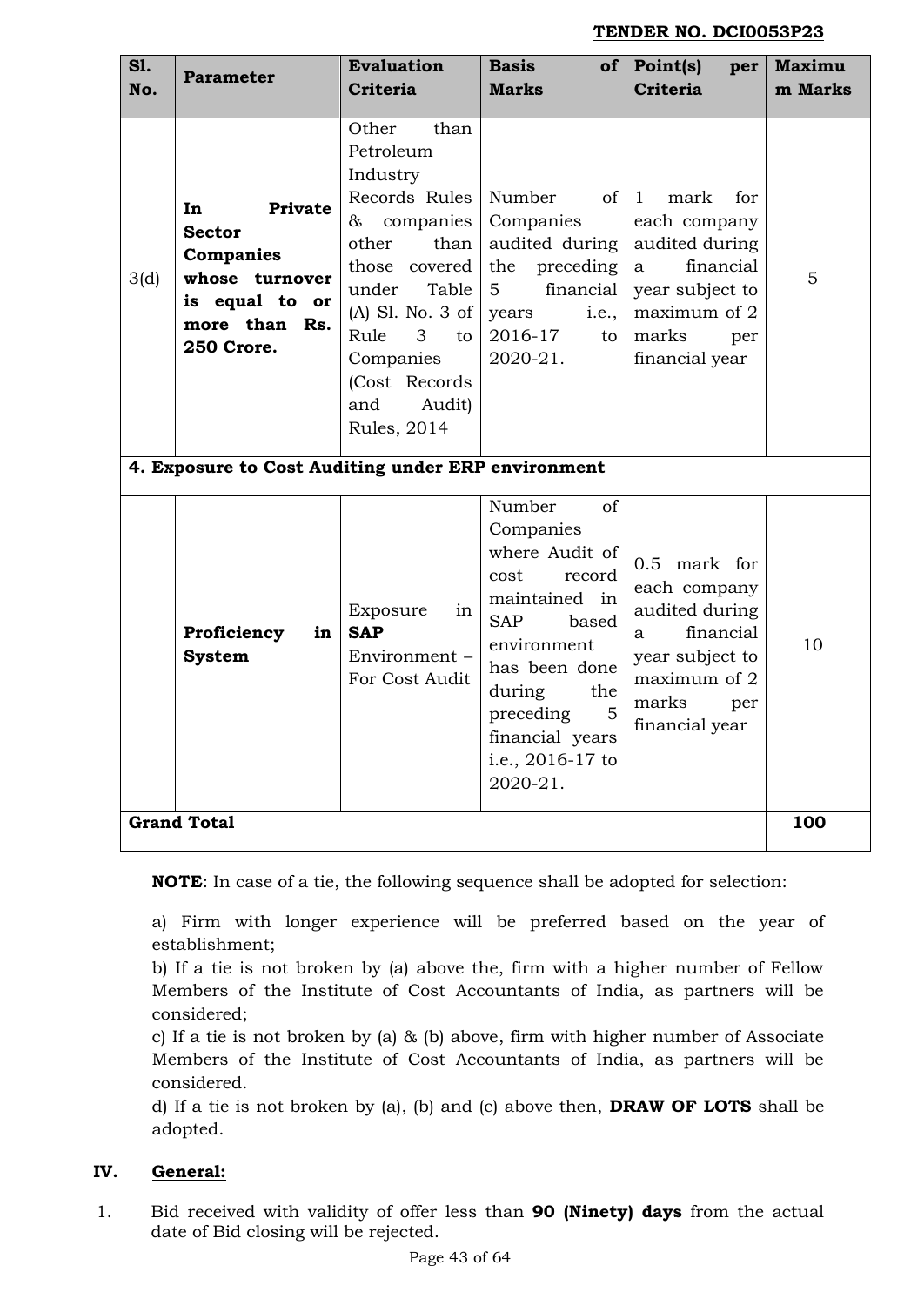**TENDER NO. DCI0053P23**

| Sl. No. | Parameter | Evaluation Criteria | Basis of Marks | Point(s) per Criteria | Maximum Marks |
|---|---|---|---|---|---|
| 3(d) | **In Private Sector Companies whose turnover is equal to or more than Rs. 250 Crore.** | Other than Petroleum Industry Records Rules & companies other than those covered under Table (A) Sl. No. 3 of Rule 3 to Companies (Cost Records and Audit) Rules, 2014 | Number of Companies audited during the preceding 5 financial years i.e., 2016-17 to 2020-21. | 1 mark for each company audited during a financial year subject to maximum of 2 marks per financial year | 5 |
| **4. Exposure to Cost Auditing under ERP environment** | | | | | |
| | **Proficiency in System** | Exposure in **SAP** Environment – For Cost Audit | Number of Companies where Audit of cost record maintained in SAP based environment has been done during the preceding 5 financial years i.e., 2016-17 to 2020-21. | 0.5 mark for each company audited during a financial year subject to maximum of 2 marks per financial year | 10 |
| **Grand Total** | | | | | **100** |

**NOTE**: In case of a tie, the following sequence shall be adopted for selection:

a) Firm with longer experience will be preferred based on the year of establishment;

b) If a tie is not broken by (a) above the, firm with a higher number of Fellow Members of the Institute of Cost Accountants of India, as partners will be considered;

c) If a tie is not broken by (a) & (b) above, firm with higher number of Associate Members of the Institute of Cost Accountants of India, as partners will be considered.

d) If a tie is not broken by (a), (b) and (c) above then, **DRAW OF LOTS** shall be adopted.

## IV. General:

1. Bid received with validity of offer less than **90 (Ninety) days** from the actual date of Bid closing will be rejected.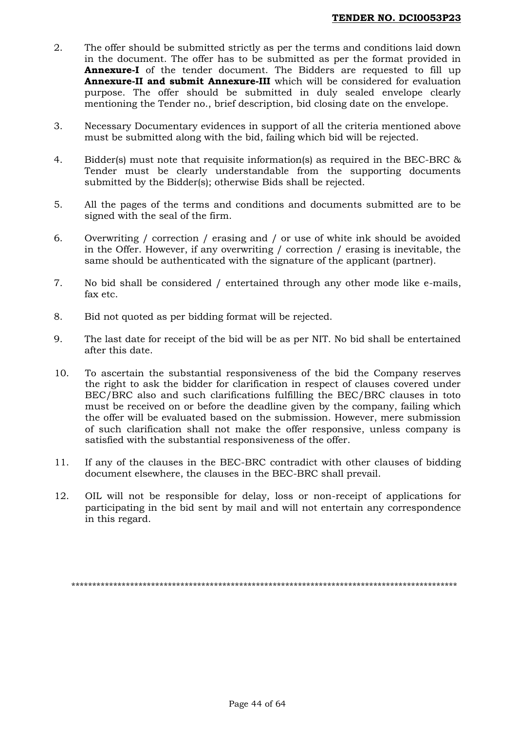2. The offer should be submitted strictly as per the terms and conditions laid down in the document. The offer has to be submitted as per the format provided in **Annexure-I** of the tender document. The Bidders are requested to fill up **Annexure-II and submit Annexure-III** which will be considered for evaluation purpose. The offer should be submitted in duly sealed envelope clearly mentioning the Tender no., brief description, bid closing date on the envelope.

3. Necessary Documentary evidences in support of all the criteria mentioned above must be submitted along with the bid, failing which bid will be rejected.

4. Bidder(s) must note that requisite information(s) as required in the BEC-BRC & Tender must be clearly understandable from the supporting documents submitted by the Bidder(s); otherwise Bids shall be rejected.

5. All the pages of the terms and conditions and documents submitted are to be signed with the seal of the firm.

6. Overwriting / correction / erasing and / or use of white ink should be avoided in the Offer. However, if any overwriting / correction / erasing is inevitable, the same should be authenticated with the signature of the applicant (partner).

7. No bid shall be considered / entertained through any other mode like e-mails, fax etc.

8. Bid not quoted as per bidding format will be rejected.

9. The last date for receipt of the bid will be as per NIT. No bid shall be entertained after this date.

10. To ascertain the substantial responsiveness of the bid the Company reserves the right to ask the bidder for clarification in respect of clauses covered under BEC/BRC also and such clarifications fulfilling the BEC/BRC clauses in toto must be received on or before the deadline given by the company, failing which the offer will be evaluated based on the submission. However, mere submission of such clarification shall not make the offer responsive, unless company is satisfied with the substantial responsiveness of the offer.

11. If any of the clauses in the BEC-BRC contradict with other clauses of bidding document elsewhere, the clauses in the BEC-BRC shall prevail.

12. OIL will not be responsible for delay, loss or non-receipt of applications for participating in the bid sent by mail and will not entertain any correspondence in this regard.

*********************************************************************************************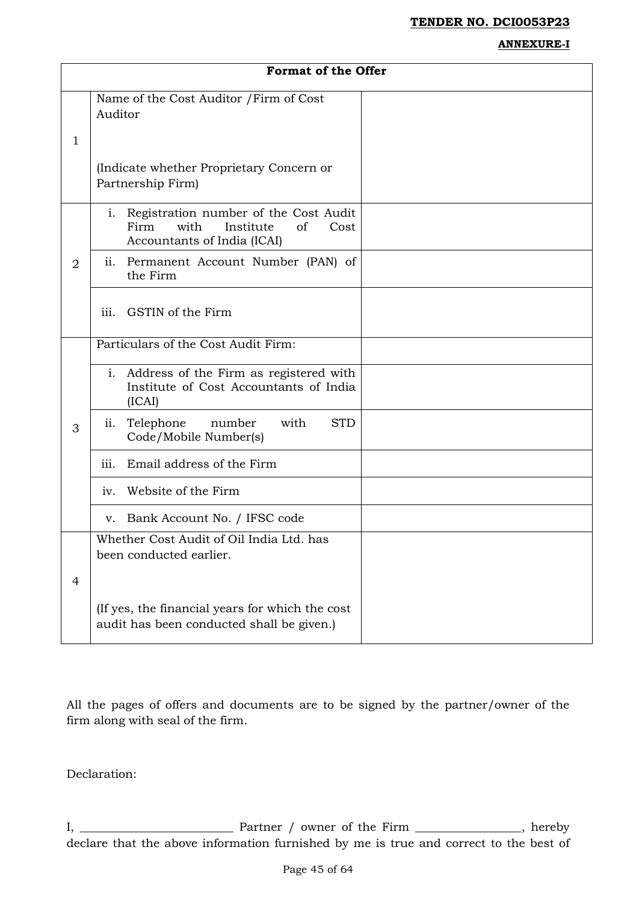**TENDER NO. DCI0053P23**

**ANNEXURE-I**

| **Format of the Offer** | | |
|---|---|---|
| 1 | Name of the Cost Auditor /Firm of Cost Auditor<br><br>(Indicate whether Proprietary Concern or Partnership Firm) | |
| 2 | i. Registration number of the Cost Audit Firm with Institute of Cost Accountants of India (ICAI) | |
| | ii. Permanent Account Number (PAN) of the Firm | |
| | iii. GSTIN of the Firm | |
| 3 | Particulars of the Cost Audit Firm: | |
| | i. Address of the Firm as registered with Institute of Cost Accountants of India (ICAI) | |
| | ii. Telephone number with STD Code/Mobile Number(s) | |
| | iii. Email address of the Firm | |
| | iv. Website of the Firm | |
| | v. Bank Account No. / IFSC code | |
| 4 | Whether Cost Audit of Oil India Ltd. has been conducted earlier.<br><br>(If yes, the financial years for which the cost audit has been conducted shall be given.) | |

All the pages of offers and documents are to be signed by the partner/owner of the firm along with seal of the firm.

Declaration:

I, _________________________ Partner / owner of the Firm _________________, hereby declare that the above information furnished by me is true and correct to the best of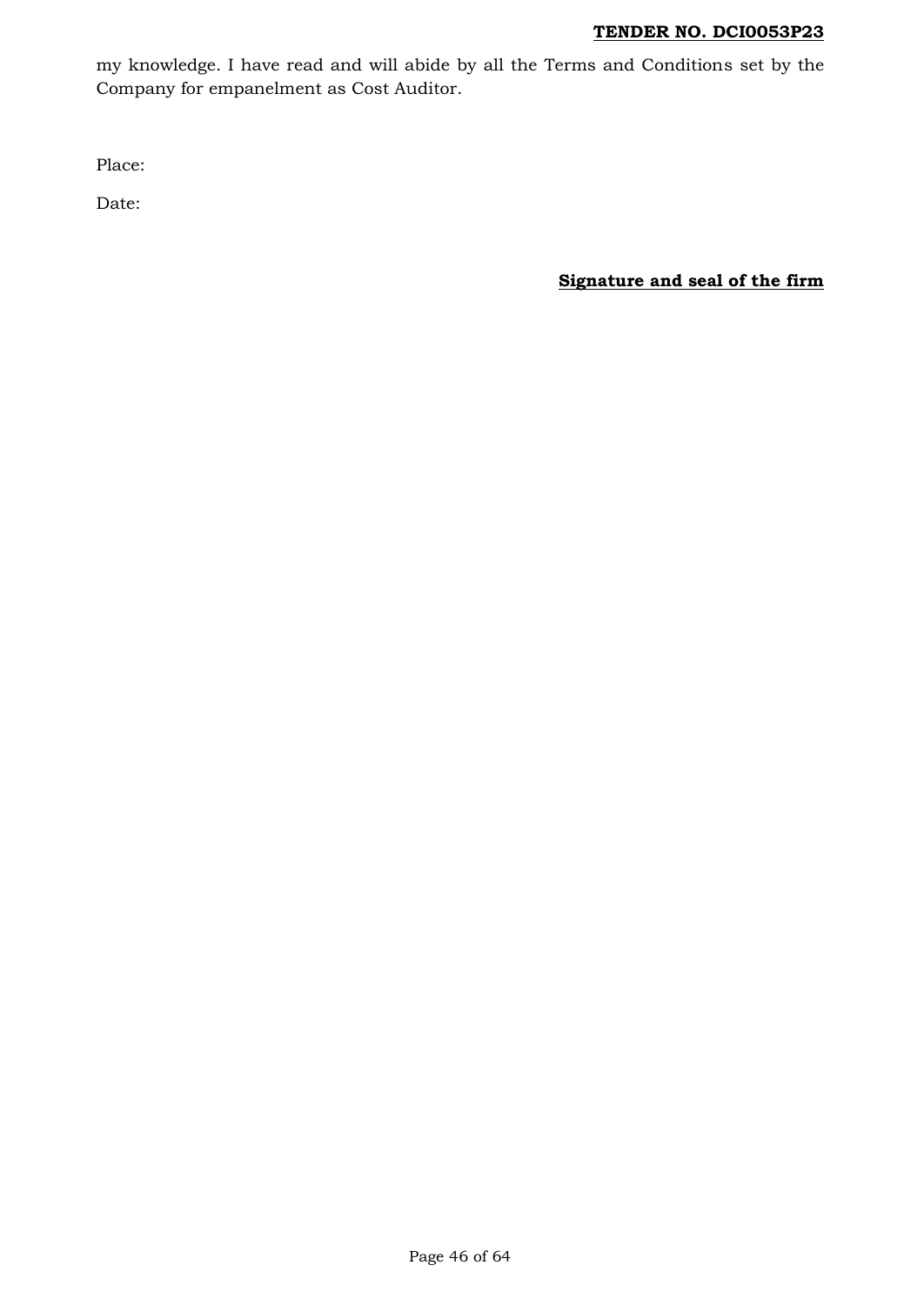my knowledge. I have read and will abide by all the Terms and Conditions set by the Company for empanelment as Cost Auditor.

Place:

Date:

**Signature and seal of the firm**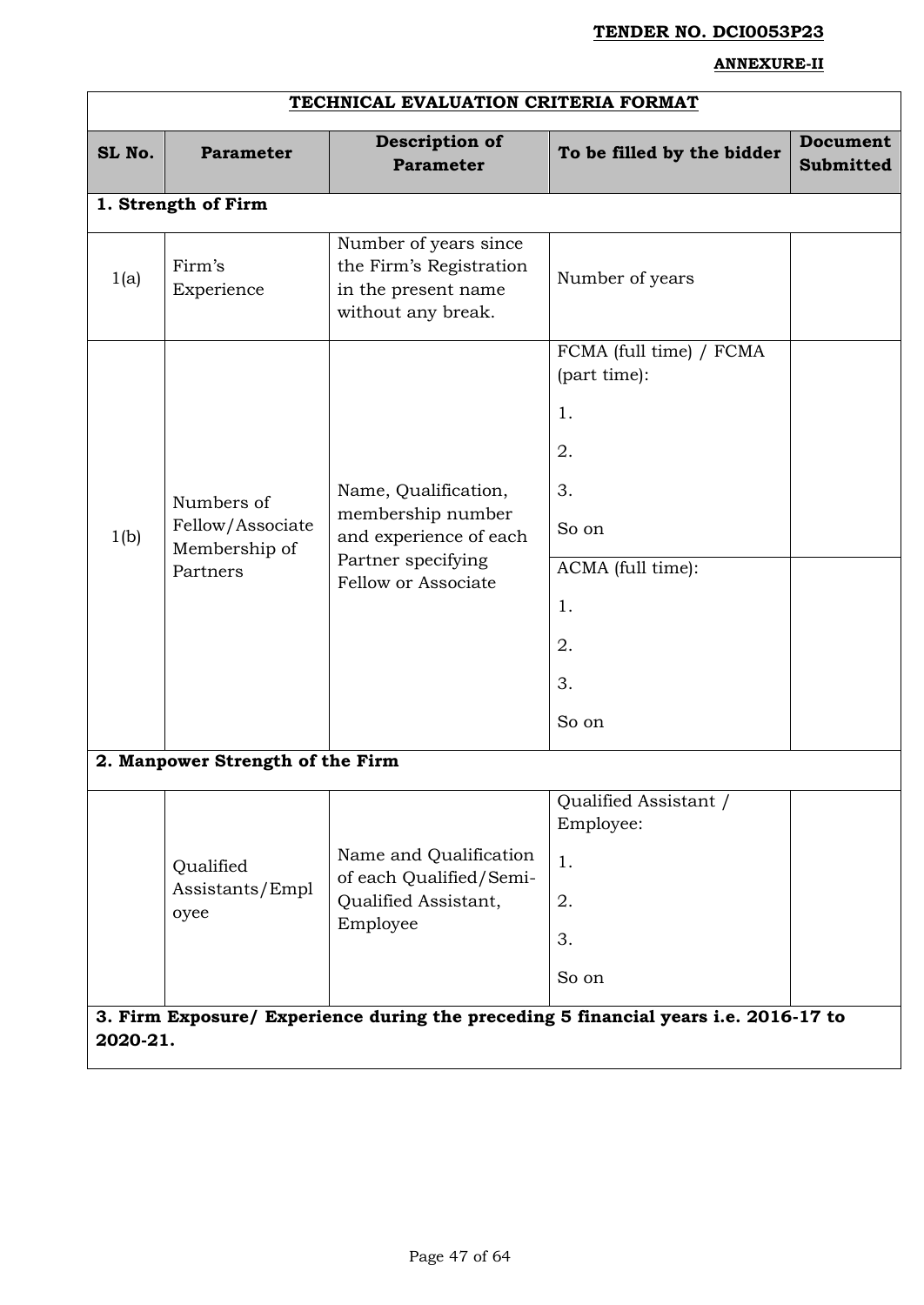**TENDER NO. DCI0053P23**

**ANNEXURE-II**

| **TECHNICAL EVALUATION CRITERIA FORMAT** | | | | |
|---|---|---|---|---|
| **SL No.** | **Parameter** | **Description of Parameter** | **To be filled by the bidder** | **Document Submitted** |
| **1. Strength of Firm** | | | | |
| 1(a) | Firm's Experience | Number of years since the Firm's Registration in the present name without any break. | Number of years | |
| 1(b) | Numbers of Fellow/Associate Membership of Partners | Name, Qualification, membership number and experience of each Partner specifying Fellow or Associate | FCMA (full time) / FCMA (part time):<br>1.<br>2.<br>3.<br>So on | |
| | | | ACMA (full time):<br>1.<br>2.<br>3.<br>So on | |
| **2. Manpower Strength of the Firm** | | | | |
| | Qualified Assistants/Employee | Name and Qualification of each Qualified/Semi-Qualified Assistant, Employee | Qualified Assistant / Employee:<br>1.<br>2.<br>3.<br>So on | |
| **3. Firm Exposure/ Experience during the preceding 5 financial years i.e. 2016-17 to 2020-21.** | | | | |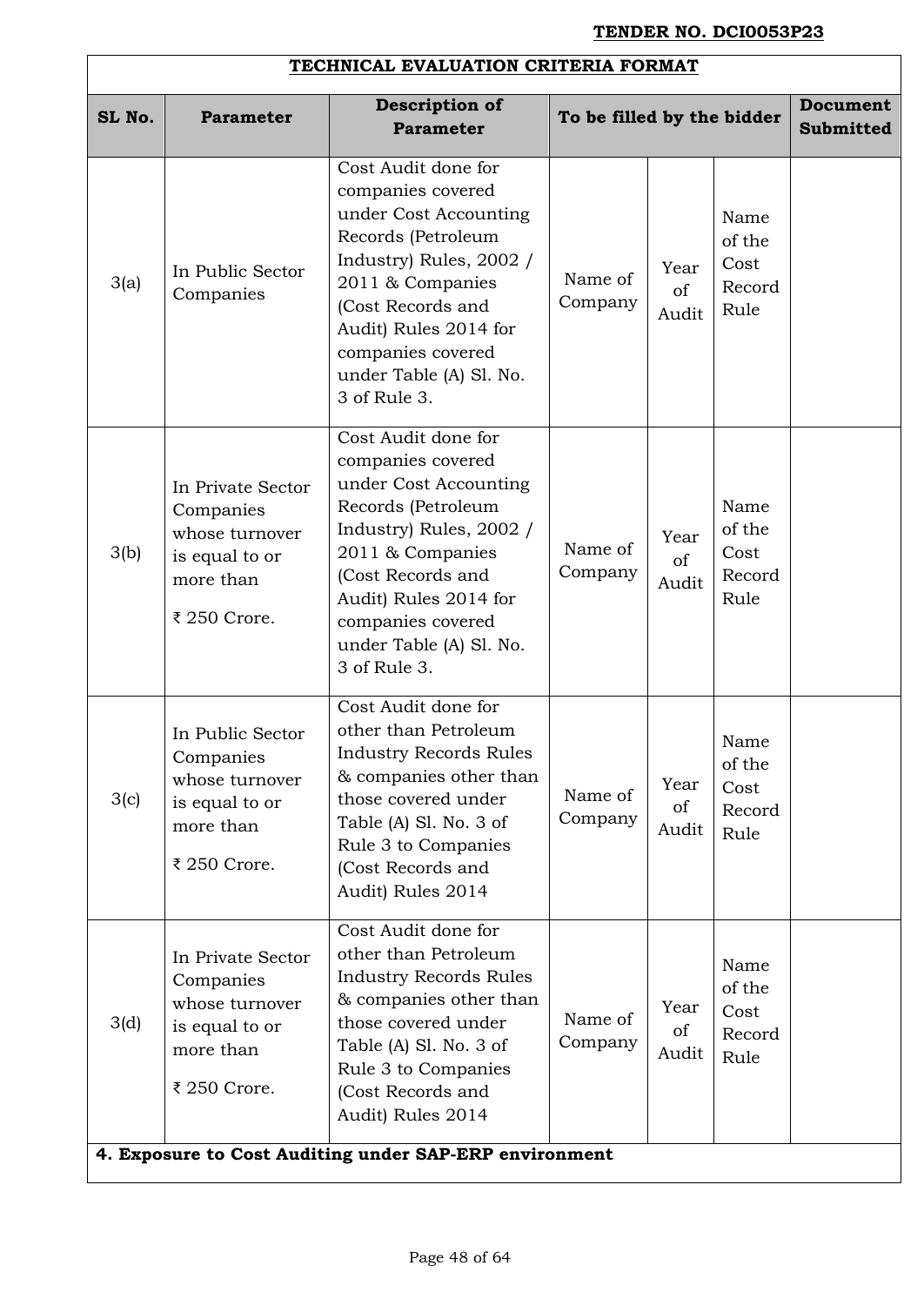**TENDER NO. DCI0053P23**

## TECHNICAL EVALUATION CRITERIA FORMAT

| SL No. | Parameter | Description of Parameter | To be filled by the bidder | | | Document Submitted |
|---|---|---|---|---|---|---|
| 3(a) | In Public Sector Companies | Cost Audit done for companies covered under Cost Accounting Records (Petroleum Industry) Rules, 2002 / 2011 & Companies (Cost Records and Audit) Rules 2014 for companies covered under Table (A) Sl. No. 3 of Rule 3. | Name of Company | Year of Audit | Name of the Cost Record Rule | |
| 3(b) | In Private Sector Companies whose turnover is equal to or more than ₹ 250 Crore. | Cost Audit done for companies covered under Cost Accounting Records (Petroleum Industry) Rules, 2002 / 2011 & Companies (Cost Records and Audit) Rules 2014 for companies covered under Table (A) Sl. No. 3 of Rule 3. | Name of Company | Year of Audit | Name of the Cost Record Rule | |
| 3(c) | In Public Sector Companies whose turnover is equal to or more than ₹ 250 Crore. | Cost Audit done for other than Petroleum Industry Records Rules & companies other than those covered under Table (A) Sl. No. 3 of Rule 3 to Companies (Cost Records and Audit) Rules 2014 | Name of Company | Year of Audit | Name of the Cost Record Rule | |
| 3(d) | In Private Sector Companies whose turnover is equal to or more than ₹ 250 Crore. | Cost Audit done for other than Petroleum Industry Records Rules & companies other than those covered under Table (A) Sl. No. 3 of Rule 3 to Companies (Cost Records and Audit) Rules 2014 | Name of Company | Year of Audit | Name of the Cost Record Rule | |
| **4. Exposure to Cost Auditing under SAP-ERP environment** | | | | | | |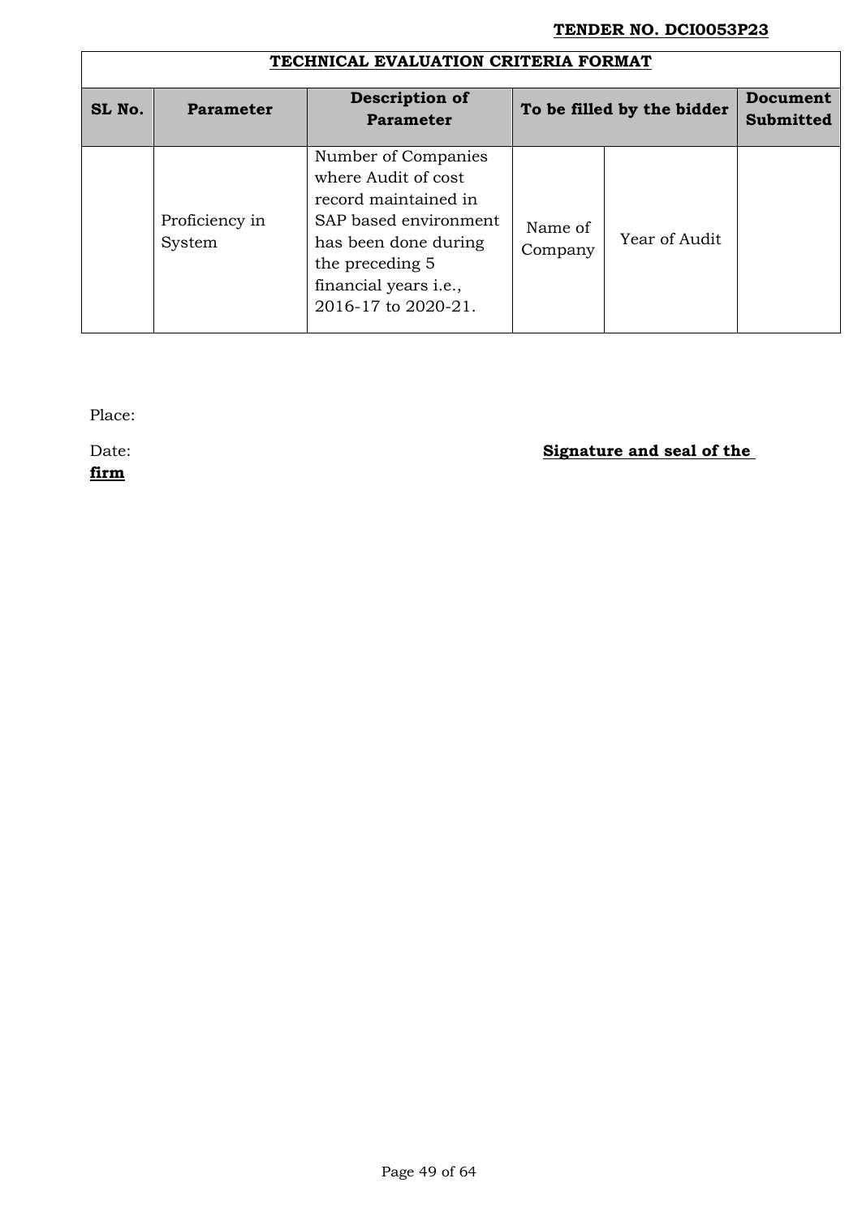**TENDER NO. DCI0053P23**

**TECHNICAL EVALUATION CRITERIA FORMAT**

| SL No. | Parameter | Description of Parameter | To be filled by the bidder | | Document Submitted |
|---|---|---|---|---|---|
| | Proficiency in System | Number of Companies where Audit of cost record maintained in SAP based environment has been done during the preceding 5 financial years i.e., 2016-17 to 2020-21. | Name of Company | Year of Audit | |

Place:

Date: **Signature and seal of the firm**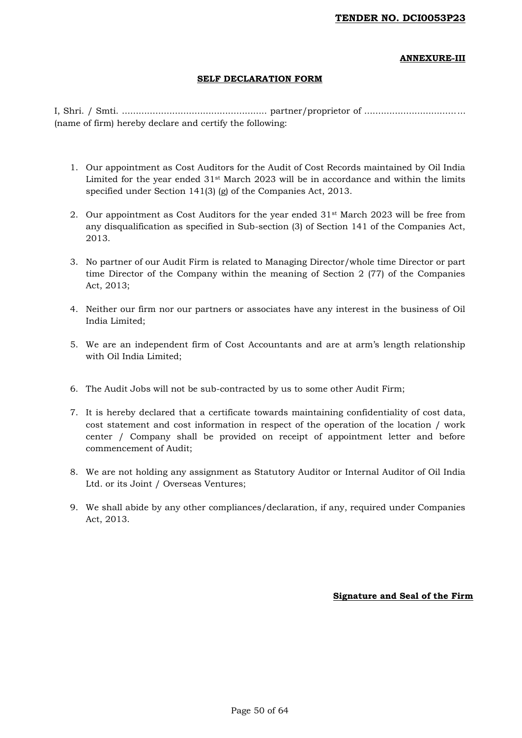**TENDER NO. DCI0053P23**

**ANNEXURE-III**

## SELF DECLARATION FORM

I, Shri. / Smti. ………………………………………….. partner/proprietor of ……………………………… (name of firm) hereby declare and certify the following:

1. Our appointment as Cost Auditors for the Audit of Cost Records maintained by Oil India Limited for the year ended 31st March 2023 will be in accordance and within the limits specified under Section 141(3) (g) of the Companies Act, 2013.

2. Our appointment as Cost Auditors for the year ended 31st March 2023 will be free from any disqualification as specified in Sub-section (3) of Section 141 of the Companies Act, 2013.

3. No partner of our Audit Firm is related to Managing Director/whole time Director or part time Director of the Company within the meaning of Section 2 (77) of the Companies Act, 2013;

4. Neither our firm nor our partners or associates have any interest in the business of Oil India Limited;

5. We are an independent firm of Cost Accountants and are at arm's length relationship with Oil India Limited;

6. The Audit Jobs will not be sub-contracted by us to some other Audit Firm;

7. It is hereby declared that a certificate towards maintaining confidentiality of cost data, cost statement and cost information in respect of the operation of the location / work center / Company shall be provided on receipt of appointment letter and before commencement of Audit;

8. We are not holding any assignment as Statutory Auditor or Internal Auditor of Oil India Ltd. or its Joint / Overseas Ventures;

9. We shall abide by any other compliances/declaration, if any, required under Companies Act, 2013.

**Signature and Seal of the Firm**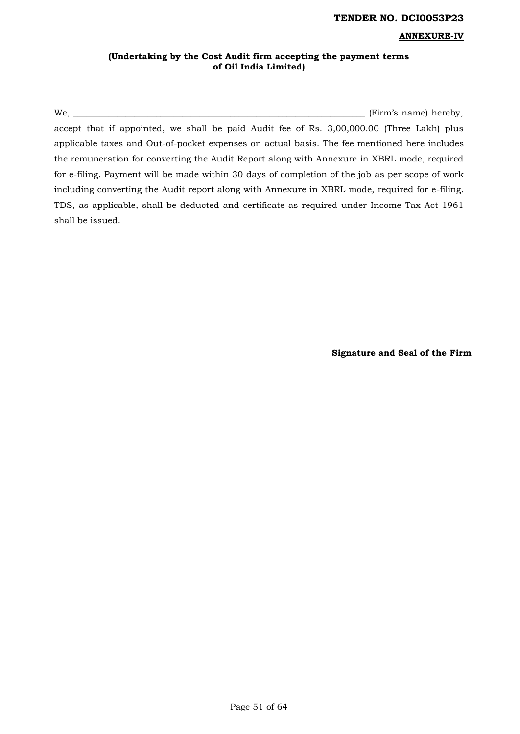**TENDER NO. DCI0053P23**

**ANNEXURE-IV**

**(Undertaking by the Cost Audit firm accepting the payment terms of Oil India Limited)**

We, ________________________________________________________________ (Firm's name) hereby, accept that if appointed, we shall be paid Audit fee of Rs. 3,00,000.00 (Three Lakh) plus applicable taxes and Out-of-pocket expenses on actual basis. The fee mentioned here includes the remuneration for converting the Audit Report along with Annexure in XBRL mode, required for e-filing. Payment will be made within 30 days of completion of the job as per scope of work including converting the Audit report along with Annexure in XBRL mode, required for e-filing. TDS, as applicable, shall be deducted and certificate as required under Income Tax Act 1961 shall be issued.

**Signature and Seal of the Firm**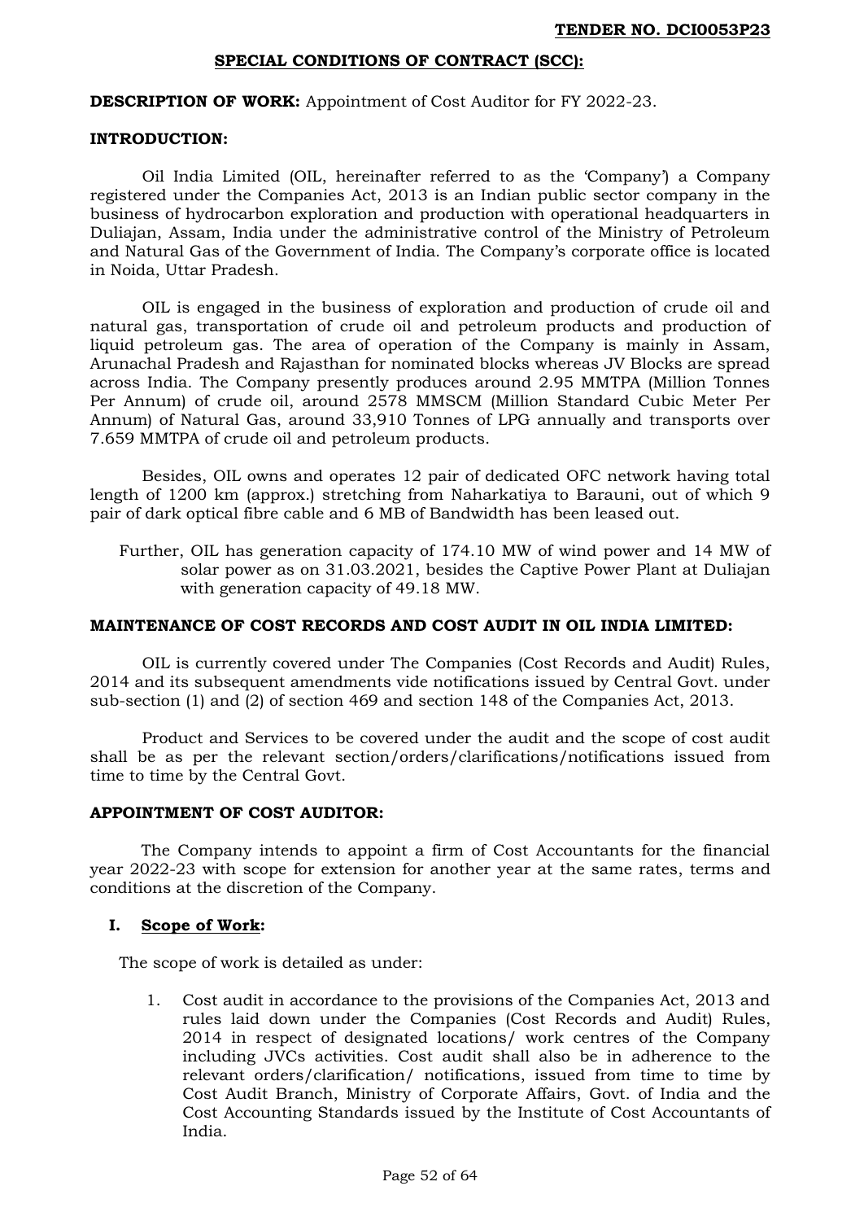## SPECIAL CONDITIONS OF CONTRACT (SCC):

**DESCRIPTION OF WORK:** Appointment of Cost Auditor for FY 2022-23.

**INTRODUCTION:**

Oil India Limited (OIL, hereinafter referred to as the 'Company') a Company registered under the Companies Act, 2013 is an Indian public sector company in the business of hydrocarbon exploration and production with operational headquarters in Duliajan, Assam, India under the administrative control of the Ministry of Petroleum and Natural Gas of the Government of India. The Company's corporate office is located in Noida, Uttar Pradesh.

OIL is engaged in the business of exploration and production of crude oil and natural gas, transportation of crude oil and petroleum products and production of liquid petroleum gas. The area of operation of the Company is mainly in Assam, Arunachal Pradesh and Rajasthan for nominated blocks whereas JV Blocks are spread across India. The Company presently produces around 2.95 MMTPA (Million Tonnes Per Annum) of crude oil, around 2578 MMSCM (Million Standard Cubic Meter Per Annum) of Natural Gas, around 33,910 Tonnes of LPG annually and transports over 7.659 MMTPA of crude oil and petroleum products.

Besides, OIL owns and operates 12 pair of dedicated OFC network having total length of 1200 km (approx.) stretching from Naharkatiya to Barauni, out of which 9 pair of dark optical fibre cable and 6 MB of Bandwidth has been leased out.

Further, OIL has generation capacity of 174.10 MW of wind power and 14 MW of solar power as on 31.03.2021, besides the Captive Power Plant at Duliajan with generation capacity of 49.18 MW.

**MAINTENANCE OF COST RECORDS AND COST AUDIT IN OIL INDIA LIMITED:**

OIL is currently covered under The Companies (Cost Records and Audit) Rules, 2014 and its subsequent amendments vide notifications issued by Central Govt. under sub-section (1) and (2) of section 469 and section 148 of the Companies Act, 2013.

Product and Services to be covered under the audit and the scope of cost audit shall be as per the relevant section/orders/clarifications/notifications issued from time to time by the Central Govt.

**APPOINTMENT OF COST AUDITOR:**

The Company intends to appoint a firm of Cost Accountants for the financial year 2022-23 with scope for extension for another year at the same rates, terms and conditions at the discretion of the Company.

**I. Scope of Work:**

The scope of work is detailed as under:

1. Cost audit in accordance to the provisions of the Companies Act, 2013 and rules laid down under the Companies (Cost Records and Audit) Rules, 2014 in respect of designated locations/ work centres of the Company including JVCs activities. Cost audit shall also be in adherence to the relevant orders/clarification/ notifications, issued from time to time by Cost Audit Branch, Ministry of Corporate Affairs, Govt. of India and the Cost Accounting Standards issued by the Institute of Cost Accountants of India.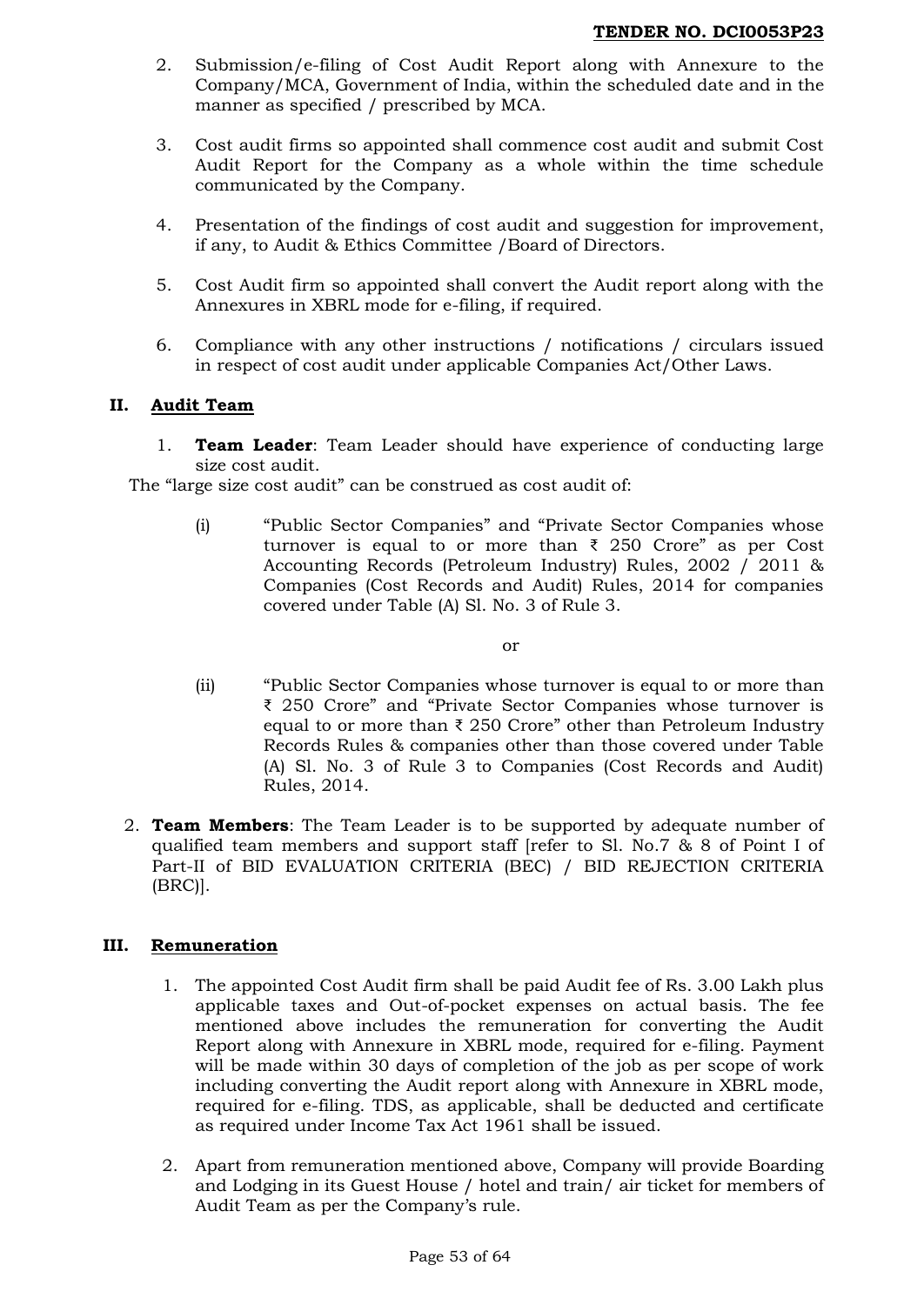2. Submission/e-filing of Cost Audit Report along with Annexure to the Company/MCA, Government of India, within the scheduled date and in the manner as specified / prescribed by MCA.

3. Cost audit firms so appointed shall commence cost audit and submit Cost Audit Report for the Company as a whole within the time schedule communicated by the Company.

4. Presentation of the findings of cost audit and suggestion for improvement, if any, to Audit & Ethics Committee /Board of Directors.

5. Cost Audit firm so appointed shall convert the Audit report along with the Annexures in XBRL mode for e-filing, if required.

6. Compliance with any other instructions / notifications / circulars issued in respect of cost audit under applicable Companies Act/Other Laws.

## II. Audit Team

1. **Team Leader**: Team Leader should have experience of conducting large size cost audit.

The "large size cost audit" can be construed as cost audit of:

(i) "Public Sector Companies" and "Private Sector Companies whose turnover is equal to or more than ₹ 250 Crore" as per Cost Accounting Records (Petroleum Industry) Rules, 2002 / 2011 & Companies (Cost Records and Audit) Rules, 2014 for companies covered under Table (A) Sl. No. 3 of Rule 3.

or

(ii) "Public Sector Companies whose turnover is equal to or more than ₹ 250 Crore" and "Private Sector Companies whose turnover is equal to or more than ₹ 250 Crore" other than Petroleum Industry Records Rules & companies other than those covered under Table (A) Sl. No. 3 of Rule 3 to Companies (Cost Records and Audit) Rules, 2014.

2. **Team Members**: The Team Leader is to be supported by adequate number of qualified team members and support staff [refer to Sl. No.7 & 8 of Point I of Part-II of BID EVALUATION CRITERIA (BEC) / BID REJECTION CRITERIA (BRC)].

## III. Remuneration

1. The appointed Cost Audit firm shall be paid Audit fee of Rs. 3.00 Lakh plus applicable taxes and Out-of-pocket expenses on actual basis. The fee mentioned above includes the remuneration for converting the Audit Report along with Annexure in XBRL mode, required for e-filing. Payment will be made within 30 days of completion of the job as per scope of work including converting the Audit report along with Annexure in XBRL mode, required for e-filing. TDS, as applicable, shall be deducted and certificate as required under Income Tax Act 1961 shall be issued.

2. Apart from remuneration mentioned above, Company will provide Boarding and Lodging in its Guest House / hotel and train/ air ticket for members of Audit Team as per the Company's rule.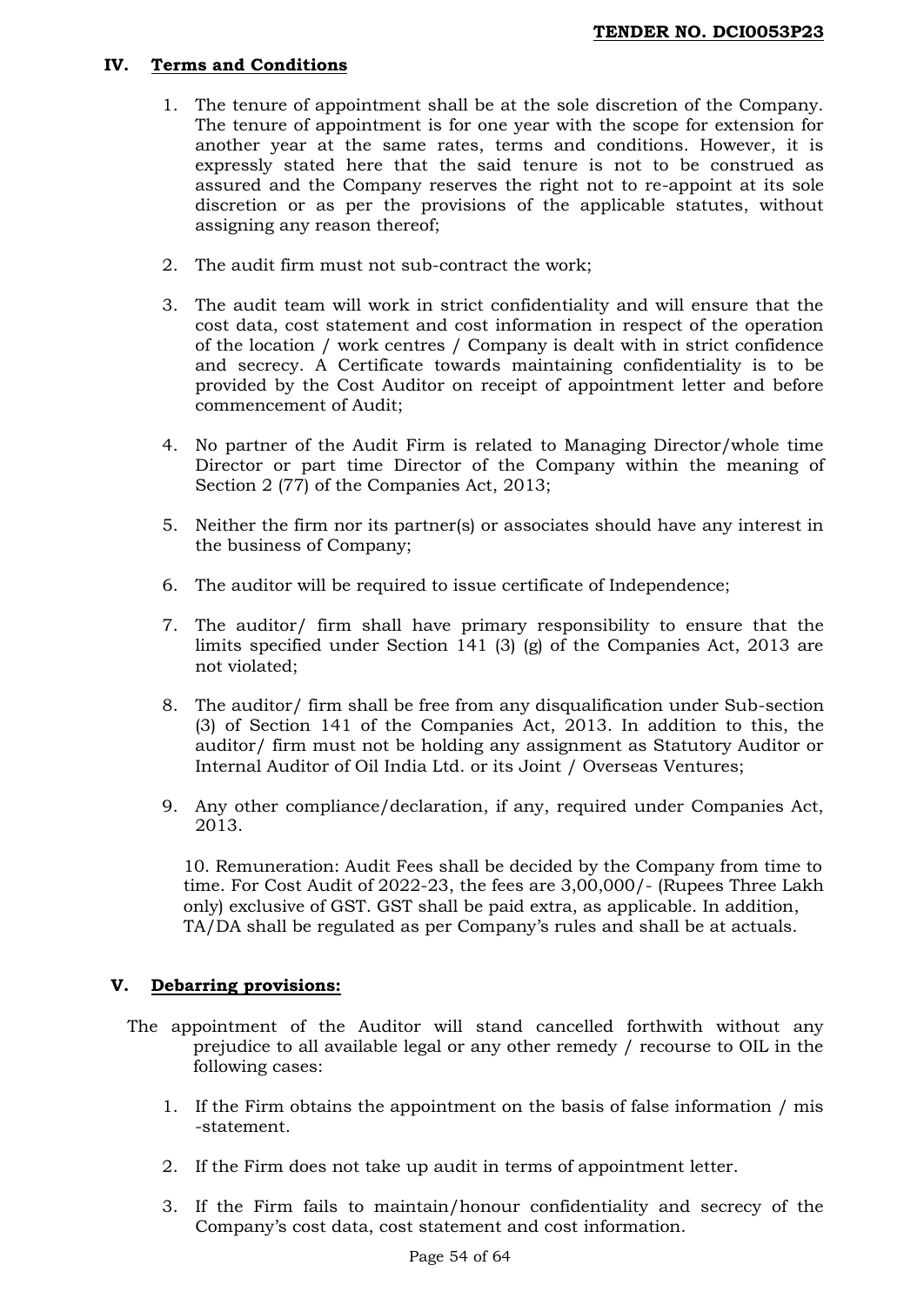## IV. Terms and Conditions

1. The tenure of appointment shall be at the sole discretion of the Company. The tenure of appointment is for one year with the scope for extension for another year at the same rates, terms and conditions. However, it is expressly stated here that the said tenure is not to be construed as assured and the Company reserves the right not to re-appoint at its sole discretion or as per the provisions of the applicable statutes, without assigning any reason thereof;

2. The audit firm must not sub-contract the work;

3. The audit team will work in strict confidentiality and will ensure that the cost data, cost statement and cost information in respect of the operation of the location / work centres / Company is dealt with in strict confidence and secrecy. A Certificate towards maintaining confidentiality is to be provided by the Cost Auditor on receipt of appointment letter and before commencement of Audit;

4. No partner of the Audit Firm is related to Managing Director/whole time Director or part time Director of the Company within the meaning of Section 2 (77) of the Companies Act, 2013;

5. Neither the firm nor its partner(s) or associates should have any interest in the business of Company;

6. The auditor will be required to issue certificate of Independence;

7. The auditor/ firm shall have primary responsibility to ensure that the limits specified under Section 141 (3) (g) of the Companies Act, 2013 are not violated;

8. The auditor/ firm shall be free from any disqualification under Sub-section (3) of Section 141 of the Companies Act, 2013. In addition to this, the auditor/ firm must not be holding any assignment as Statutory Auditor or Internal Auditor of Oil India Ltd. or its Joint / Overseas Ventures;

9. Any other compliance/declaration, if any, required under Companies Act, 2013.

10. Remuneration: Audit Fees shall be decided by the Company from time to time. For Cost Audit of 2022-23, the fees are 3,00,000/- (Rupees Three Lakh only) exclusive of GST. GST shall be paid extra, as applicable. In addition, TA/DA shall be regulated as per Company's rules and shall be at actuals.

## V. Debarring provisions:

The appointment of the Auditor will stand cancelled forthwith without any prejudice to all available legal or any other remedy / recourse to OIL in the following cases:

1. If the Firm obtains the appointment on the basis of false information / mis -statement.

2. If the Firm does not take up audit in terms of appointment letter.

3. If the Firm fails to maintain/honour confidentiality and secrecy of the Company's cost data, cost statement and cost information.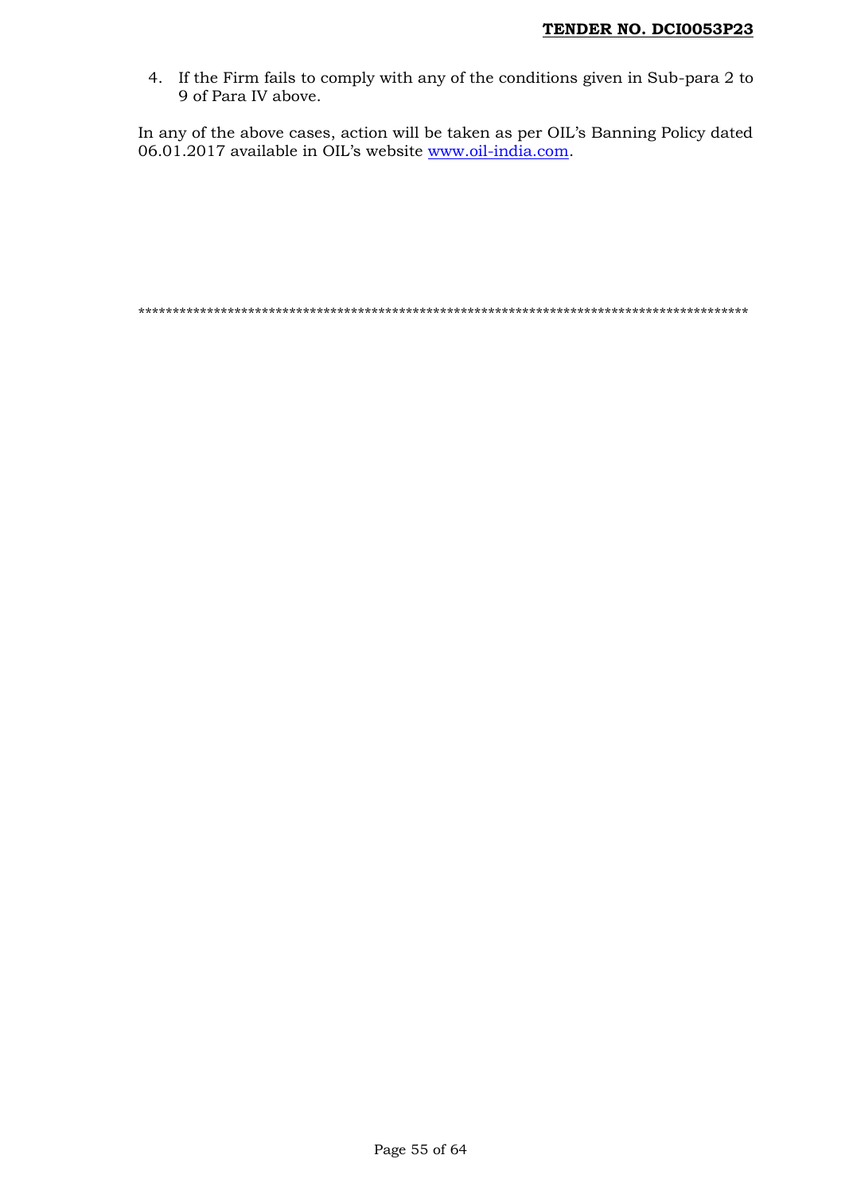4. If the Firm fails to comply with any of the conditions given in Sub-para 2 to 9 of Para IV above.

In any of the above cases, action will be taken as per OIL's Banning Policy dated 06.01.2017 available in OIL's website [www.oil-india.com](www.oil-india.com).

*******************************************************************************************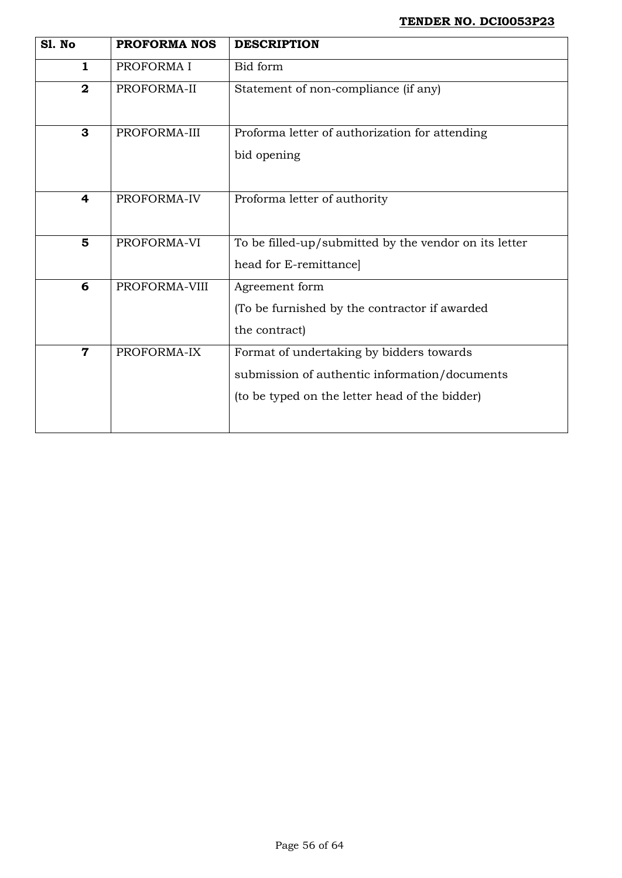| Sl. No | PROFORMA NOS | DESCRIPTION |
|---|---|---|
| 1 | PROFORMA I | Bid form |
| 2 | PROFORMA-II | Statement of non-compliance (if any) |
| 3 | PROFORMA-III | Proforma letter of authorization for attending bid opening |
| 4 | PROFORMA-IV | Proforma letter of authority |
| 5 | PROFORMA-VI | To be filled-up/submitted by the vendor on its letter head for E-remittance] |
| 6 | PROFORMA-VIII | Agreement form (To be furnished by the contractor if awarded the contract) |
| 7 | PROFORMA-IX | Format of undertaking by bidders towards submission of authentic information/documents (to be typed on the letter head of the bidder) |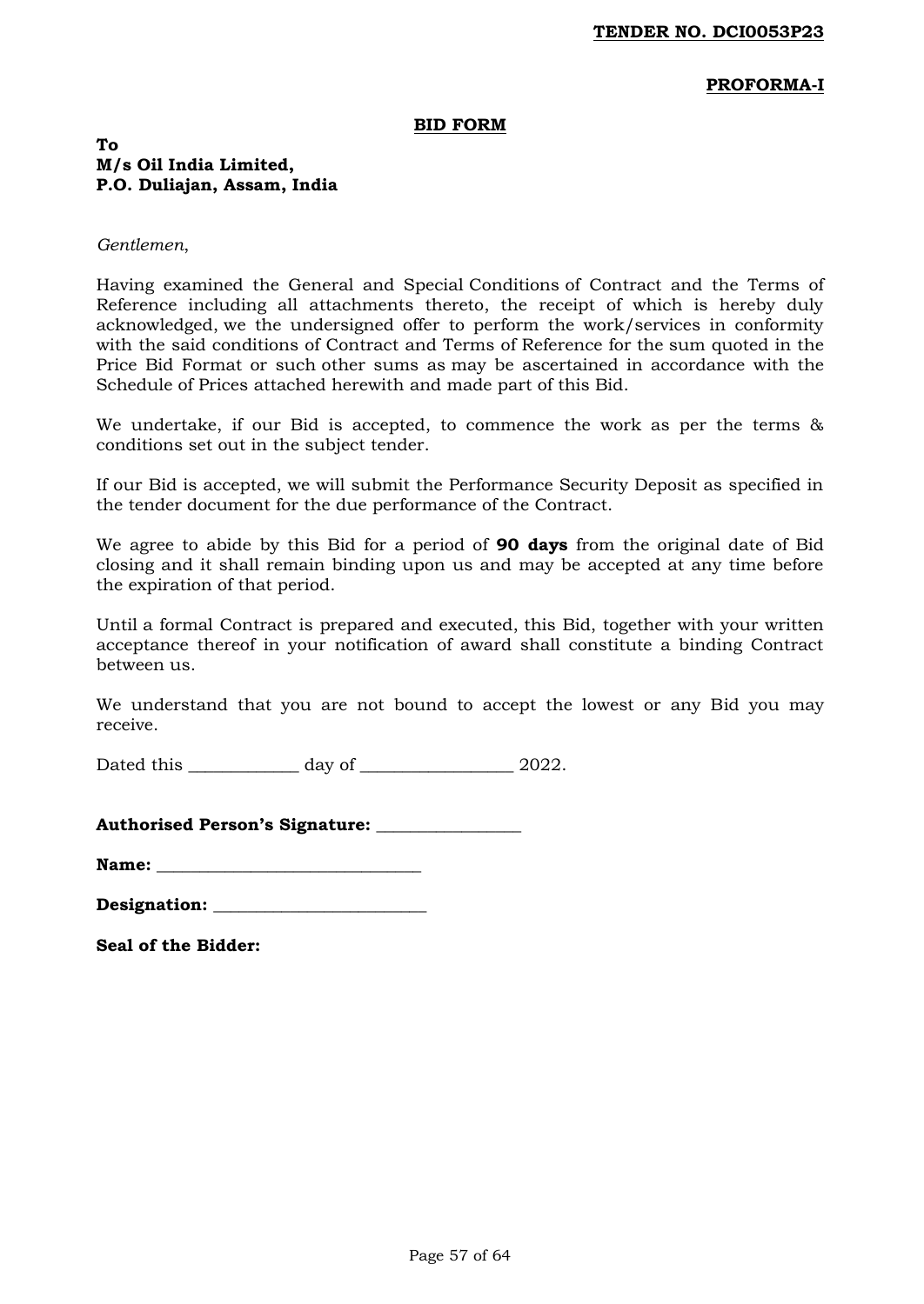**TENDER NO. DCI0053P23**

**PROFORMA-I**

## BID FORM

**To**
**M/s Oil India Limited,**
**P.O. Duliajan, Assam, India**

*Gentlemen*,

Having examined the General and Special Conditions of Contract and the Terms of Reference including all attachments thereto, the receipt of which is hereby duly acknowledged, we the undersigned offer to perform the work/services in conformity with the said conditions of Contract and Terms of Reference for the sum quoted in the Price Bid Format or such other sums as may be ascertained in accordance with the Schedule of Prices attached herewith and made part of this Bid.

We undertake, if our Bid is accepted, to commence the work as per the terms & conditions set out in the subject tender.

If our Bid is accepted, we will submit the Performance Security Deposit as specified in the tender document for the due performance of the Contract.

We agree to abide by this Bid for a period of **90 days** from the original date of Bid closing and it shall remain binding upon us and may be accepted at any time before the expiration of that period.

Until a formal Contract is prepared and executed, this Bid, together with your written acceptance thereof in your notification of award shall constitute a binding Contract between us.

We understand that you are not bound to accept the lowest or any Bid you may receive.

Dated this _____________ day of __________________ 2022.

**Authorised Person's Signature:** _________________

**Name:** _______________________________

**Designation:** _________________________

**Seal of the Bidder:**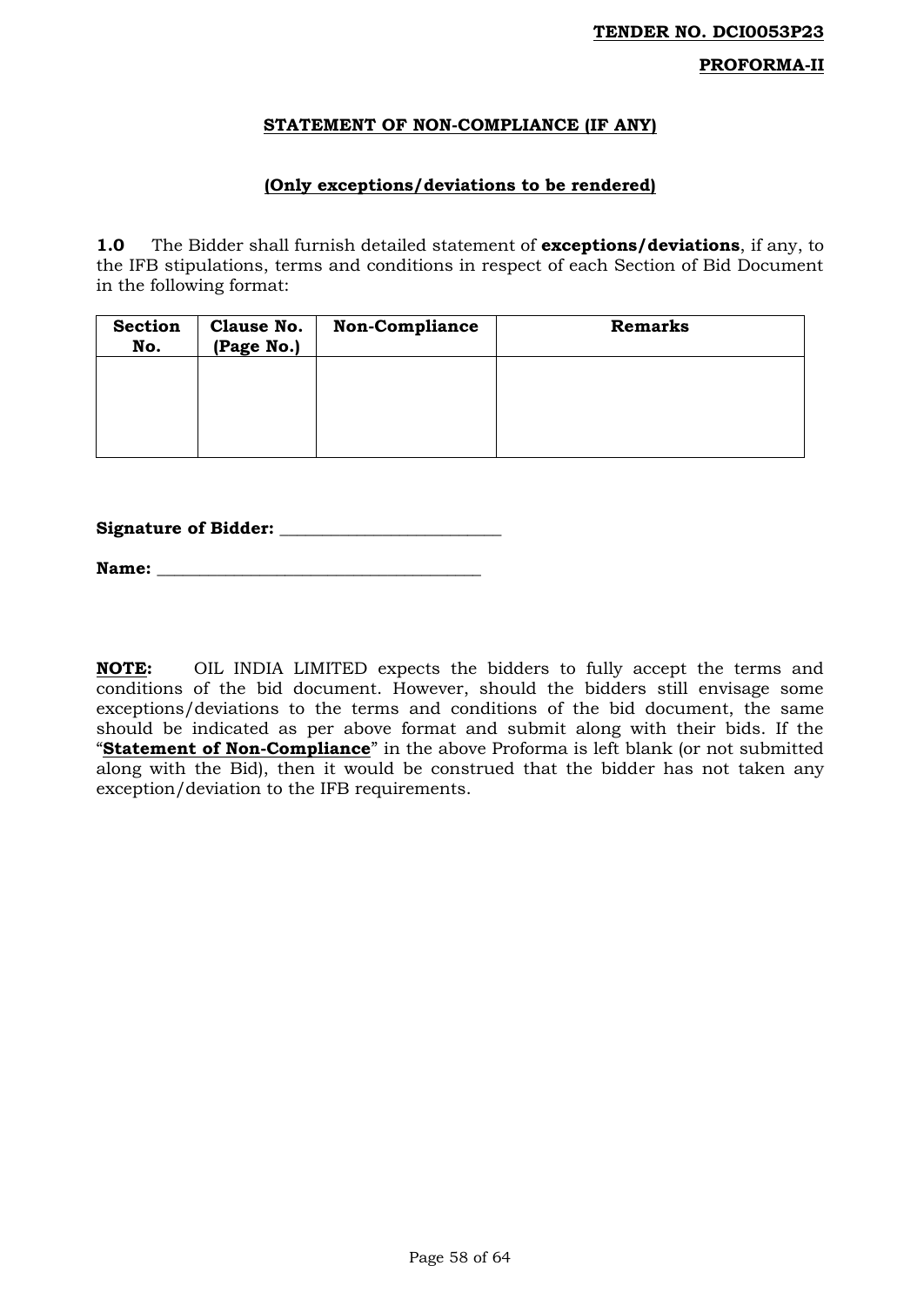**TENDER NO. DCI0053P23**

**PROFORMA-II**

## STATEMENT OF NON-COMPLIANCE (IF ANY)

### (Only exceptions/deviations to be rendered)

**1.0** The Bidder shall furnish detailed statement of **exceptions/deviations**, if any, to the IFB stipulations, terms and conditions in respect of each Section of Bid Document in the following format:

| Section No. | Clause No. (Page No.) | Non-Compliance | Remarks |
|---|---|---|---|
| | | | |

**Signature of Bidder:** ___________________________

**Name:** ________________________________________

**NOTE:** OIL INDIA LIMITED expects the bidders to fully accept the terms and conditions of the bid document. However, should the bidders still envisage some exceptions/deviations to the terms and conditions of the bid document, the same should be indicated as per above format and submit along with their bids. If the "**Statement of Non-Compliance**" in the above Proforma is left blank (or not submitted along with the Bid), then it would be construed that the bidder has not taken any exception/deviation to the IFB requirements.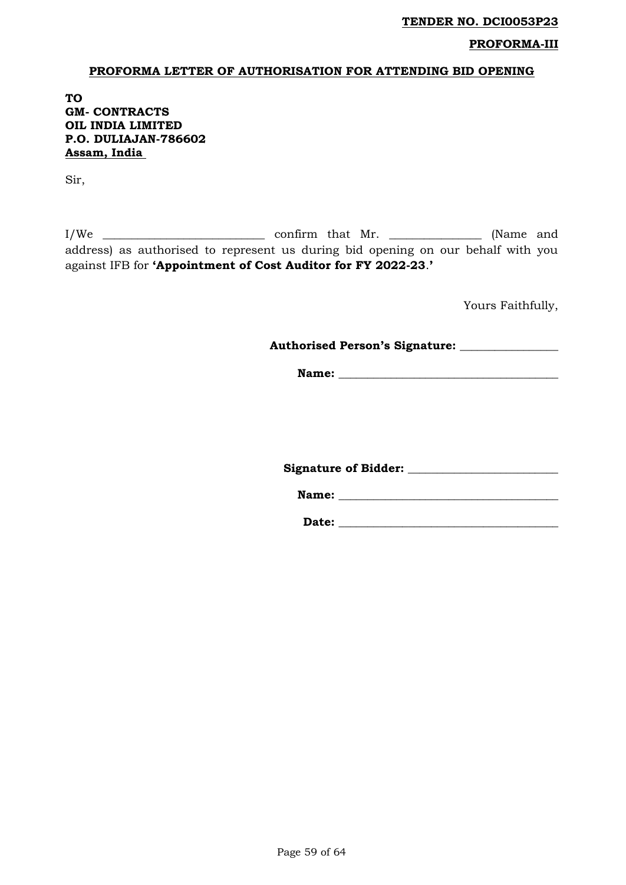**TENDER NO. DCI0053P23**

**PROFORMA-III**

## PROFORMA LETTER OF AUTHORISATION FOR ATTENDING BID OPENING

**TO**
**GM- CONTRACTS**
**OIL INDIA LIMITED**
**P.O. DULIAJAN-786602**
**Assam, India**

Sir,

I/We ___________________________ confirm that Mr. _______________ (Name and address) as authorised to represent us during bid opening on our behalf with you against IFB for **'Appointment of Cost Auditor for FY 2022-23**.**'**

Yours Faithfully,

**Authorised Person's Signature:** ________________

**Name:** ____________________________________

**Signature of Bidder:** _________________________

**Name:** ____________________________________

**Date:** ____________________________________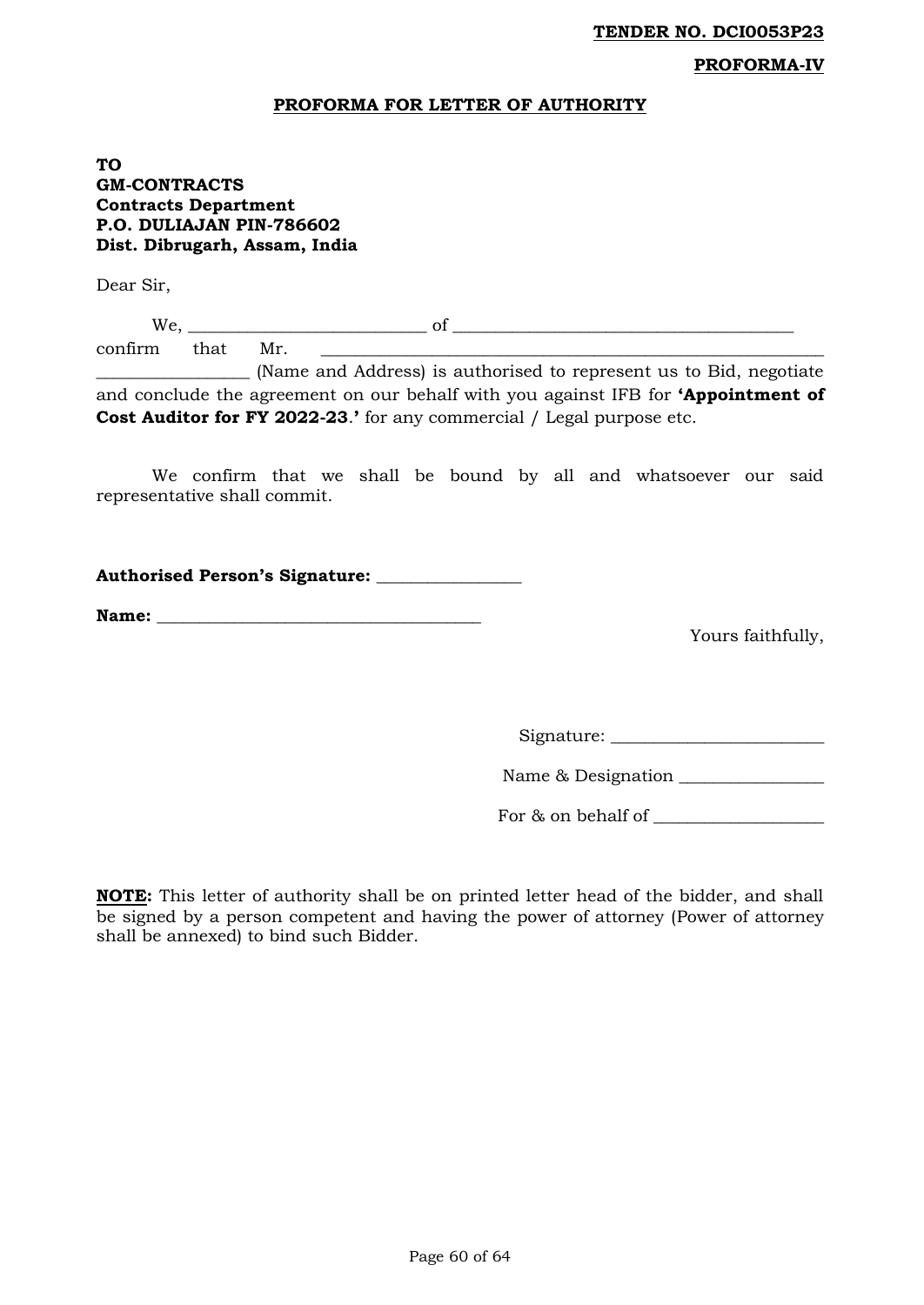**TENDER NO. DCI0053P23**

**PROFORMA-IV**

## PROFORMA FOR LETTER OF AUTHORITY

**TO**
**GM-CONTRACTS**
**Contracts Department**
**P.O. DULIAJAN PIN-786602**
**Dist. Dibrugarh, Assam, India**

Dear Sir,

We, ___________________________ of _______________________________________ confirm that Mr. _________________________________________________________ _________________ (Name and Address) is authorised to represent us to Bid, negotiate and conclude the agreement on our behalf with you against IFB for **'Appointment of Cost Auditor for FY 2022-23.'** for any commercial / Legal purpose etc.

We confirm that we shall be bound by all and whatsoever our said representative shall commit.

**Authorised Person's Signature:** ________________

**Name:** _____________________________________

Yours faithfully,

Signature: ________________________

Name & Designation ________________

For & on behalf of ___________________

**NOTE:** This letter of authority shall be on printed letter head of the bidder, and shall be signed by a person competent and having the power of attorney (Power of attorney shall be annexed) to bind such Bidder.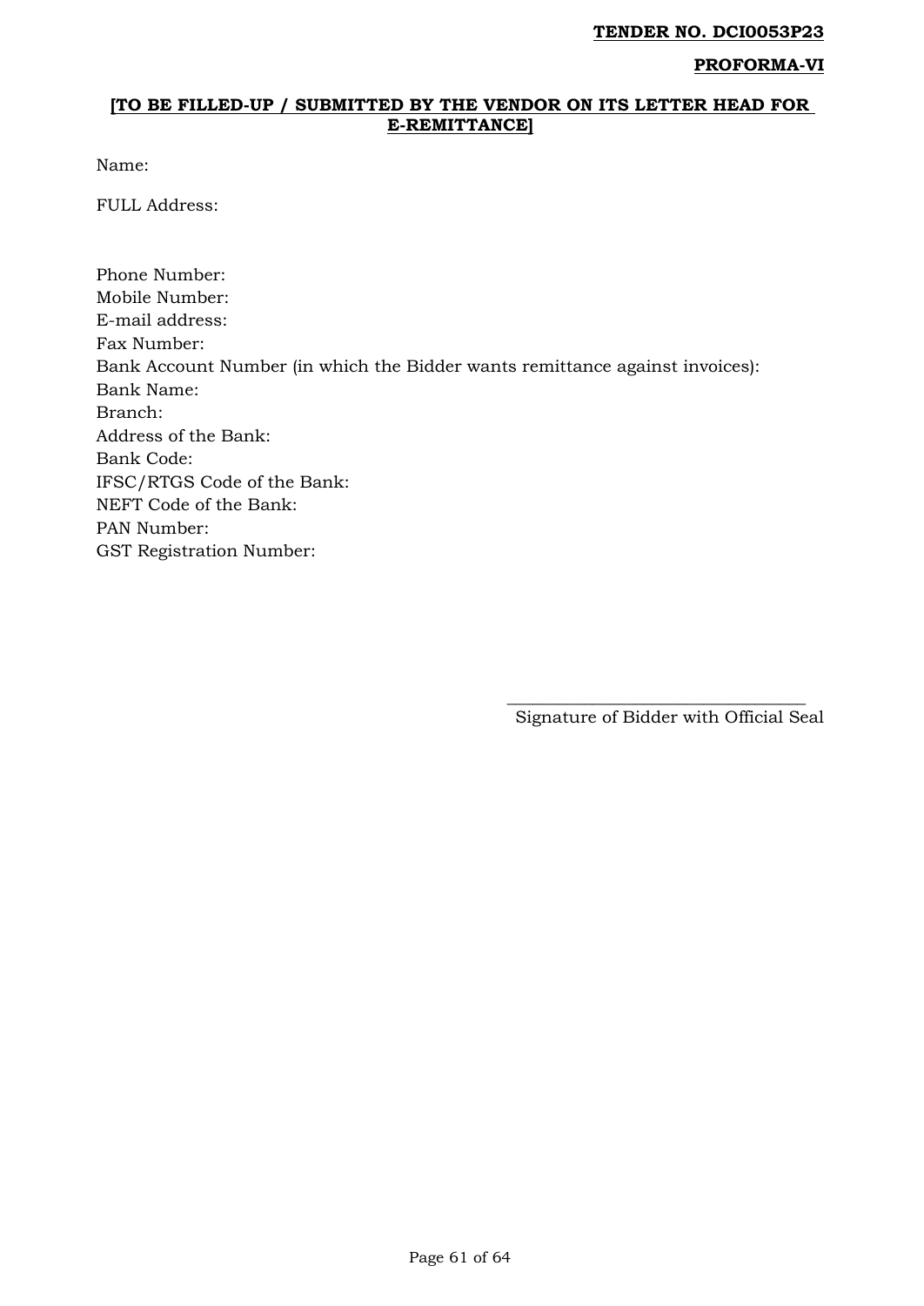**TENDER NO. DCI0053P23**

**PROFORMA-VI**

**[TO BE FILLED-UP / SUBMITTED BY THE VENDOR ON ITS LETTER HEAD FOR E-REMITTANCE]**

Name:

FULL Address:

Phone Number:
Mobile Number:
E-mail address:
Fax Number:
Bank Account Number (in which the Bidder wants remittance against invoices):
Bank Name:
Branch:
Address of the Bank:
Bank Code:
IFSC/RTGS Code of the Bank:
NEFT Code of the Bank:
PAN Number:
GST Registration Number:

\_\_\_\_\_\_\_\_\_\_\_\_\_\_\_\_\_\_\_\_\_\_\_\_\_\_\_\_\_\_\_\_\_\_

Signature of Bidder with Official Seal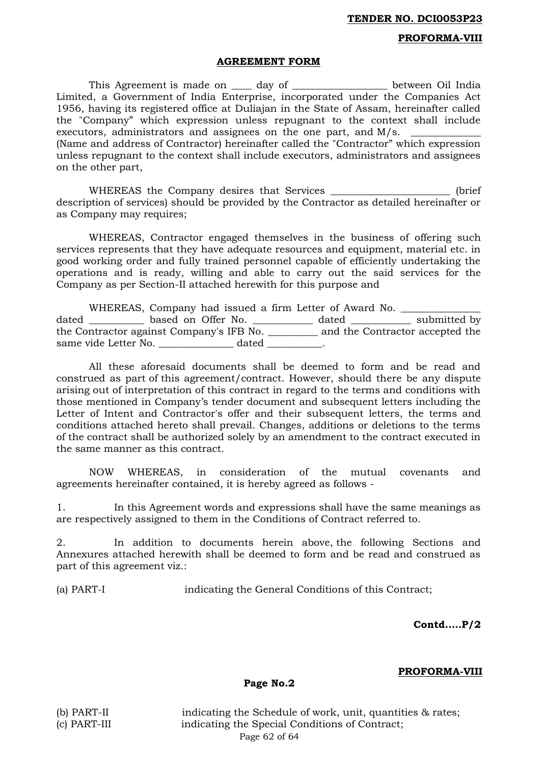**TENDER NO. DCI0053P23**

**PROFORMA-VIII**

## AGREEMENT FORM

This Agreement is made on ____ day of __________________ between Oil India Limited, a Government of India Enterprise, incorporated under the Companies Act 1956, having its registered office at Duliajan in the State of Assam, hereinafter called the "Company" which expression unless repugnant to the context shall include executors, administrators and assignees on the one part, and M/s. _____________ (Name and address of Contractor) hereinafter called the "Contractor" which expression unless repugnant to the context shall include executors, administrators and assignees on the other part,

WHEREAS the Company desires that Services _______________________ (brief description of services) should be provided by the Contractor as detailed hereinafter or as Company may requires;

WHEREAS, Contractor engaged themselves in the business of offering such services represents that they have adequate resources and equipment, material etc. in good working order and fully trained personnel capable of efficiently undertaking the operations and is ready, willing and able to carry out the said services for the Company as per Section-II attached herewith for this purpose and

WHEREAS, Company had issued a firm Letter of Award No. _______________ dated __________ based on Offer No. ___________ dated ___________ submitted by the Contractor against Company's IFB No. _________ and the Contractor accepted the same vide Letter No. ______________ dated __________.

All these aforesaid documents shall be deemed to form and be read and construed as part of this agreement/contract. However, should there be any dispute arising out of interpretation of this contract in regard to the terms and conditions with those mentioned in Company's tender document and subsequent letters including the Letter of Intent and Contractor's offer and their subsequent letters, the terms and conditions attached hereto shall prevail. Changes, additions or deletions to the terms of the contract shall be authorized solely by an amendment to the contract executed in the same manner as this contract.

NOW WHEREAS, in consideration of the mutual covenants and agreements hereinafter contained, it is hereby agreed as follows -

1. In this Agreement words and expressions shall have the same meanings as are respectively assigned to them in the Conditions of Contract referred to.

2. In addition to documents herein above, the following Sections and Annexures attached herewith shall be deemed to form and be read and construed as part of this agreement viz.:

(a) PART-I indicating the General Conditions of this Contract;

**Contd.....P/2**

**PROFORMA-VIII**

**Page No.2**

(b) PART-II indicating the Schedule of work, unit, quantities & rates;
(c) PART-III indicating the Special Conditions of Contract;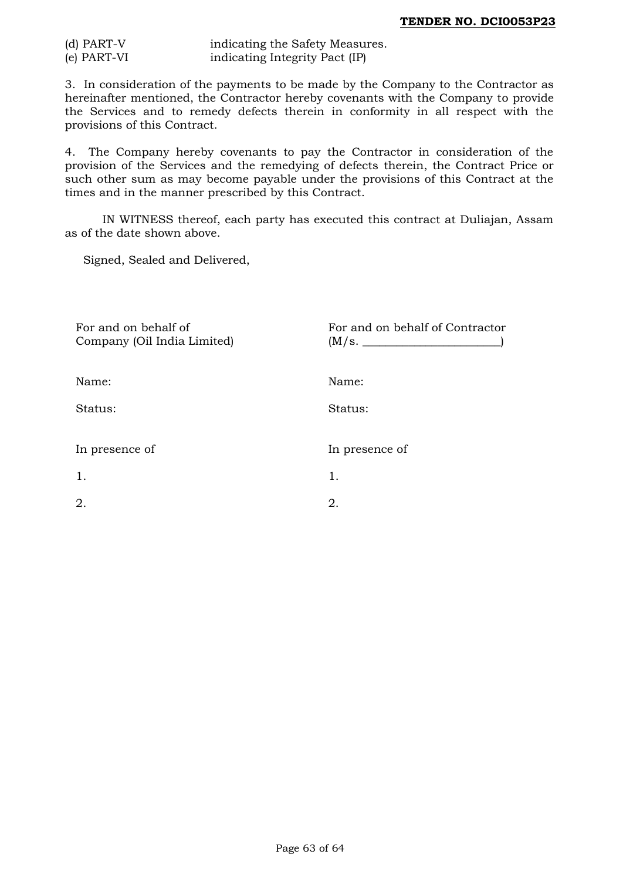(d) PART-V indicating the Safety Measures.
(e) PART-VI indicating Integrity Pact (IP)

3. In consideration of the payments to be made by the Company to the Contractor as hereinafter mentioned, the Contractor hereby covenants with the Company to provide the Services and to remedy defects therein in conformity in all respect with the provisions of this Contract.

4. The Company hereby covenants to pay the Contractor in consideration of the provision of the Services and the remedying of defects therein, the Contract Price or such other sum as may become payable under the provisions of this Contract at the times and in the manner prescribed by this Contract.

IN WITNESS thereof, each party has executed this contract at Duliajan, Assam as of the date shown above.

Signed, Sealed and Delivered,

| For and on behalf of Company (Oil India Limited) | For and on behalf of Contractor (M/s. ________________________) |
|---|---|
| Name: | Name: |
| Status: | Status: |
| In presence of | In presence of |
| 1. | 1. |
| 2. | 2. |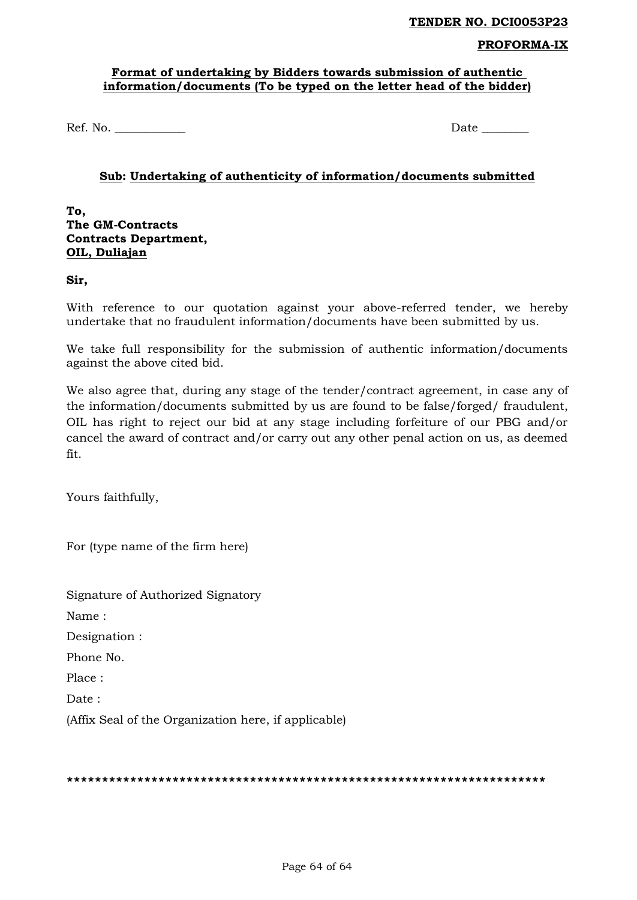**TENDER NO. DCI0053P23**

**PROFORMA-IX**

**Format of undertaking by Bidders towards submission of authentic information/documents (To be typed on the letter head of the bidder)**

Ref. No. ____________ Date ________

**Sub: Undertaking of authenticity of information/documents submitted**

**To,**
**The GM-Contracts**
**Contracts Department,**
**OIL, Duliajan**

**Sir,**

With reference to our quotation against your above-referred tender, we hereby undertake that no fraudulent information/documents have been submitted by us.

We take full responsibility for the submission of authentic information/documents against the above cited bid.

We also agree that, during any stage of the tender/contract agreement, in case any of the information/documents submitted by us are found to be false/forged/ fraudulent, OIL has right to reject our bid at any stage including forfeiture of our PBG and/or cancel the award of contract and/or carry out any other penal action on us, as deemed fit.

Yours faithfully,

For (type name of the firm here)

Signature of Authorized Signatory

Name :

Designation :

Phone No.

Place :

Date :

(Affix Seal of the Organization here, if applicable)

**********************************************************************